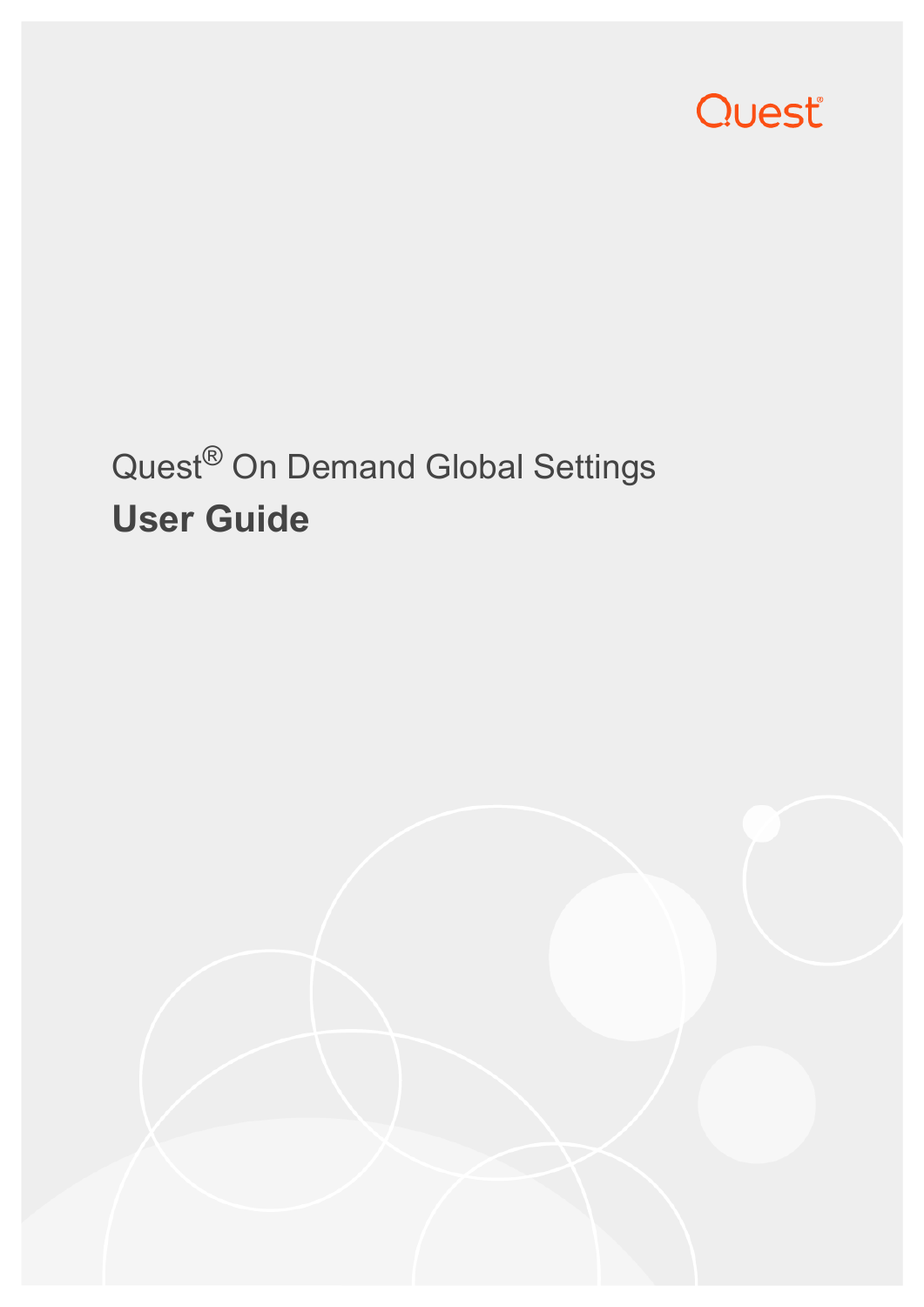Quest

# Quest® On Demand Global Settings

## User Guide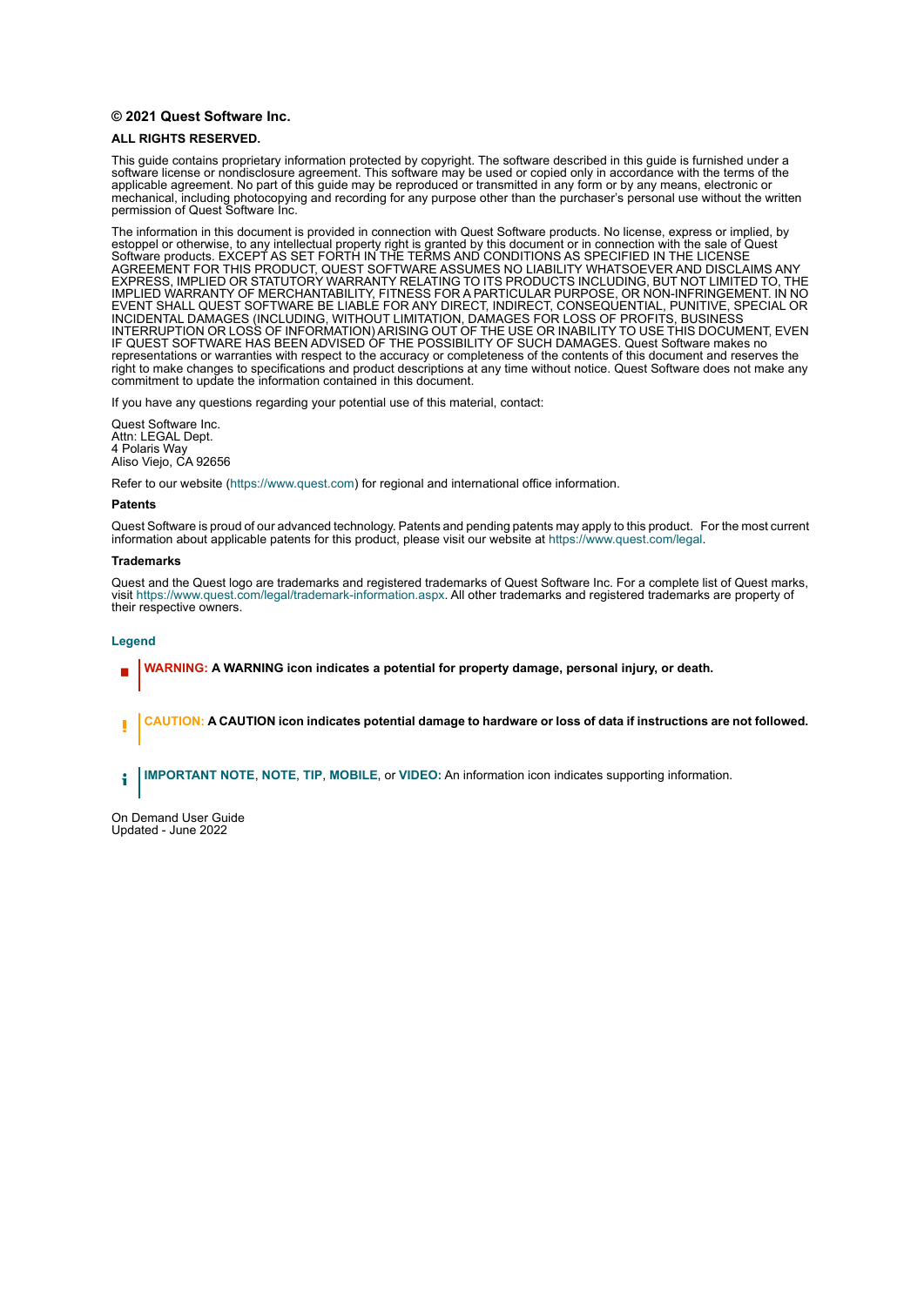**© 2021 Quest Software Inc.**

**ALL RIGHTS RESERVED.**

This guide contains proprietary information protected by copyright. The software described in this guide is furnished under a software license or nondisclosure agreement. This software may be used or copied only in accordance with the terms of the applicable agreement. No part of this guide may be reproduced or transmitted in any form or by any means, electronic or mechanical, including photocopying and recording for any purpose other than the purchaser's personal use without the written permission of Quest Software Inc.

The information in this document is provided in connection with Quest Software products. No license, express or implied, by estoppel or otherwise, to any intellectual property right is granted by this document or in connection with the sale of Quest Software products. EXCEPT AS SET FORTH IN THE TERMS AND CONDITIONS AS SPECIFIED IN THE LICENSE AGREEMENT FOR THIS PRODUCT, QUEST SOFTWARE ASSUMES NO LIABILITY WHATSOEVER AND DISCLAIMS ANY EXPRESS, IMPLIED OR STATUTORY WARRANTY RELATING TO ITS PRODUCTS INCLUDING, BUT NOT LIMITED TO, THE IMPLIED WARRANTY OF MERCHANTABILITY, FITNESS FOR A PARTICULAR PURPOSE, OR NON-INFRINGEMENT. IN NO EVENT SHALL QUEST SOFTWARE BE LIABLE FOR ANY DIRECT, INDIRECT, CONSEQUENTIAL, PUNITIVE, SPECIAL OR INCIDENTAL DAMAGES (INCLUDING, WITHOUT LIMITATION, DAMAGES FOR LOSS OF PROFITS, BUSINESS INTERRUPTION OR LOSS OF INFORMATION) ARISING OUT OF THE USE OR INABILITY TO USE THIS DOCUMENT, EVEN IF QUEST SOFTWARE HAS BEEN ADVISED OF THE POSSIBILITY OF SUCH DAMAGES. Quest Software makes no representations or warranties with respect to the accuracy or completeness of the contents of this document and reserves the right to make changes to specifications and product descriptions at any time without notice. Quest Software does not make any commitment to update the information contained in this document.

If you have any questions regarding your potential use of this material, contact:

Quest Software Inc.
Attn: LEGAL Dept.
4 Polaris Way
Aliso Viejo, CA 92656

Refer to our website (https://www.quest.com) for regional and international office information.

**Patents**

Quest Software is proud of our advanced technology. Patents and pending patents may apply to this product. For the most current information about applicable patents for this product, please visit our website at https://www.quest.com/legal.

**Trademarks**

Quest and the Quest logo are trademarks and registered trademarks of Quest Software Inc. For a complete list of Quest marks, visit https://www.quest.com/legal/trademark-information.aspx. All other trademarks and registered trademarks are property of their respective owners.

**Legend**

**WARNING: A WARNING icon indicates a potential for property damage, personal injury, or death.**

**CAUTION: A CAUTION icon indicates potential damage to hardware or loss of data if instructions are not followed.**

**IMPORTANT NOTE**, **NOTE**, **TIP**, **MOBILE**, or **VIDEO:** An information icon indicates supporting information.

On Demand User Guide
Updated - June 2022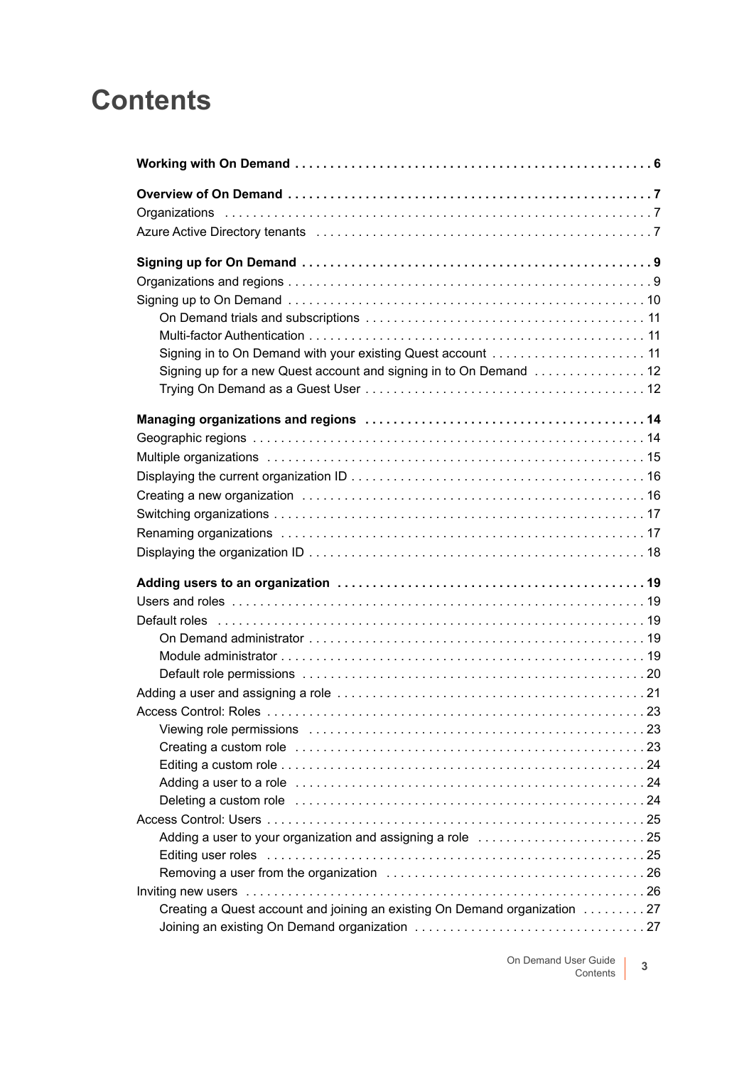# Contents

**Working with On Demand** . . . . . . . . . . . . . . . . . . . . . . . . . . . . . . . . . . . . . . . . . . . . . . . . . . 6

**Overview of On Demand** . . . . . . . . . . . . . . . . . . . . . . . . . . . . . . . . . . . . . . . . . . . . . . . . . . . 7

Organizations . . . . . . . . . . . . . . . . . . . . . . . . . . . . . . . . . . . . . . . . . . . . . . . . . . . . . . . . . . . . . 7

Azure Active Directory tenants . . . . . . . . . . . . . . . . . . . . . . . . . . . . . . . . . . . . . . . . . . . . . . . . 7

**Signing up for On Demand** . . . . . . . . . . . . . . . . . . . . . . . . . . . . . . . . . . . . . . . . . . . . . . . . . . 9

Organizations and regions . . . . . . . . . . . . . . . . . . . . . . . . . . . . . . . . . . . . . . . . . . . . . . . . . . . 9

Signing up to On Demand . . . . . . . . . . . . . . . . . . . . . . . . . . . . . . . . . . . . . . . . . . . . . . . . . . . 10

- On Demand trials and subscriptions . . . . . . . . . . . . . . . . . . . . . . . . . . . . . . . . . . . . . . . . 11
- Multi-factor Authentication . . . . . . . . . . . . . . . . . . . . . . . . . . . . . . . . . . . . . . . . . . . . . . . . 11
- Signing in to On Demand with your existing Quest account . . . . . . . . . . . . . . . . . . . . . . 11
- Signing up for a new Quest account and signing in to On Demand . . . . . . . . . . . . . . . . 12
- Trying On Demand as a Guest User . . . . . . . . . . . . . . . . . . . . . . . . . . . . . . . . . . . . . . . . 12

**Managing organizations and regions** . . . . . . . . . . . . . . . . . . . . . . . . . . . . . . . . . . . . . . . . 14

Geographic regions . . . . . . . . . . . . . . . . . . . . . . . . . . . . . . . . . . . . . . . . . . . . . . . . . . . . . . . . 14

Multiple organizations . . . . . . . . . . . . . . . . . . . . . . . . . . . . . . . . . . . . . . . . . . . . . . . . . . . . . . 15

Displaying the current organization ID . . . . . . . . . . . . . . . . . . . . . . . . . . . . . . . . . . . . . . . . . 16

Creating a new organization . . . . . . . . . . . . . . . . . . . . . . . . . . . . . . . . . . . . . . . . . . . . . . . . . 16

Switching organizations . . . . . . . . . . . . . . . . . . . . . . . . . . . . . . . . . . . . . . . . . . . . . . . . . . . . . 17

Renaming organizations . . . . . . . . . . . . . . . . . . . . . . . . . . . . . . . . . . . . . . . . . . . . . . . . . . . . 17

Displaying the organization ID . . . . . . . . . . . . . . . . . . . . . . . . . . . . . . . . . . . . . . . . . . . . . . . 18

**Adding users to an organization** . . . . . . . . . . . . . . . . . . . . . . . . . . . . . . . . . . . . . . . . . . . . 19

Users and roles . . . . . . . . . . . . . . . . . . . . . . . . . . . . . . . . . . . . . . . . . . . . . . . . . . . . . . . . . . . 19

Default roles . . . . . . . . . . . . . . . . . . . . . . . . . . . . . . . . . . . . . . . . . . . . . . . . . . . . . . . . . . . . . 19

- On Demand administrator . . . . . . . . . . . . . . . . . . . . . . . . . . . . . . . . . . . . . . . . . . . . . . . . 19
- Module administrator . . . . . . . . . . . . . . . . . . . . . . . . . . . . . . . . . . . . . . . . . . . . . . . . . . . . 19
- Default role permissions . . . . . . . . . . . . . . . . . . . . . . . . . . . . . . . . . . . . . . . . . . . . . . . . . 20

Adding a user and assigning a role . . . . . . . . . . . . . . . . . . . . . . . . . . . . . . . . . . . . . . . . . . . 21

Access Control: Roles . . . . . . . . . . . . . . . . . . . . . . . . . . . . . . . . . . . . . . . . . . . . . . . . . . . . . . 23

- Viewing role permissions . . . . . . . . . . . . . . . . . . . . . . . . . . . . . . . . . . . . . . . . . . . . . . . . 23
- Creating a custom role . . . . . . . . . . . . . . . . . . . . . . . . . . . . . . . . . . . . . . . . . . . . . . . . . . 23
- Editing a custom role . . . . . . . . . . . . . . . . . . . . . . . . . . . . . . . . . . . . . . . . . . . . . . . . . . . . 24
- Adding a user to a role . . . . . . . . . . . . . . . . . . . . . . . . . . . . . . . . . . . . . . . . . . . . . . . . . . 24
- Deleting a custom role . . . . . . . . . . . . . . . . . . . . . . . . . . . . . . . . . . . . . . . . . . . . . . . . . . 24

Access Control: Users . . . . . . . . . . . . . . . . . . . . . . . . . . . . . . . . . . . . . . . . . . . . . . . . . . . . . . 25

- Adding a user to your organization and assigning a role . . . . . . . . . . . . . . . . . . . . . . . . 25
- Editing user roles . . . . . . . . . . . . . . . . . . . . . . . . . . . . . . . . . . . . . . . . . . . . . . . . . . . . . . 25
- Removing a user from the organization . . . . . . . . . . . . . . . . . . . . . . . . . . . . . . . . . . . . . 26

Inviting new users . . . . . . . . . . . . . . . . . . . . . . . . . . . . . . . . . . . . . . . . . . . . . . . . . . . . . . . . . 26

- Creating a Quest account and joining an existing On Demand organization . . . . . . . . . 27
- Joining an existing On Demand organization . . . . . . . . . . . . . . . . . . . . . . . . . . . . . . . . . 27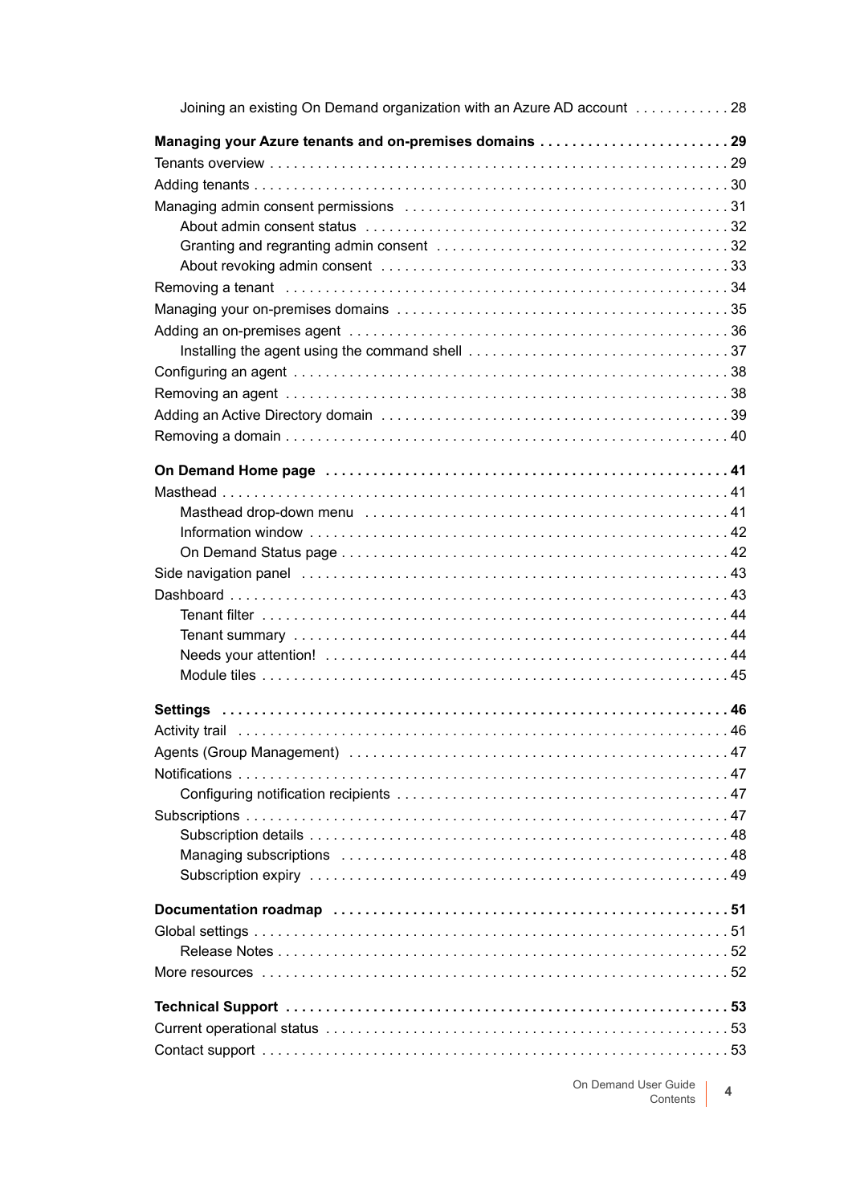Joining an existing On Demand organization with an Azure AD account . . . . . . . . . . . . 28

**Managing your Azure tenants and on-premises domains . . . . . . . . . . . . . . . . . . . . . . . . 29**

Tenants overview . . . . . . . . . . . . . . . . . . . . . . . . . . . . . . . . . . . . . . . . . . . . . . . . . . . . . . . . . . 29

Adding tenants . . . . . . . . . . . . . . . . . . . . . . . . . . . . . . . . . . . . . . . . . . . . . . . . . . . . . . . . . . . . 30

Managing admin consent permissions . . . . . . . . . . . . . . . . . . . . . . . . . . . . . . . . . . . . . . . . . 31

- About admin consent status . . . . . . . . . . . . . . . . . . . . . . . . . . . . . . . . . . . . . . . . . . . . . 32
- Granting and regranting admin consent . . . . . . . . . . . . . . . . . . . . . . . . . . . . . . . . . . . . 32
- About revoking admin consent . . . . . . . . . . . . . . . . . . . . . . . . . . . . . . . . . . . . . . . . . . . 33

Removing a tenant . . . . . . . . . . . . . . . . . . . . . . . . . . . . . . . . . . . . . . . . . . . . . . . . . . . . . . . . 34

Managing your on-premises domains . . . . . . . . . . . . . . . . . . . . . . . . . . . . . . . . . . . . . . . . . 35

Adding an on-premises agent . . . . . . . . . . . . . . . . . . . . . . . . . . . . . . . . . . . . . . . . . . . . . . . . 36

- Installing the agent using the command shell . . . . . . . . . . . . . . . . . . . . . . . . . . . . . . . . 37

Configuring an agent . . . . . . . . . . . . . . . . . . . . . . . . . . . . . . . . . . . . . . . . . . . . . . . . . . . . . . . 38

Removing an agent . . . . . . . . . . . . . . . . . . . . . . . . . . . . . . . . . . . . . . . . . . . . . . . . . . . . . . . . 38

Adding an Active Directory domain . . . . . . . . . . . . . . . . . . . . . . . . . . . . . . . . . . . . . . . . . . . 39

Removing a domain . . . . . . . . . . . . . . . . . . . . . . . . . . . . . . . . . . . . . . . . . . . . . . . . . . . . . . . . 40

**On Demand Home page . . . . . . . . . . . . . . . . . . . . . . . . . . . . . . . . . . . . . . . . . . . . . . . . . . . 41**

Masthead . . . . . . . . . . . . . . . . . . . . . . . . . . . . . . . . . . . . . . . . . . . . . . . . . . . . . . . . . . . . . . . . 41

- Masthead drop-down menu . . . . . . . . . . . . . . . . . . . . . . . . . . . . . . . . . . . . . . . . . . . . . . 41
- Information window . . . . . . . . . . . . . . . . . . . . . . . . . . . . . . . . . . . . . . . . . . . . . . . . . . . . 42
- On Demand Status page . . . . . . . . . . . . . . . . . . . . . . . . . . . . . . . . . . . . . . . . . . . . . . . . . 42

Side navigation panel . . . . . . . . . . . . . . . . . . . . . . . . . . . . . . . . . . . . . . . . . . . . . . . . . . . . . . 43

Dashboard . . . . . . . . . . . . . . . . . . . . . . . . . . . . . . . . . . . . . . . . . . . . . . . . . . . . . . . . . . . . . . . 43

- Tenant filter . . . . . . . . . . . . . . . . . . . . . . . . . . . . . . . . . . . . . . . . . . . . . . . . . . . . . . . . . . . 44
- Tenant summary . . . . . . . . . . . . . . . . . . . . . . . . . . . . . . . . . . . . . . . . . . . . . . . . . . . . . . . 44
- Needs your attention! . . . . . . . . . . . . . . . . . . . . . . . . . . . . . . . . . . . . . . . . . . . . . . . . . . . 44
- Module tiles . . . . . . . . . . . . . . . . . . . . . . . . . . . . . . . . . . . . . . . . . . . . . . . . . . . . . . . . . . . 45

**Settings . . . . . . . . . . . . . . . . . . . . . . . . . . . . . . . . . . . . . . . . . . . . . . . . . . . . . . . . . . . . . . . . 46**

Activity trail . . . . . . . . . . . . . . . . . . . . . . . . . . . . . . . . . . . . . . . . . . . . . . . . . . . . . . . . . . . . . . 46

Agents (Group Management) . . . . . . . . . . . . . . . . . . . . . . . . . . . . . . . . . . . . . . . . . . . . . . . . 47

Notifications . . . . . . . . . . . . . . . . . . . . . . . . . . . . . . . . . . . . . . . . . . . . . . . . . . . . . . . . . . . . . . 47

- Configuring notification recipients . . . . . . . . . . . . . . . . . . . . . . . . . . . . . . . . . . . . . . . . . 47

Subscriptions . . . . . . . . . . . . . . . . . . . . . . . . . . . . . . . . . . . . . . . . . . . . . . . . . . . . . . . . . . . . . 47

- Subscription details . . . . . . . . . . . . . . . . . . . . . . . . . . . . . . . . . . . . . . . . . . . . . . . . . . . . . 48
- Managing subscriptions . . . . . . . . . . . . . . . . . . . . . . . . . . . . . . . . . . . . . . . . . . . . . . . . . 48
- Subscription expiry . . . . . . . . . . . . . . . . . . . . . . . . . . . . . . . . . . . . . . . . . . . . . . . . . . . . . 49

**Documentation roadmap . . . . . . . . . . . . . . . . . . . . . . . . . . . . . . . . . . . . . . . . . . . . . . . . . . 51**

Global settings . . . . . . . . . . . . . . . . . . . . . . . . . . . . . . . . . . . . . . . . . . . . . . . . . . . . . . . . . . . . 51

- Release Notes . . . . . . . . . . . . . . . . . . . . . . . . . . . . . . . . . . . . . . . . . . . . . . . . . . . . . . . . . 52

More resources . . . . . . . . . . . . . . . . . . . . . . . . . . . . . . . . . . . . . . . . . . . . . . . . . . . . . . . . . . . 52

**Technical Support . . . . . . . . . . . . . . . . . . . . . . . . . . . . . . . . . . . . . . . . . . . . . . . . . . . . . . . . 53**

Current operational status . . . . . . . . . . . . . . . . . . . . . . . . . . . . . . . . . . . . . . . . . . . . . . . . . . 53

Contact support . . . . . . . . . . . . . . . . . . . . . . . . . . . . . . . . . . . . . . . . . . . . . . . . . . . . . . . . . . . 53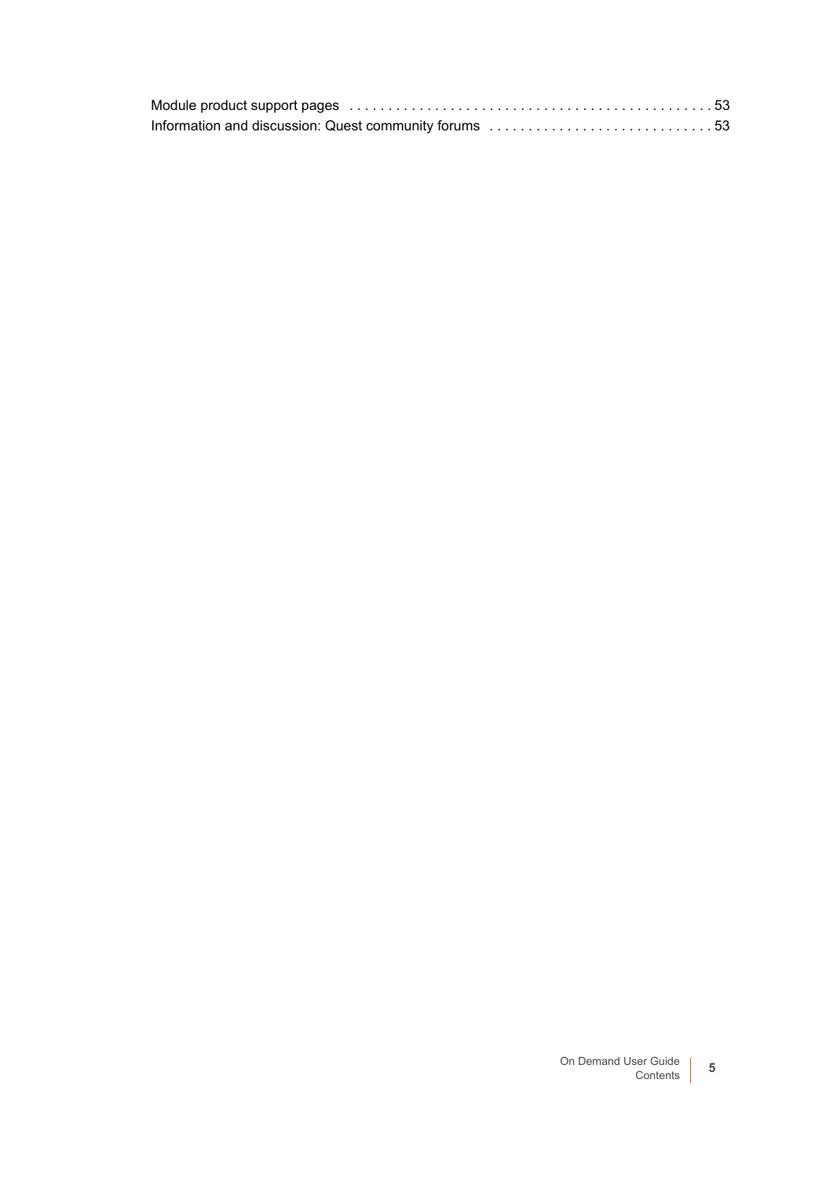Module product support pages . . . . . . . . . . . . . . . . . . . . . . . . . . . . . . . . . . . . . . . . . . . . . 53
Information and discussion: Quest community forums . . . . . . . . . . . . . . . . . . . . . . . . . . . . . 53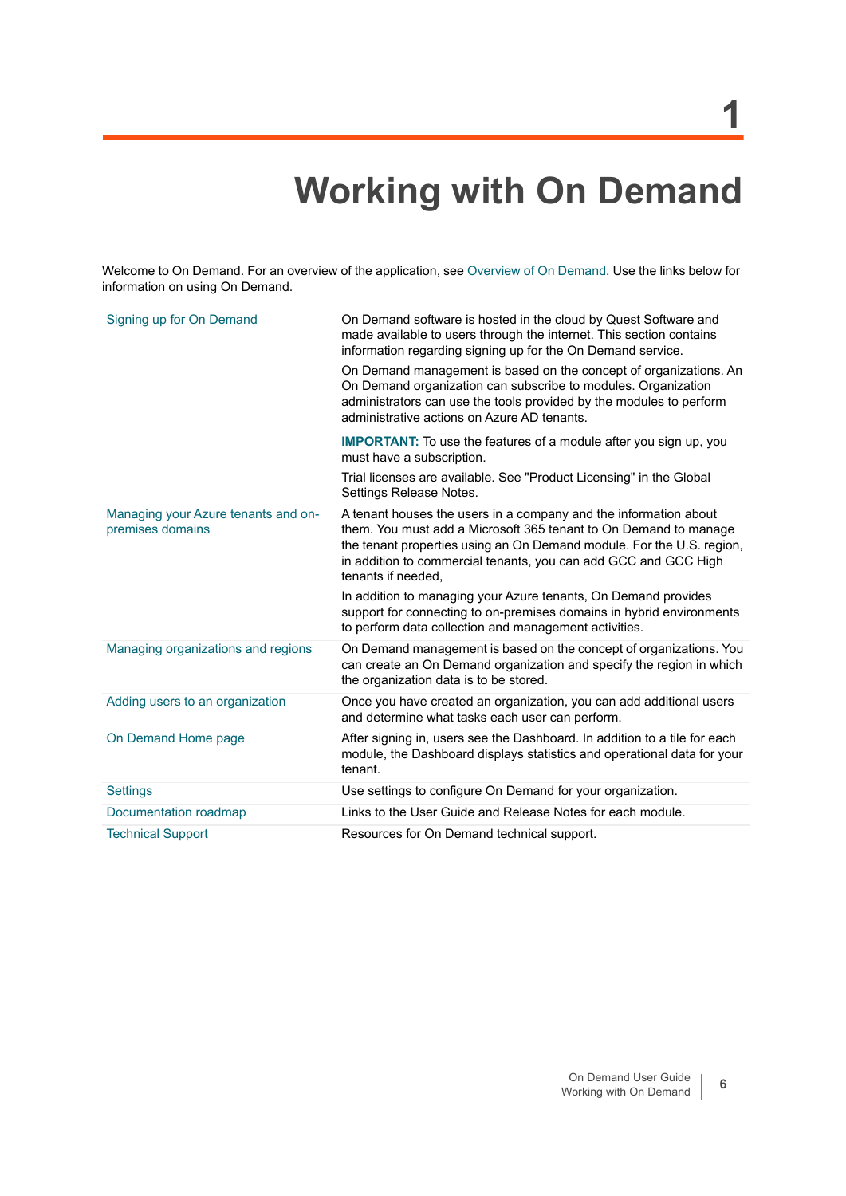# 1 Working with On Demand

Welcome to On Demand. For an overview of the application, see Overview of On Demand. Use the links below for information on using On Demand.

| | |
|---|---|
| Signing up for On Demand | On Demand software is hosted in the cloud by Quest Software and made available to users through the internet. This section contains information regarding signing up for the On Demand service.<br><br>On Demand management is based on the concept of organizations. An On Demand organization can subscribe to modules. Organization administrators can use the tools provided by the modules to perform administrative actions on Azure AD tenants.<br><br>**IMPORTANT:** To use the features of a module after you sign up, you must have a subscription.<br><br>Trial licenses are available. See "Product Licensing" in the Global Settings Release Notes. |
| Managing your Azure tenants and on-premises domains | A tenant houses the users in a company and the information about them. You must add a Microsoft 365 tenant to On Demand to manage the tenant properties using an On Demand module. For the U.S. region, in addition to commercial tenants, you can add GCC and GCC High tenants if needed,<br><br>In addition to managing your Azure tenants, On Demand provides support for connecting to on-premises domains in hybrid environments to perform data collection and management activities. |
| Managing organizations and regions | On Demand management is based on the concept of organizations. You can create an On Demand organization and specify the region in which the organization data is to be stored. |
| Adding users to an organization | Once you have created an organization, you can add additional users and determine what tasks each user can perform. |
| On Demand Home page | After signing in, users see the Dashboard. In addition to a tile for each module, the Dashboard displays statistics and operational data for your tenant. |
| Settings | Use settings to configure On Demand for your organization. |
| Documentation roadmap | Links to the User Guide and Release Notes for each module. |
| Technical Support | Resources for On Demand technical support. |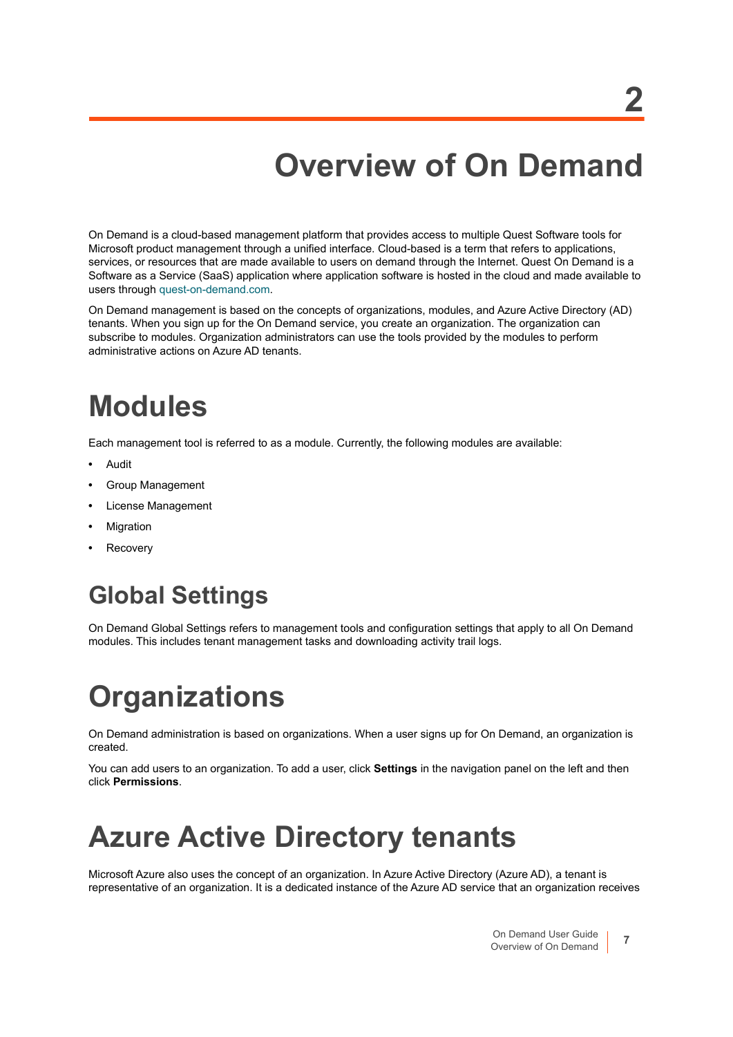# 2 Overview of On Demand

On Demand is a cloud-based management platform that provides access to multiple Quest Software tools for Microsoft product management through a unified interface. Cloud-based is a term that refers to applications, services, or resources that are made available to users on demand through the Internet. Quest On Demand is a Software as a Service (SaaS) application where application software is hosted in the cloud and made available to users through quest-on-demand.com.

On Demand management is based on the concepts of organizations, modules, and Azure Active Directory (AD) tenants. When you sign up for the On Demand service, you create an organization. The organization can subscribe to modules. Organization administrators can use the tools provided by the modules to perform administrative actions on Azure AD tenants.

## Modules

Each management tool is referred to as a module. Currently, the following modules are available:

- Audit
- Group Management
- License Management
- Migration
- Recovery

### Global Settings

On Demand Global Settings refers to management tools and configuration settings that apply to all On Demand modules. This includes tenant management tasks and downloading activity trail logs.

## Organizations

On Demand administration is based on organizations. When a user signs up for On Demand, an organization is created.

You can add users to an organization. To add a user, click **Settings** in the navigation panel on the left and then click **Permissions**.

## Azure Active Directory tenants

Microsoft Azure also uses the concept of an organization. In Azure Active Directory (Azure AD), a tenant is representative of an organization. It is a dedicated instance of the Azure AD service that an organization receives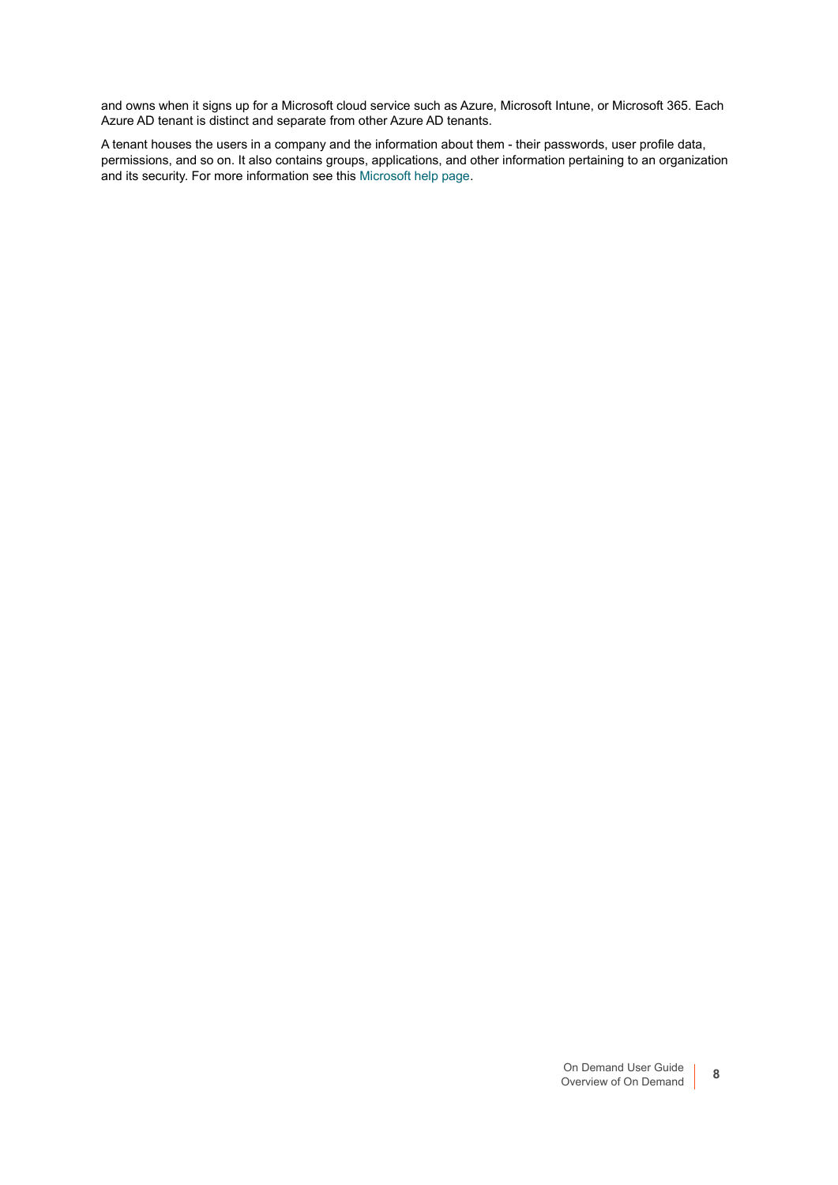and owns when it signs up for a Microsoft cloud service such as Azure, Microsoft Intune, or Microsoft 365. Each Azure AD tenant is distinct and separate from other Azure AD tenants.

A tenant houses the users in a company and the information about them - their passwords, user profile data, permissions, and so on. It also contains groups, applications, and other information pertaining to an organization and its security. For more information see this Microsoft help page.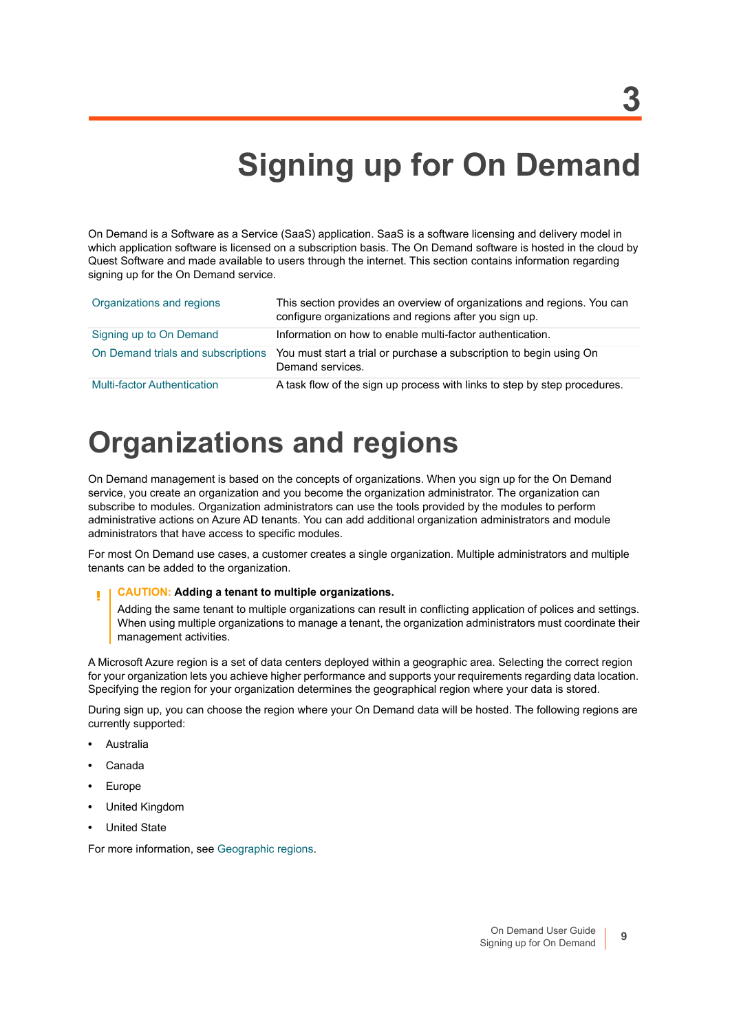# 3 Signing up for On Demand

On Demand is a Software as a Service (SaaS) application. SaaS is a software licensing and delivery model in which application software is licensed on a subscription basis. The On Demand software is hosted in the cloud by Quest Software and made available to users through the internet. This section contains information regarding signing up for the On Demand service.

| | |
|---|---|
| Organizations and regions | This section provides an overview of organizations and regions. You can configure organizations and regions after you sign up. |
| Signing up to On Demand | Information on how to enable multi-factor authentication. |
| On Demand trials and subscriptions | You must start a trial or purchase a subscription to begin using On Demand services. |
| Multi-factor Authentication | A task flow of the sign up process with links to step by step procedures. |

# Organizations and regions

On Demand management is based on the concepts of organizations. When you sign up for the On Demand service, you create an organization and you become the organization administrator. The organization can subscribe to modules. Organization administrators can use the tools provided by the modules to perform administrative actions on Azure AD tenants. You can add additional organization administrators and module administrators that have access to specific modules.

For most On Demand use cases, a customer creates a single organization. Multiple administrators and multiple tenants can be added to the organization.

> **CAUTION: Adding a tenant to multiple organizations.**
>
> Adding the same tenant to multiple organizations can result in conflicting application of polices and settings. When using multiple organizations to manage a tenant, the organization administrators must coordinate their management activities.

A Microsoft Azure region is a set of data centers deployed within a geographic area. Selecting the correct region for your organization lets you achieve higher performance and supports your requirements regarding data location. Specifying the region for your organization determines the geographical region where your data is stored.

During sign up, you can choose the region where your On Demand data will be hosted. The following regions are currently supported:

- Australia
- Canada
- Europe
- United Kingdom
- United State

For more information, see Geographic regions.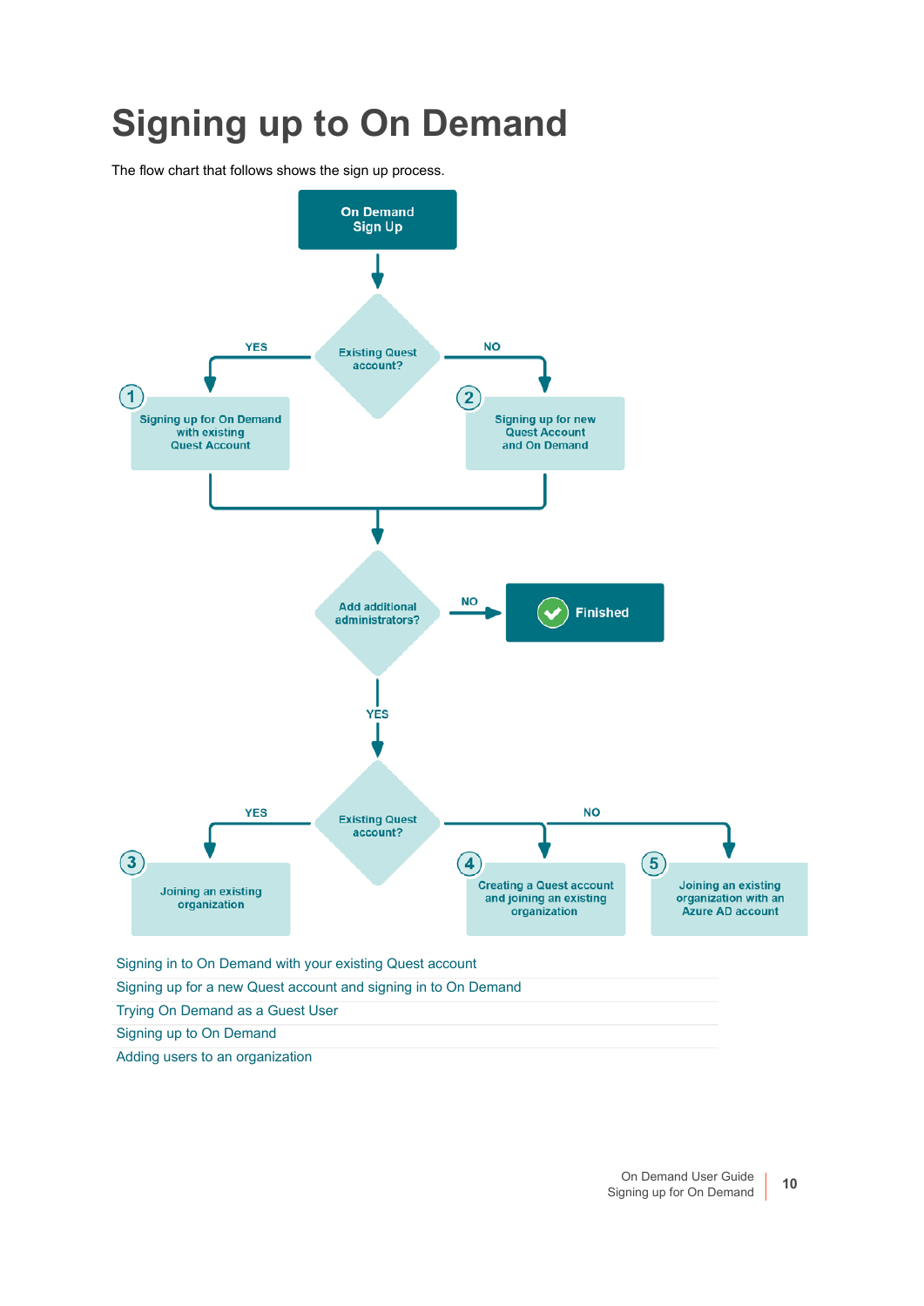# Signing up to On Demand

The flow chart that follows shows the sign up process.

On Demand Sign Up

Existing Quest account?

YES

NO

1 Signing up for On Demand with existing Quest Account

2 Signing up for new Quest Account and On Demand

Add additional administrators?

NO

Finished

YES

Existing Quest account?

YES

NO

3 Joining an existing organization

4 Creating a Quest account and joining an existing organization

5 Joining an existing organization with an Azure AD account

Signing in to On Demand with your existing Quest account

Signing up for a new Quest account and signing in to On Demand

Trying On Demand as a Guest User

Signing up to On Demand

Adding users to an organization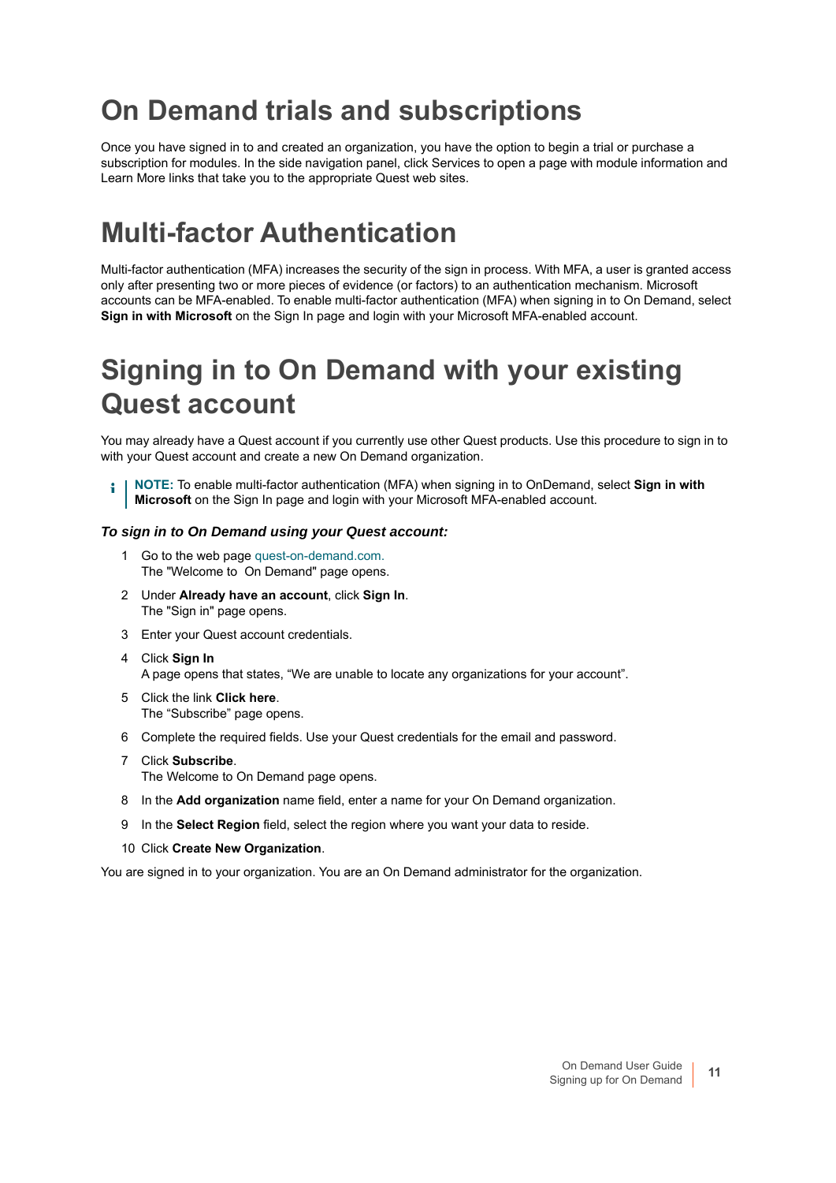# On Demand trials and subscriptions

Once you have signed in to and created an organization, you have the option to begin a trial or purchase a subscription for modules. In the side navigation panel, click Services to open a page with module information and Learn More links that take you to the appropriate Quest web sites.

# Multi-factor Authentication

Multi-factor authentication (MFA) increases the security of the sign in process. With MFA, a user is granted access only after presenting two or more pieces of evidence (or factors) to an authentication mechanism. Microsoft accounts can be MFA-enabled. To enable multi-factor authentication (MFA) when signing in to On Demand, select **Sign in with Microsoft** on the Sign In page and login with your Microsoft MFA-enabled account.

# Signing in to On Demand with your existing Quest account

You may already have a Quest account if you currently use other Quest products. Use this procedure to sign in to with your Quest account and create a new On Demand organization.

> **NOTE:** To enable multi-factor authentication (MFA) when signing in to OnDemand, select **Sign in with Microsoft** on the Sign In page and login with your Microsoft MFA-enabled account.

***To sign in to On Demand using your Quest account:***

1. Go to the web page quest-on-demand.com.
   The "Welcome to On Demand" page opens.
2. Under **Already have an account**, click **Sign In**.
   The "Sign in" page opens.
3. Enter your Quest account credentials.
4. Click **Sign In**
   A page opens that states, “We are unable to locate any organizations for your account”.
5. Click the link **Click here**.
   The “Subscribe” page opens.
6. Complete the required fields. Use your Quest credentials for the email and password.
7. Click **Subscribe**.
   The Welcome to On Demand page opens.
8. In the **Add organization** name field, enter a name for your On Demand organization.
9. In the **Select Region** field, select the region where you want your data to reside.
10. Click **Create New Organization**.

You are signed in to your organization. You are an On Demand administrator for the organization.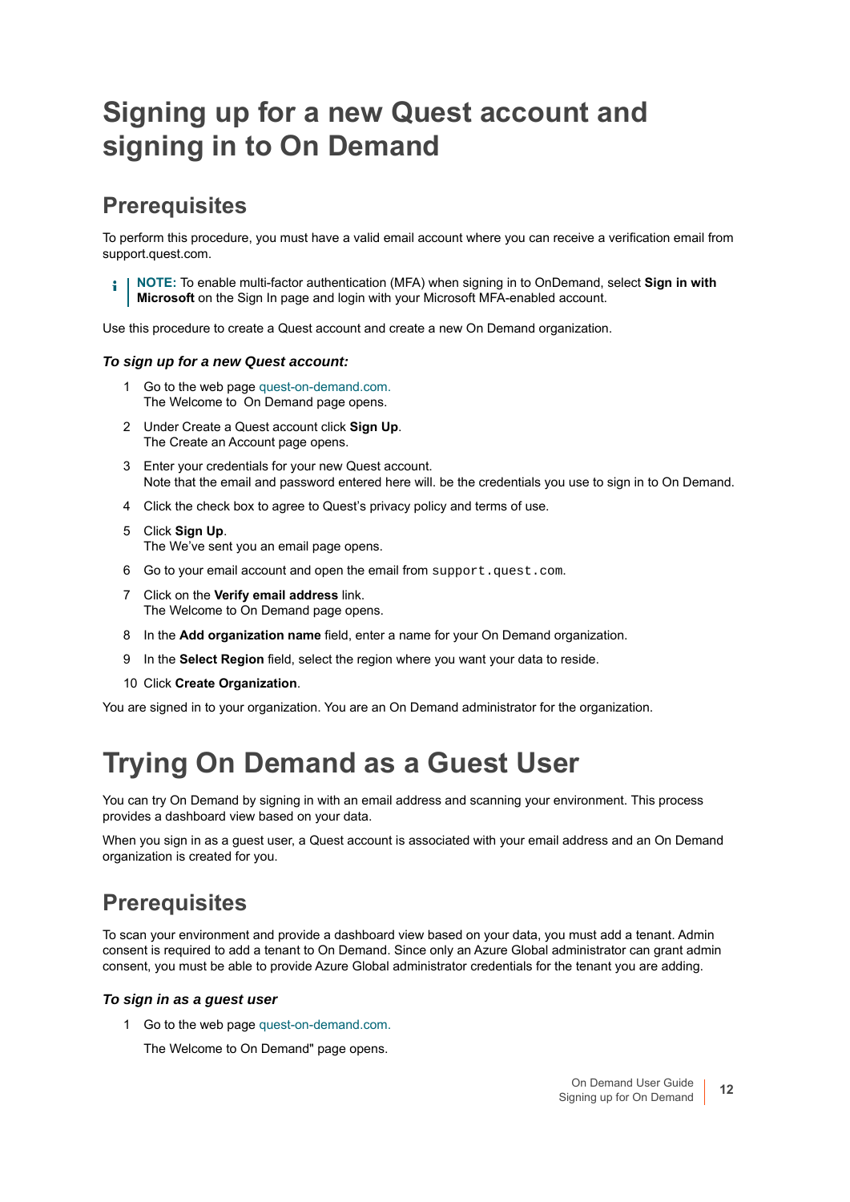# Signing up for a new Quest account and signing in to On Demand

## Prerequisites

To perform this procedure, you must have a valid email account where you can receive a verification email from support.quest.com.

> **NOTE:** To enable multi-factor authentication (MFA) when signing in to OnDemand, select **Sign in with Microsoft** on the Sign In page and login with your Microsoft MFA-enabled account.

Use this procedure to create a Quest account and create a new On Demand organization.

### *To sign up for a new Quest account:*

1. Go to the web page quest-on-demand.com.
   The Welcome to  On Demand page opens.
2. Under Create a Quest account click **Sign Up**.
   The Create an Account page opens.
3. Enter your credentials for your new Quest account.
   Note that the email and password entered here will. be the credentials you use to sign in to On Demand.
4. Click the check box to agree to Quest's privacy policy and terms of use.
5. Click **Sign Up**.
   The We've sent you an email page opens.
6. Go to your email account and open the email from `support.quest.com`.
7. Click on the **Verify email address** link.
   The Welcome to On Demand page opens.
8. In the **Add organization name** field, enter a name for your On Demand organization.
9. In the **Select Region** field, select the region where you want your data to reside.
10. Click **Create Organization**.

You are signed in to your organization. You are an On Demand administrator for the organization.

# Trying On Demand as a Guest User

You can try On Demand by signing in with an email address and scanning your environment. This process provides a dashboard view based on your data.

When you sign in as a guest user, a Quest account is associated with your email address and an On Demand organization is created for you.

## Prerequisites

To scan your environment and provide a dashboard view based on your data, you must add a tenant. Admin consent is required to add a tenant to On Demand. Since only an Azure Global administrator can grant admin consent, you must be able to provide Azure Global administrator credentials for the tenant you are adding.

### *To sign in as a guest user*

1. Go to the web page quest-on-demand.com.

   The Welcome to On Demand" page opens.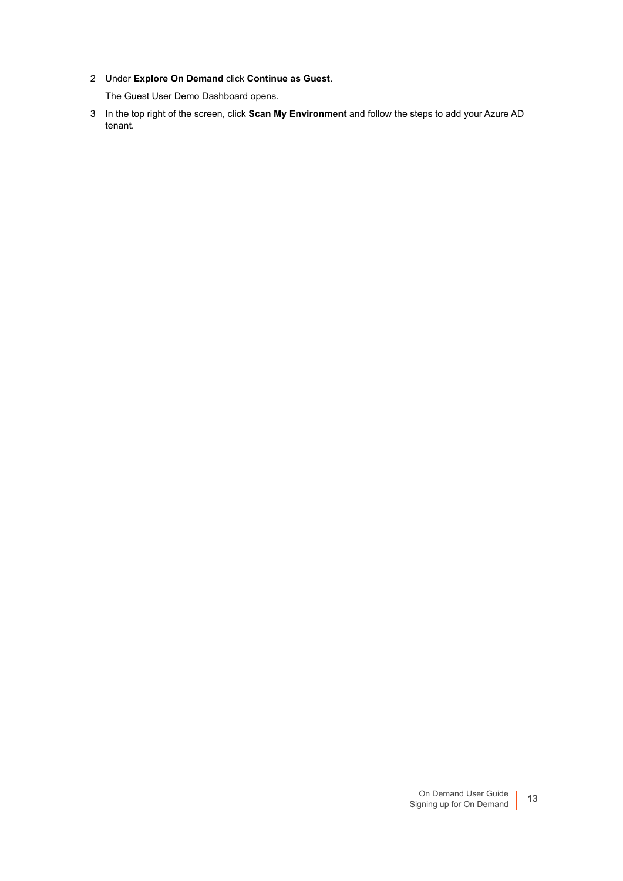2. Under **Explore On Demand** click **Continue as Guest**.

   The Guest User Demo Dashboard opens.

3. In the top right of the screen, click **Scan My Environment** and follow the steps to add your Azure AD tenant.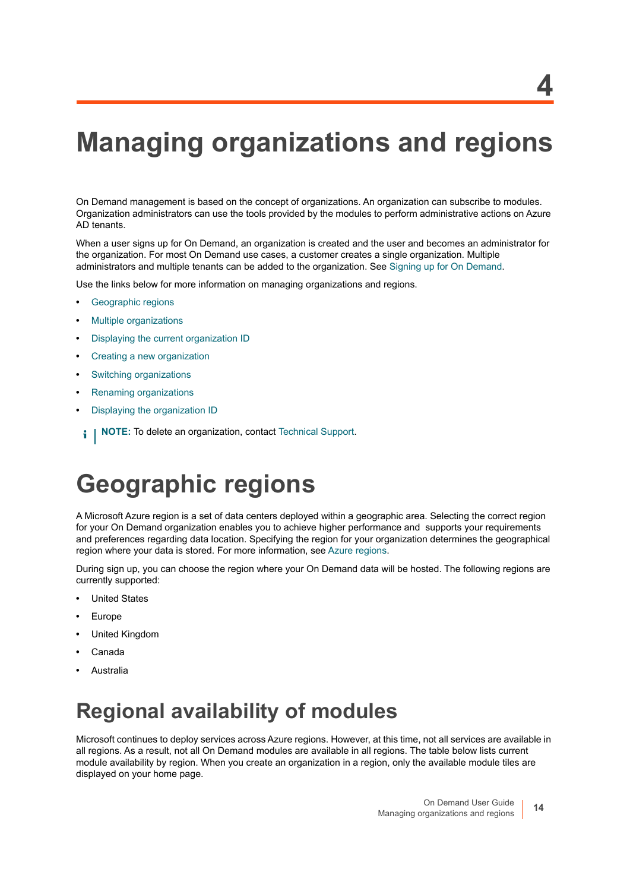# 4

# Managing organizations and regions

On Demand management is based on the concept of organizations. An organization can subscribe to modules. Organization administrators can use the tools provided by the modules to perform administrative actions on Azure AD tenants.

When a user signs up for On Demand, an organization is created and the user and becomes an administrator for the organization. For most On Demand use cases, a customer creates a single organization. Multiple administrators and multiple tenants can be added to the organization. See Signing up for On Demand.

Use the links below for more information on managing organizations and regions.

- Geographic regions
- Multiple organizations
- Displaying the current organization ID
- Creating a new organization
- Switching organizations
- Renaming organizations
- Displaying the organization ID

**NOTE:** To delete an organization, contact Technical Support.

# Geographic regions

A Microsoft Azure region is a set of data centers deployed within a geographic area. Selecting the correct region for your On Demand organization enables you to achieve higher performance and supports your requirements and preferences regarding data location. Specifying the region for your organization determines the geographical region where your data is stored. For more information, see Azure regions.

During sign up, you can choose the region where your On Demand data will be hosted. The following regions are currently supported:

- United States
- Europe
- United Kingdom
- Canada
- Australia

## Regional availability of modules

Microsoft continues to deploy services across Azure regions. However, at this time, not all services are available in all regions. As a result, not all On Demand modules are available in all regions. The table below lists current module availability by region. When you create an organization in a region, only the available module tiles are displayed on your home page.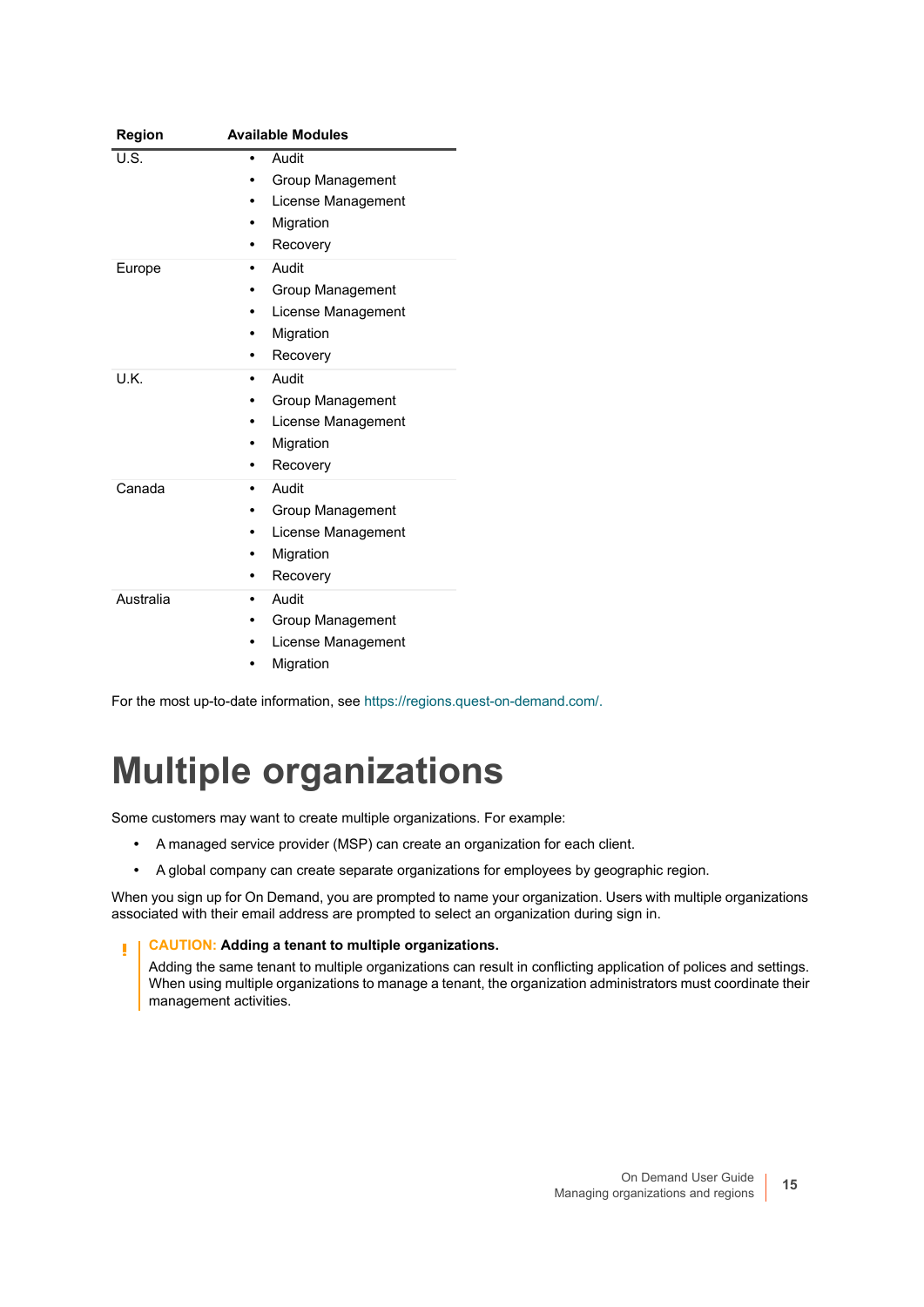| Region | Available Modules |
|---|---|
| U.S. | • Audit<br>• Group Management<br>• License Management<br>• Migration<br>• Recovery |
| Europe | • Audit<br>• Group Management<br>• License Management<br>• Migration<br>• Recovery |
| U.K. | • Audit<br>• Group Management<br>• License Management<br>• Migration<br>• Recovery |
| Canada | • Audit<br>• Group Management<br>• License Management<br>• Migration<br>• Recovery |
| Australia | • Audit<br>• Group Management<br>• License Management<br>• Migration |

For the most up-to-date information, see https://regions.quest-on-demand.com/.

# Multiple organizations

Some customers may want to create multiple organizations. For example:

- A managed service provider (MSP) can create an organization for each client.
- A global company can create separate organizations for employees by geographic region.

When you sign up for On Demand, you are prompted to name your organization. Users with multiple organizations associated with their email address are prompted to select an organization during sign in.

> **CAUTION: Adding a tenant to multiple organizations.**
> Adding the same tenant to multiple organizations can result in conflicting application of polices and settings. When using multiple organizations to manage a tenant, the organization administrators must coordinate their management activities.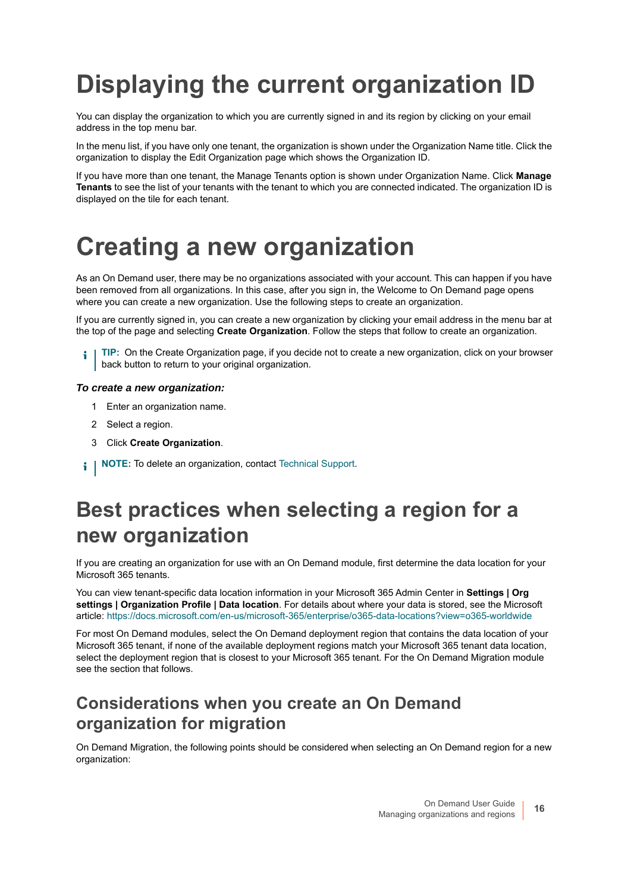# Displaying the current organization ID

You can display the organization to which you are currently signed in and its region by clicking on your email address in the top menu bar.

In the menu list, if you have only one tenant, the organization is shown under the Organization Name title. Click the organization to display the Edit Organization page which shows the Organization ID.

If you have more than one tenant, the Manage Tenants option is shown under Organization Name. Click **Manage Tenants** to see the list of your tenants with the tenant to which you are connected indicated. The organization ID is displayed on the tile for each tenant.

# Creating a new organization

As an On Demand user, there may be no organizations associated with your account. This can happen if you have been removed from all organizations. In this case, after you sign in, the Welcome to On Demand page opens where you can create a new organization. Use the following steps to create an organization.

If you are currently signed in, you can create a new organization by clicking your email address in the menu bar at the top of the page and selecting **Create Organization**. Follow the steps that follow to create an organization.

**TIP:** On the Create Organization page, if you decide not to create a new organization, click on your browser back button to return to your original organization.

***To create a new organization:***

1. Enter an organization name.
2. Select a region.
3. Click **Create Organization**.

**NOTE:** To delete an organization, contact Technical Support.

# Best practices when selecting a region for a new organization

If you are creating an organization for use with an On Demand module, first determine the data location for your Microsoft 365 tenants.

You can view tenant-specific data location information in your Microsoft 365 Admin Center in **Settings | Org settings | Organization Profile | Data location**. For details about where your data is stored, see the Microsoft article: https://docs.microsoft.com/en-us/microsoft-365/enterprise/o365-data-locations?view=o365-worldwide

For most On Demand modules, select the On Demand deployment region that contains the data location of your Microsoft 365 tenant, if none of the available deployment regions match your Microsoft 365 tenant data location, select the deployment region that is closest to your Microsoft 365 tenant. For the On Demand Migration module see the section that follows.

## Considerations when you create an On Demand organization for migration

On Demand Migration, the following points should be considered when selecting an On Demand region for a new organization: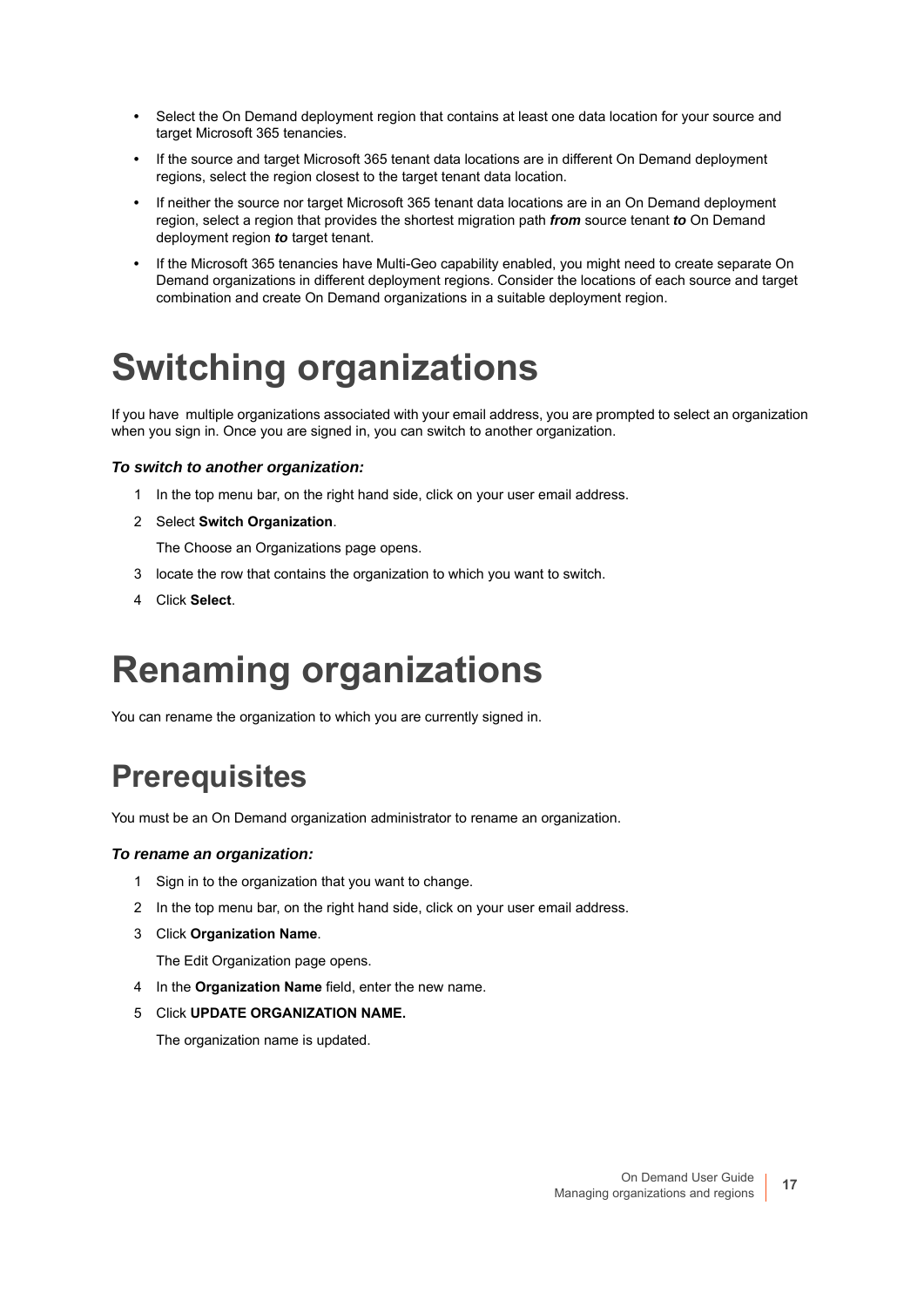- Select the On Demand deployment region that contains at least one data location for your source and target Microsoft 365 tenancies.
- If the source and target Microsoft 365 tenant data locations are in different On Demand deployment regions, select the region closest to the target tenant data location.
- If neither the source nor target Microsoft 365 tenant data locations are in an On Demand deployment region, select a region that provides the shortest migration path ***from*** source tenant ***to*** On Demand deployment region ***to*** target tenant.
- If the Microsoft 365 tenancies have Multi-Geo capability enabled, you might need to create separate On Demand organizations in different deployment regions. Consider the locations of each source and target combination and create On Demand organizations in a suitable deployment region.

# Switching organizations

If you have multiple organizations associated with your email address, you are prompted to select an organization when you sign in. Once you are signed in, you can switch to another organization.

***To switch to another organization:***

1. In the top menu bar, on the right hand side, click on your user email address.
2. Select **Switch Organization**.

   The Choose an Organizations page opens.
3. locate the row that contains the organization to which you want to switch.
4. Click **Select**.

# Renaming organizations

You can rename the organization to which you are currently signed in.

## Prerequisites

You must be an On Demand organization administrator to rename an organization.

***To rename an organization:***

1. Sign in to the organization that you want to change.
2. In the top menu bar, on the right hand side, click on your user email address.
3. Click **Organization Name**.

   The Edit Organization page opens.
4. In the **Organization Name** field, enter the new name.
5. Click **UPDATE ORGANIZATION NAME.**

   The organization name is updated.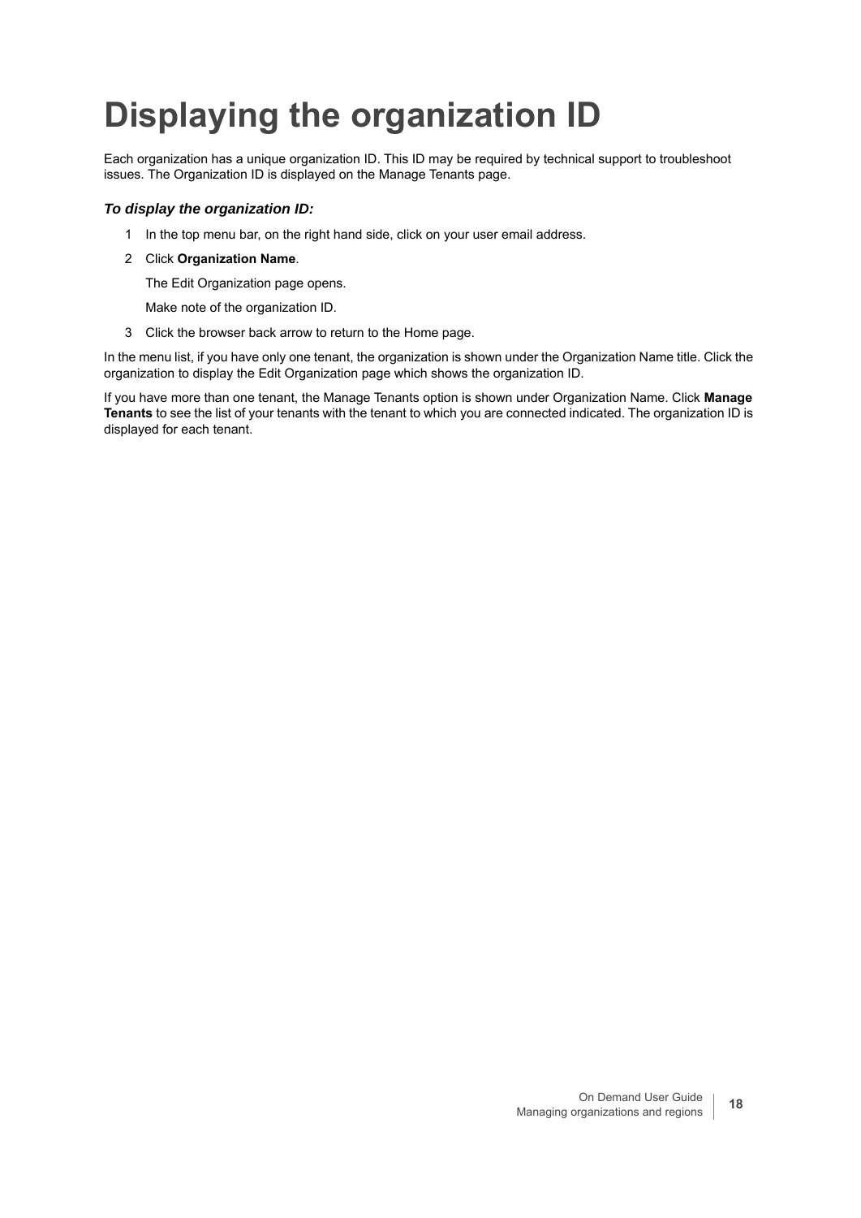# Displaying the organization ID

Each organization has a unique organization ID. This ID may be required by technical support to troubleshoot issues. The Organization ID is displayed on the Manage Tenants page.

***To display the organization ID:***

1. In the top menu bar, on the right hand side, click on your user email address.
2. Click **Organization Name**.

   The Edit Organization page opens.

   Make note of the organization ID.
3. Click the browser back arrow to return to the Home page.

In the menu list, if you have only one tenant, the organization is shown under the Organization Name title. Click the organization to display the Edit Organization page which shows the organization ID.

If you have more than one tenant, the Manage Tenants option is shown under Organization Name. Click **Manage Tenants** to see the list of your tenants with the tenant to which you are connected indicated. The organization ID is displayed for each tenant.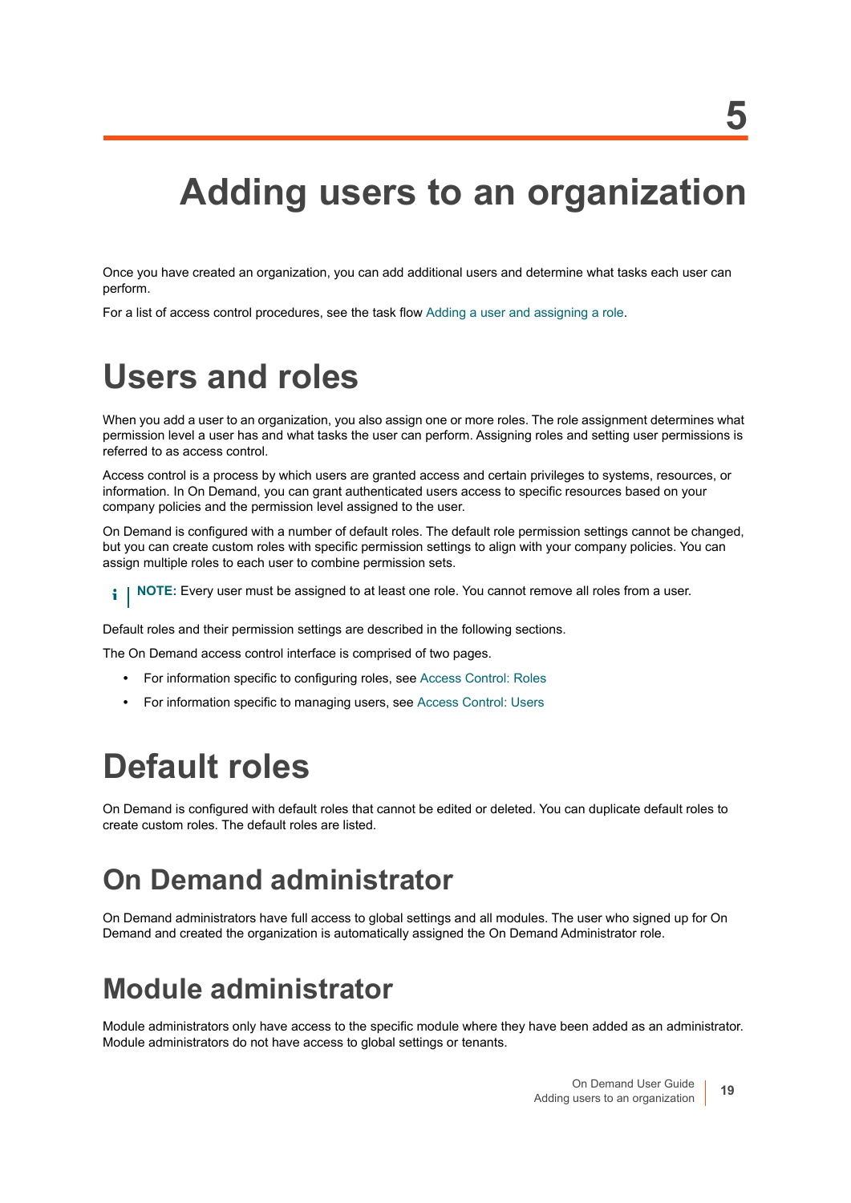# 5

# Adding users to an organization

Once you have created an organization, you can add additional users and determine what tasks each user can perform.

For a list of access control procedures, see the task flow Adding a user and assigning a role.

# Users and roles

When you add a user to an organization, you also assign one or more roles. The role assignment determines what permission level a user has and what tasks the user can perform. Assigning roles and setting user permissions is referred to as access control.

Access control is a process by which users are granted access and certain privileges to systems, resources, or information. In On Demand, you can grant authenticated users access to specific resources based on your company policies and the permission level assigned to the user.

On Demand is configured with a number of default roles. The default role permission settings cannot be changed, but you can create custom roles with specific permission settings to align with your company policies. You can assign multiple roles to each user to combine permission sets.

**NOTE:** Every user must be assigned to at least one role. You cannot remove all roles from a user.

Default roles and their permission settings are described in the following sections.

The On Demand access control interface is comprised of two pages.

- For information specific to configuring roles, see Access Control: Roles
- For information specific to managing users, see Access Control: Users

# Default roles

On Demand is configured with default roles that cannot be edited or deleted. You can duplicate default roles to create custom roles. The default roles are listed.

## On Demand administrator

On Demand administrators have full access to global settings and all modules. The user who signed up for On Demand and created the organization is automatically assigned the On Demand Administrator role.

## Module administrator

Module administrators only have access to the specific module where they have been added as an administrator. Module administrators do not have access to global settings or tenants.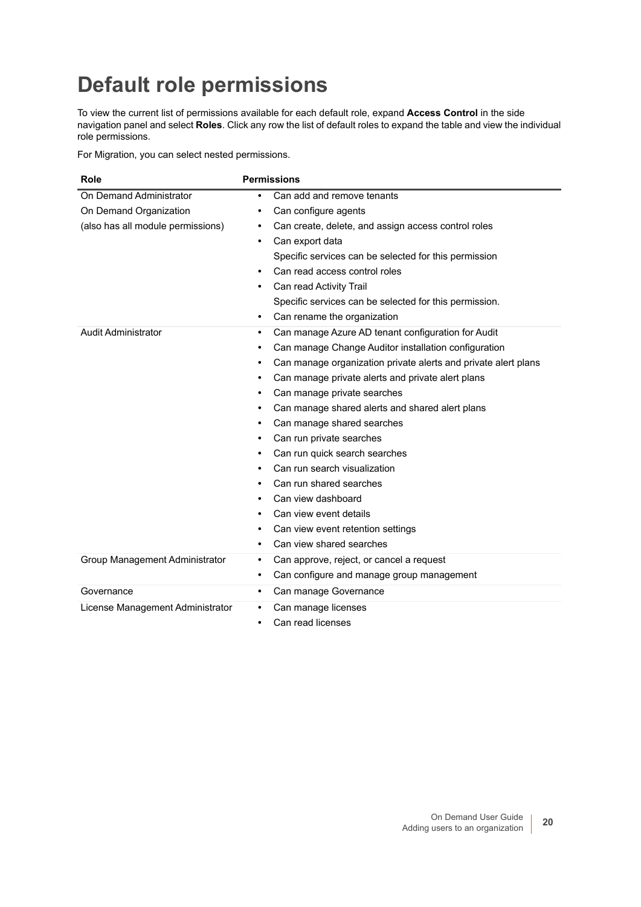# Default role permissions

To view the current list of permissions available for each default role, expand **Access Control** in the side navigation panel and select **Roles**. Click any row the list of default roles to expand the table and view the individual role permissions.

For Migration, you can select nested permissions.

| Role | Permissions |
|---|---|
| On Demand Administrator<br>On Demand Organization<br>(also has all module permissions) | • Can add and remove tenants<br>• Can configure agents<br>• Can create, delete, and assign access control roles<br>• Can export data<br>Specific services can be selected for this permission<br>• Can read access control roles<br>• Can read Activity Trail<br>Specific services can be selected for this permission.<br>• Can rename the organization |
| Audit Administrator | • Can manage Azure AD tenant configuration for Audit<br>• Can manage Change Auditor installation configuration<br>• Can manage organization private alerts and private alert plans<br>• Can manage private alerts and private alert plans<br>• Can manage private searches<br>• Can manage shared alerts and shared alert plans<br>• Can manage shared searches<br>• Can run private searches<br>• Can run quick search searches<br>• Can run search visualization<br>• Can run shared searches<br>• Can view dashboard<br>• Can view event details<br>• Can view event retention settings<br>• Can view shared searches |
| Group Management Administrator | • Can approve, reject, or cancel a request<br>• Can configure and manage group management |
| Governance | • Can manage Governance |
| License Management Administrator | • Can manage licenses<br>• Can read licenses |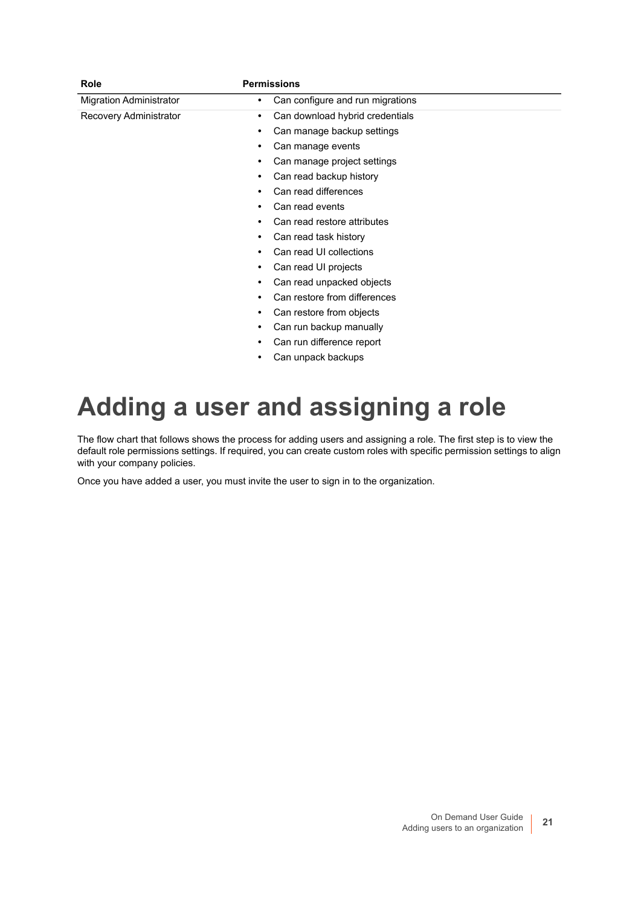| Role | Permissions |
| --- | --- |
| Migration Administrator | • Can configure and run migrations |
| Recovery Administrator | • Can download hybrid credentials<br>• Can manage backup settings<br>• Can manage events<br>• Can manage project settings<br>• Can read backup history<br>• Can read differences<br>• Can read events<br>• Can read restore attributes<br>• Can read task history<br>• Can read UI collections<br>• Can read UI projects<br>• Can read unpacked objects<br>• Can restore from differences<br>• Can restore from objects<br>• Can run backup manually<br>• Can run difference report<br>• Can unpack backups |

# Adding a user and assigning a role

The flow chart that follows shows the process for adding users and assigning a role. The first step is to view the default role permissions settings. If required, you can create custom roles with specific permission settings to align with your company policies.

Once you have added a user, you must invite the user to sign in to the organization.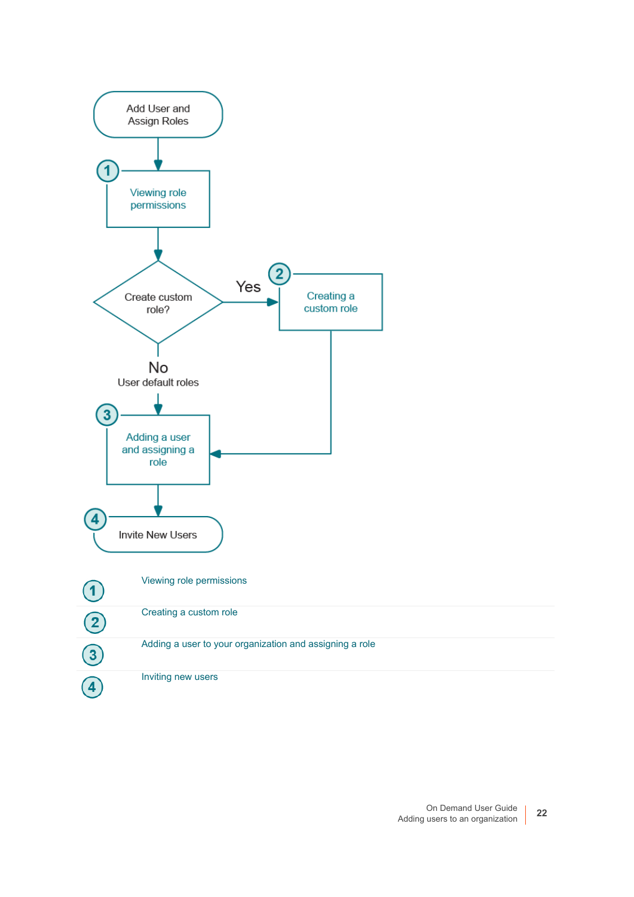Add User and Assign Roles

1. Viewing role permissions

Create custom role?

- Yes → 2. Creating a custom role
- No — User default roles

3. Adding a user and assigning a role

4. Invite New Users

| | |
|---|---|
| 1 | Viewing role permissions |
| 2 | Creating a custom role |
| 3 | Adding a user to your organization and assigning a role |
| 4 | Inviting new users |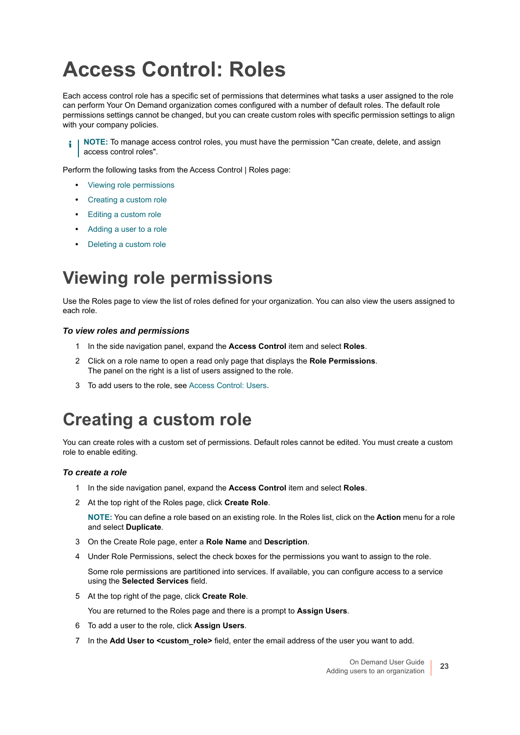# Access Control: Roles

Each access control role has a specific set of permissions that determines what tasks a user assigned to the role can perform Your On Demand organization comes configured with a number of default roles. The default role permissions settings cannot be changed, but you can create custom roles with specific permission settings to align with your company policies.

> **NOTE:** To manage access control roles, you must have the permission "Can create, delete, and assign access control roles".

Perform the following tasks from the Access Control | Roles page:

- Viewing role permissions
- Creating a custom role
- Editing a custom role
- Adding a user to a role
- Deleting a custom role

# Viewing role permissions

Use the Roles page to view the list of roles defined for your organization. You can also view the users assigned to each role.

### *To view roles and permissions*

1. In the side navigation panel, expand the **Access Control** item and select **Roles**.
2. Click on a role name to open a read only page that displays the **Role Permissions**. The panel on the right is a list of users assigned to the role.
3. To add users to the role, see Access Control: Users.

# Creating a custom role

You can create roles with a custom set of permissions. Default roles cannot be edited. You must create a custom role to enable editing.

### *To create a role*

1. In the side navigation panel, expand the **Access Control** item and select **Roles**.
2. At the top right of the Roles page, click **Create Role**.

   **NOTE:** You can define a role based on an existing role. In the Roles list, click on the **Action** menu for a role and select **Duplicate**.
3. On the Create Role page, enter a **Role Name** and **Description**.
4. Under Role Permissions, select the check boxes for the permissions you want to assign to the role.

   Some role permissions are partitioned into services. If available, you can configure access to a service using the **Selected Services** field.
5. At the top right of the page, click **Create Role**.

   You are returned to the Roles page and there is a prompt to **Assign Users**.
6. To add a user to the role, click **Assign Users**.
7. In the **Add User to <custom_role>** field, enter the email address of the user you want to add.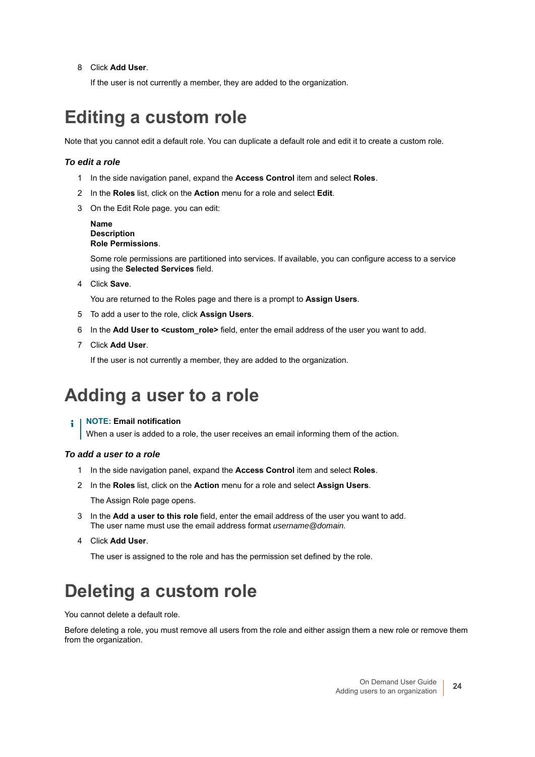8 Click **Add User**.

   If the user is not currently a member, they are added to the organization.

# Editing a custom role

Note that you cannot edit a default role. You can duplicate a default role and edit it to create a custom role.

### *To edit a role*

1 In the side navigation panel, expand the **Access Control** item and select **Roles**.

2 In the **Roles** list, click on the **Action** menu for a role and select **Edit**.

3 On the Edit Role page. you can edit:

   **Name**
   **Description**
   **Role Permissions**.

   Some role permissions are partitioned into services. If available, you can configure access to a service using the **Selected Services** field.

4 Click **Save**.

   You are returned to the Roles page and there is a prompt to **Assign Users**.

5 To add a user to the role, click **Assign Users**.

6 In the **Add User to <custom_role>** field, enter the email address of the user you want to add.

7 Click **Add User**.

   If the user is not currently a member, they are added to the organization.

# Adding a user to a role

> **NOTE: Email notification**
> When a user is added to a role, the user receives an email informing them of the action.

### *To add a user to a role*

1 In the side navigation panel, expand the **Access Control** item and select **Roles**.

2 In the **Roles** list, click on the **Action** menu for a role and select **Assign Users**.

   The Assign Role page opens.

3 In the **Add a user to this role** field, enter the email address of the user you want to add.
   The user name must use the email address format *username@domain.*

4 Click **Add User**.

   The user is assigned to the role and has the permission set defined by the role.

# Deleting a custom role

You cannot delete a default role.

Before deleting a role, you must remove all users from the role and either assign them a new role or remove them from the organization.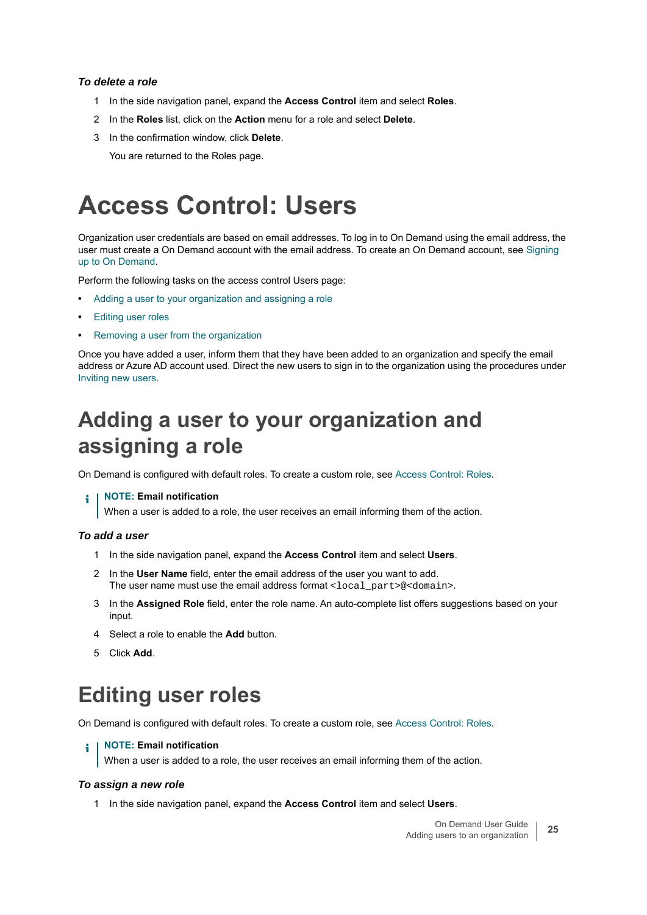***To delete a role***

1. In the side navigation panel, expand the **Access Control** item and select **Roles**.
2. In the **Roles** list, click on the **Action** menu for a role and select **Delete**.
3. In the confirmation window, click **Delete**.

   You are returned to the Roles page.

# Access Control: Users

Organization user credentials are based on email addresses. To log in to On Demand using the email address, the user must create a On Demand account with the email address. To create an On Demand account, see Signing up to On Demand.

Perform the following tasks on the access control Users page:

- Adding a user to your organization and assigning a role
- Editing user roles
- Removing a user from the organization

Once you have added a user, inform them that they have been added to an organization and specify the email address or Azure AD account used. Direct the new users to sign in to the organization using the procedures under Inviting new users.

## Adding a user to your organization and assigning a role

On Demand is configured with default roles. To create a custom role, see Access Control: Roles.

> **NOTE: Email notification**
> When a user is added to a role, the user receives an email informing them of the action.

***To add a user***

1. In the side navigation panel, expand the **Access Control** item and select **Users**.
2. In the **User Name** field, enter the email address of the user you want to add.
   The user name must use the email address format `<local_part>@<domain>`.
3. In the **Assigned Role** field, enter the role name. An auto-complete list offers suggestions based on your input.
4. Select a role to enable the **Add** button.
5. Click **Add**.

## Editing user roles

On Demand is configured with default roles. To create a custom role, see Access Control: Roles.

> **NOTE: Email notification**
> When a user is added to a role, the user receives an email informing them of the action.

***To assign a new role***

1. In the side navigation panel, expand the **Access Control** item and select **Users**.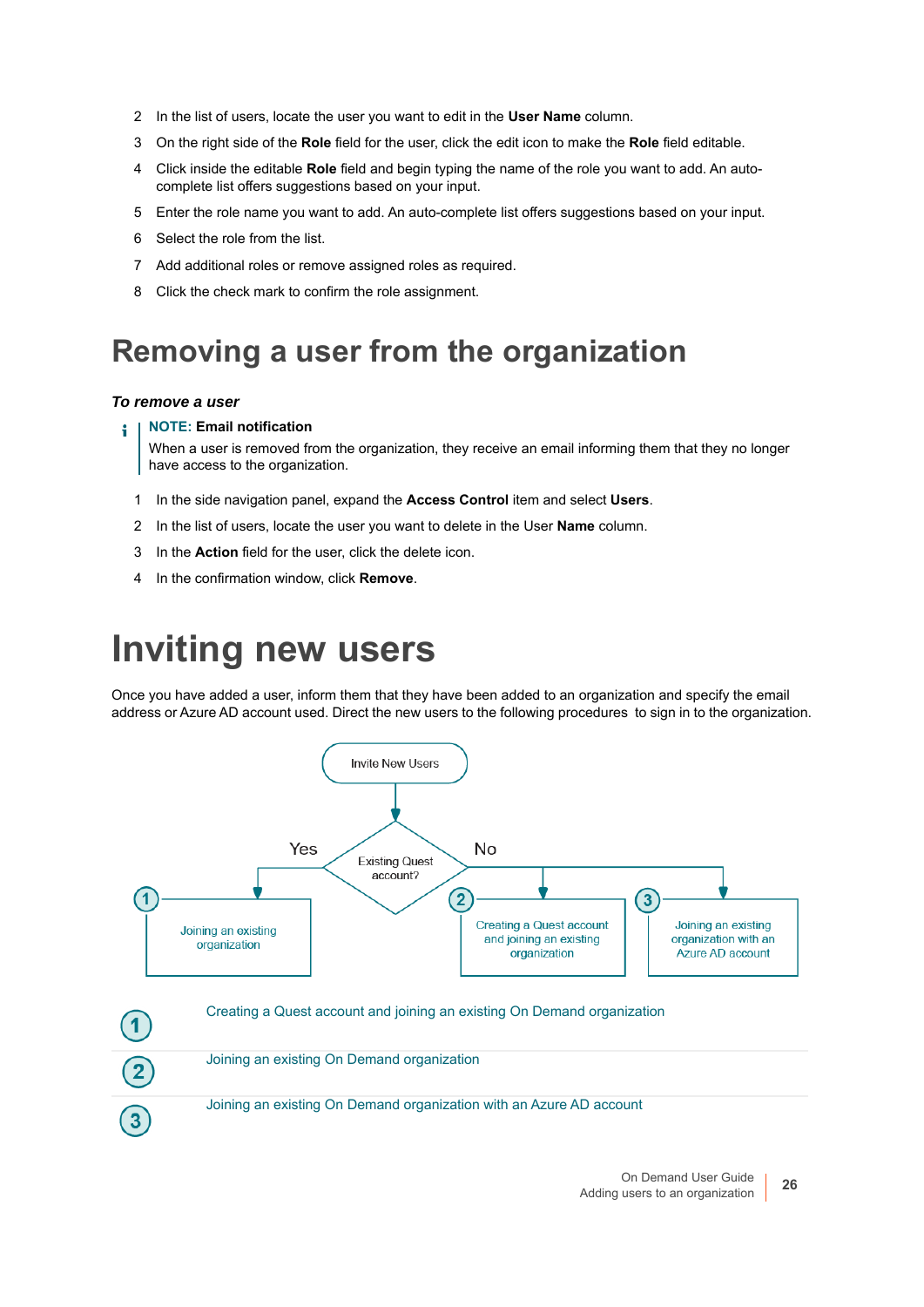2 In the list of users, locate the user you want to edit in the **User Name** column.

3 On the right side of the **Role** field for the user, click the edit icon to make the **Role** field editable.

4 Click inside the editable **Role** field and begin typing the name of the role you want to add. An auto-complete list offers suggestions based on your input.

5 Enter the role name you want to add. An auto-complete list offers suggestions based on your input.

6 Select the role from the list.

7 Add additional roles or remove assigned roles as required.

8 Click the check mark to confirm the role assignment.

## Removing a user from the organization

***To remove a user***

> **NOTE: Email notification**
> When a user is removed from the organization, they receive an email informing them that they no longer have access to the organization.

1 In the side navigation panel, expand the **Access Control** item and select **Users**.

2 In the list of users, locate the user you want to delete in the User **Name** column.

3 In the **Action** field for the user, click the delete icon.

4 In the confirmation window, click **Remove**.

# Inviting new users

Once you have added a user, inform them that they have been added to an organization and specify the email address or Azure AD account used. Direct the new users to the following procedures  to sign in to the organization.

Invite New Users → Existing Quest account?
- Yes → 1 Joining an existing organization
- No → 2 Creating a Quest account and joining an existing organization
- No → 3 Joining an existing organization with an Azure AD account

1 Creating a Quest account and joining an existing On Demand organization

2 Joining an existing On Demand organization

3 Joining an existing On Demand organization with an Azure AD account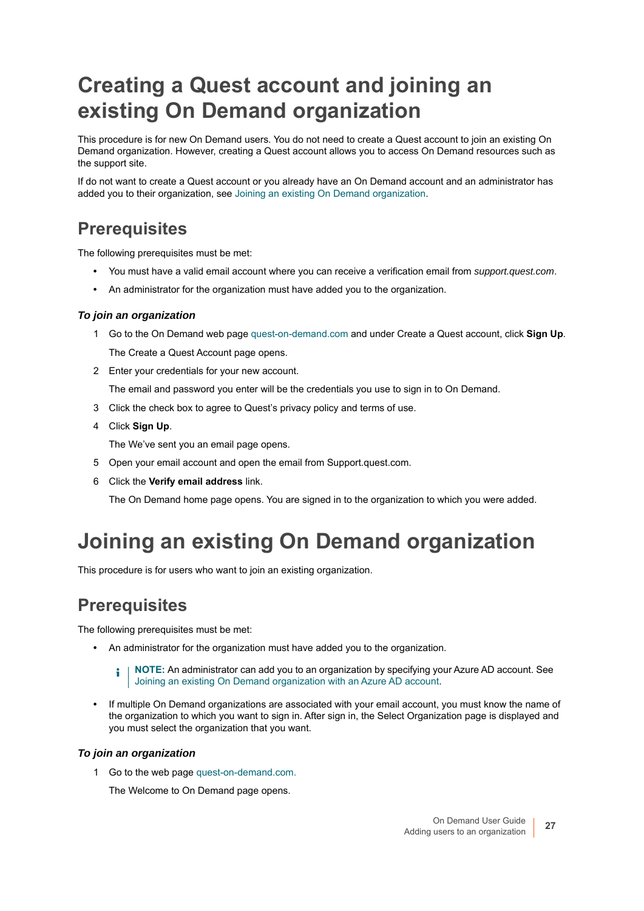# Creating a Quest account and joining an existing On Demand organization

This procedure is for new On Demand users. You do not need to create a Quest account to join an existing On Demand organization. However, creating a Quest account allows you to access On Demand resources such as the support site.

If do not want to create a Quest account or you already have an On Demand account and an administrator has added you to their organization, see Joining an existing On Demand organization.

## Prerequisites

The following prerequisites must be met:

- You must have a valid email account where you can receive a verification email from *support.quest.com*.
- An administrator for the organization must have added you to the organization.

### *To join an organization*

1. Go to the On Demand web page quest-on-demand.com and under Create a Quest account, click **Sign Up**.

   The Create a Quest Account page opens.
2. Enter your credentials for your new account.

   The email and password you enter will be the credentials you use to sign in to On Demand.
3. Click the check box to agree to Quest's privacy policy and terms of use.
4. Click **Sign Up**.

   The We've sent you an email page opens.
5. Open your email account and open the email from Support.quest.com.
6. Click the **Verify email address** link.

   The On Demand home page opens. You are signed in to the organization to which you were added.

# Joining an existing On Demand organization

This procedure is for users who want to join an existing organization.

## Prerequisites

The following prerequisites must be met:

- An administrator for the organization must have added you to the organization.

  > **NOTE:** An administrator can add you to an organization by specifying your Azure AD account. See Joining an existing On Demand organization with an Azure AD account.

- If multiple On Demand organizations are associated with your email account, you must know the name of the organization to which you want to sign in. After sign in, the Select Organization page is displayed and you must select the organization that you want.

### *To join an organization*

1. Go to the web page quest-on-demand.com.

   The Welcome to On Demand page opens.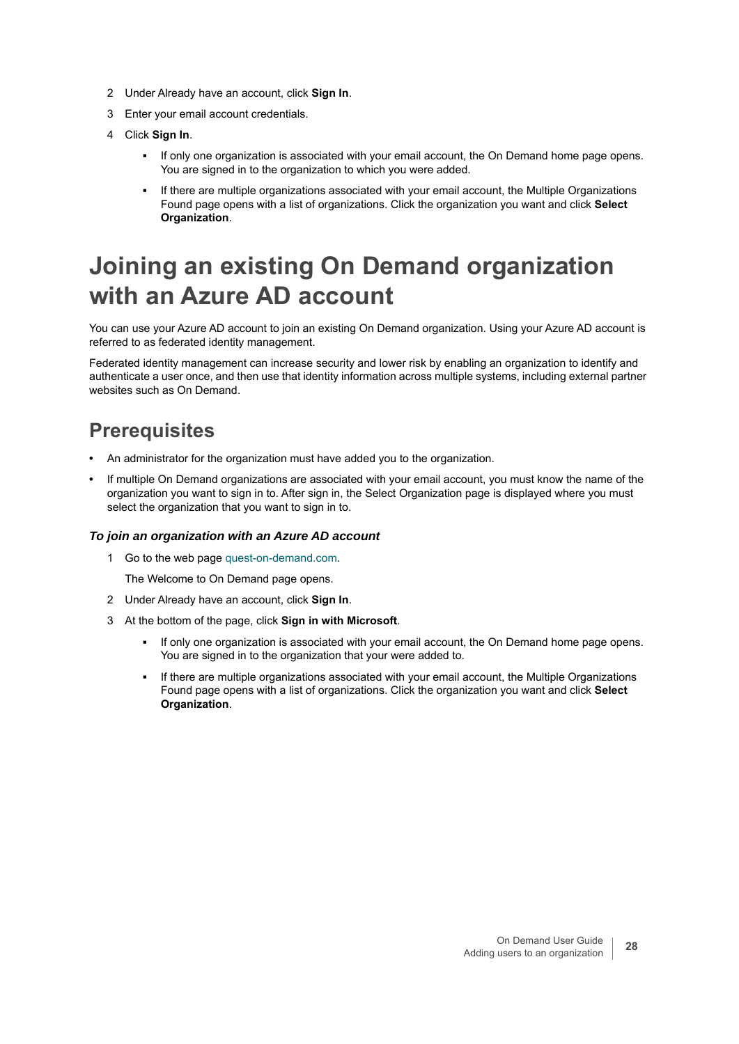2. Under Already have an account, click **Sign In**.
3. Enter your email account credentials.
4. Click **Sign In**.
   - If only one organization is associated with your email account, the On Demand home page opens. You are signed in to the organization to which you were added.
   - If there are multiple organizations associated with your email account, the Multiple Organizations Found page opens with a list of organizations. Click the organization you want and click **Select Organization**.

# Joining an existing On Demand organization with an Azure AD account

You can use your Azure AD account to join an existing On Demand organization. Using your Azure AD account is referred to as federated identity management.

Federated identity management can increase security and lower risk by enabling an organization to identify and authenticate a user once, and then use that identity information across multiple systems, including external partner websites such as On Demand.

## Prerequisites

- An administrator for the organization must have added you to the organization.
- If multiple On Demand organizations are associated with your email account, you must know the name of the organization you want to sign in to. After sign in, the Select Organization page is displayed where you must select the organization that you want to sign in to.

#### *To join an organization with an Azure AD account*

1. Go to the web page quest-on-demand.com.

   The Welcome to On Demand page opens.
2. Under Already have an account, click **Sign In**.
3. At the bottom of the page, click **Sign in with Microsoft**.
   - If only one organization is associated with your email account, the On Demand home page opens. You are signed in to the organization that your were added to.
   - If there are multiple organizations associated with your email account, the Multiple Organizations Found page opens with a list of organizations. Click the organization you want and click **Select Organization**.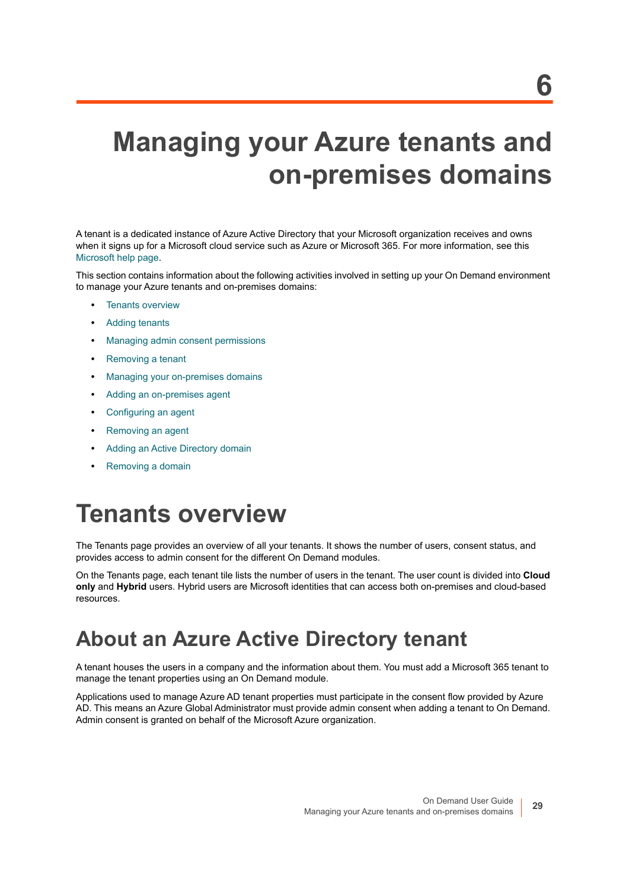# 6 Managing your Azure tenants and on-premises domains

A tenant is a dedicated instance of Azure Active Directory that your Microsoft organization receives and owns when it signs up for a Microsoft cloud service such as Azure or Microsoft 365. For more information, see this Microsoft help page.

This section contains information about the following activities involved in setting up your On Demand environment to manage your Azure tenants and on-premises domains:

- Tenants overview
- Adding tenants
- Managing admin consent permissions
- Removing a tenant
- Managing your on-premises domains
- Adding an on-premises agent
- Configuring an agent
- Removing an agent
- Adding an Active Directory domain
- Removing a domain

# Tenants overview

The Tenants page provides an overview of all your tenants. It shows the number of users, consent status, and provides access to admin consent for the different On Demand modules.

On the Tenants page, each tenant tile lists the number of users in the tenant. The user count is divided into **Cloud only** and **Hybrid** users. Hybrid users are Microsoft identities that can access both on-premises and cloud-based resources.

## About an Azure Active Directory tenant

A tenant houses the users in a company and the information about them. You must add a Microsoft 365 tenant to manage the tenant properties using an On Demand module.

Applications used to manage Azure AD tenant properties must participate in the consent flow provided by Azure AD. This means an Azure Global Administrator must provide admin consent when adding a tenant to On Demand. Admin consent is granted on behalf of the Microsoft Azure organization.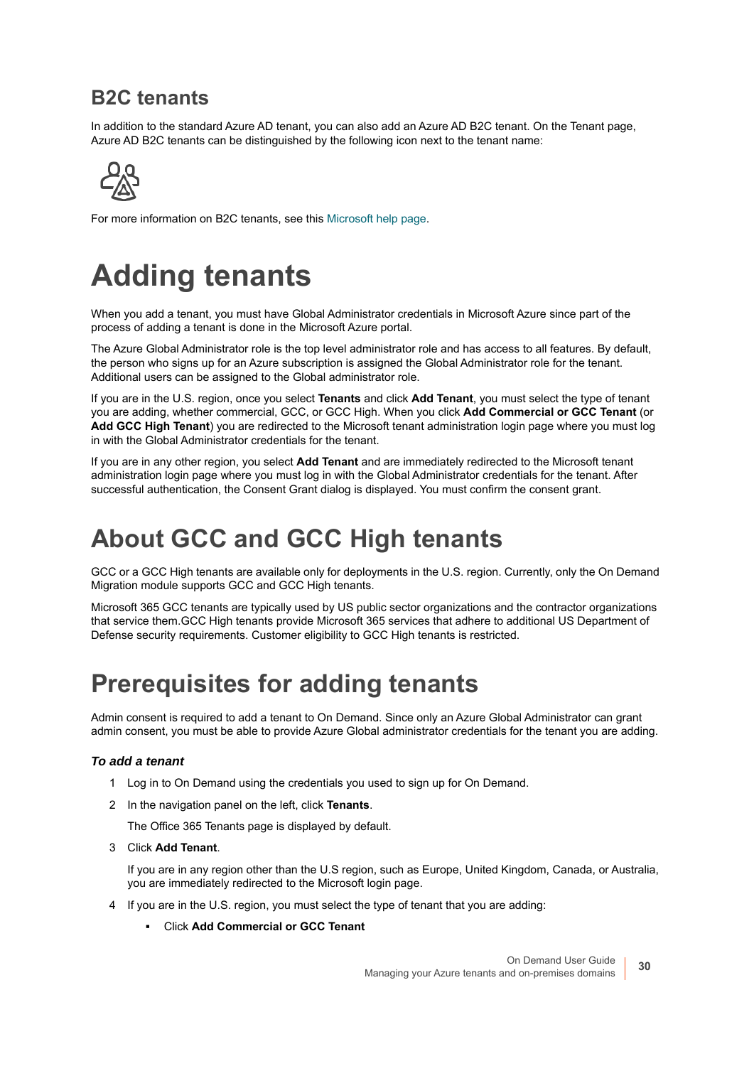## B2C tenants

In addition to the standard Azure AD tenant, you can also add an Azure AD B2C tenant. On the Tenant page, Azure AD B2C tenants can be distinguished by the following icon next to the tenant name:

For more information on B2C tenants, see this Microsoft help page.

# Adding tenants

When you add a tenant, you must have Global Administrator credentials in Microsoft Azure since part of the process of adding a tenant is done in the Microsoft Azure portal.

The Azure Global Administrator role is the top level administrator role and has access to all features. By default, the person who signs up for an Azure subscription is assigned the Global Administrator role for the tenant. Additional users can be assigned to the Global administrator role.

If you are in the U.S. region, once you select **Tenants** and click **Add Tenant**, you must select the type of tenant you are adding, whether commercial, GCC, or GCC High. When you click **Add Commercial or GCC Tenant** (or **Add GCC High Tenant**) you are redirected to the Microsoft tenant administration login page where you must log in with the Global Administrator credentials for the tenant.

If you are in any other region, you select **Add Tenant** and are immediately redirected to the Microsoft tenant administration login page where you must log in with the Global Administrator credentials for the tenant. After successful authentication, the Consent Grant dialog is displayed. You must confirm the consent grant.

# About GCC and GCC High tenants

GCC or a GCC High tenants are available only for deployments in the U.S. region. Currently, only the On Demand Migration module supports GCC and GCC High tenants.

Microsoft 365 GCC tenants are typically used by US public sector organizations and the contractor organizations that service them.GCC High tenants provide Microsoft 365 services that adhere to additional US Department of Defense security requirements. Customer eligibility to GCC High tenants is restricted.

# Prerequisites for adding tenants

Admin consent is required to add a tenant to On Demand. Since only an Azure Global Administrator can grant admin consent, you must be able to provide Azure Global administrator credentials for the tenant you are adding.

#### *To add a tenant*

1. Log in to On Demand using the credentials you used to sign up for On Demand.
2. In the navigation panel on the left, click **Tenants**.

   The Office 365 Tenants page is displayed by default.
3. Click **Add Tenant**.

   If you are in any region other than the U.S region, such as Europe, United Kingdom, Canada, or Australia, you are immediately redirected to the Microsoft login page.
4. If you are in the U.S. region, you must select the type of tenant that you are adding:
   - Click **Add Commercial or GCC Tenant**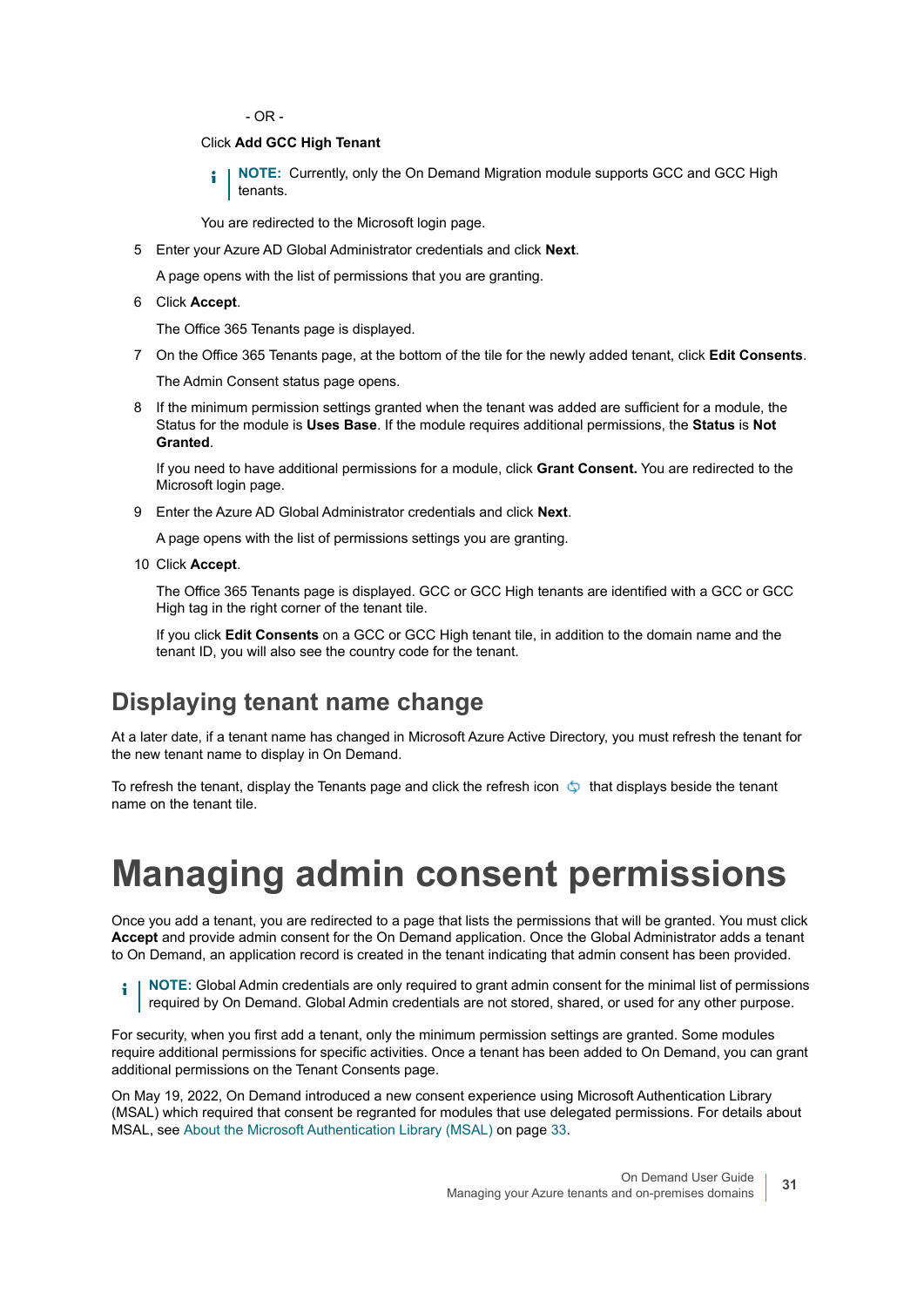- OR -

Click **Add GCC High Tenant**

> **NOTE:** Currently, only the On Demand Migration module supports GCC and GCC High tenants.

You are redirected to the Microsoft login page.

5. Enter your Azure AD Global Administrator credentials and click **Next**.

   A page opens with the list of permissions that you are granting.

6. Click **Accept**.

   The Office 365 Tenants page is displayed.

7. On the Office 365 Tenants page, at the bottom of the tile for the newly added tenant, click **Edit Consents**.

   The Admin Consent status page opens.

8. If the minimum permission settings granted when the tenant was added are sufficient for a module, the Status for the module is **Uses Base**. If the module requires additional permissions, the **Status** is **Not Granted**.

   If you need to have additional permissions for a module, click **Grant Consent.** You are redirected to the Microsoft login page.

9. Enter the Azure AD Global Administrator credentials and click **Next**.

   A page opens with the list of permissions settings you are granting.

10. Click **Accept**.

    The Office 365 Tenants page is displayed. GCC or GCC High tenants are identified with a GCC or GCC High tag in the right corner of the tenant tile.

    If you click **Edit Consents** on a GCC or GCC High tenant tile, in addition to the domain name and the tenant ID, you will also see the country code for the tenant.

## Displaying tenant name change

At a later date, if a tenant name has changed in Microsoft Azure Active Directory, you must refresh the tenant for the new tenant name to display in On Demand.

To refresh the tenant, display the Tenants page and click the refresh icon that displays beside the tenant name on the tenant tile.

# Managing admin consent permissions

Once you add a tenant, you are redirected to a page that lists the permissions that will be granted. You must click **Accept** and provide admin consent for the On Demand application. Once the Global Administrator adds a tenant to On Demand, an application record is created in the tenant indicating that admin consent has been provided.

> **NOTE:** Global Admin credentials are only required to grant admin consent for the minimal list of permissions required by On Demand. Global Admin credentials are not stored, shared, or used for any other purpose.

For security, when you first add a tenant, only the minimum permission settings are granted. Some modules require additional permissions for specific activities. Once a tenant has been added to On Demand, you can grant additional permissions on the Tenant Consents page.

On May 19, 2022, On Demand introduced a new consent experience using Microsoft Authentication Library (MSAL) which required that consent be regranted for modules that use delegated permissions. For details about MSAL, see About the Microsoft Authentication Library (MSAL) on page 33.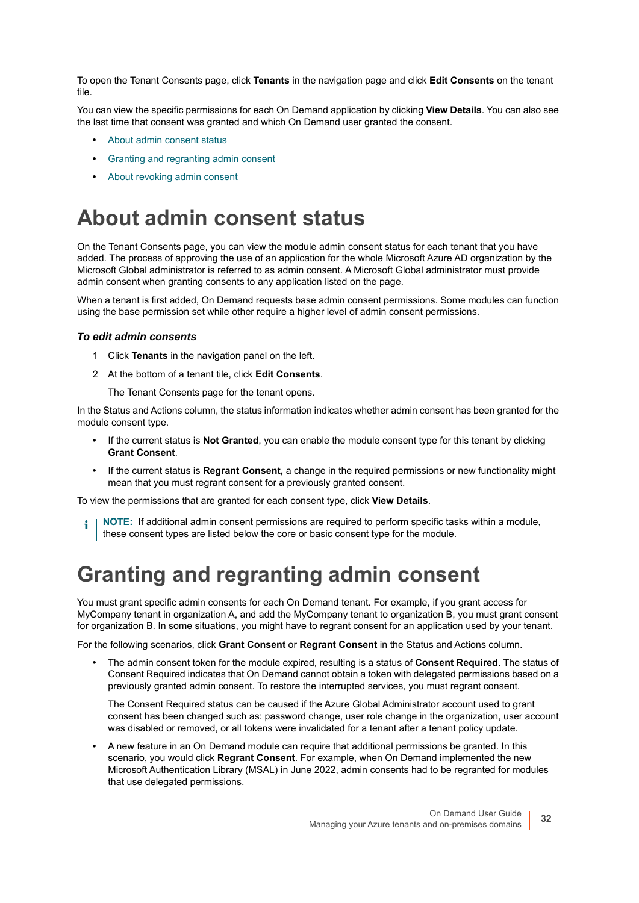To open the Tenant Consents page, click **Tenants** in the navigation page and click **Edit Consents** on the tenant tile.

You can view the specific permissions for each On Demand application by clicking **View Details**. You can also see the last time that consent was granted and which On Demand user granted the consent.

- About admin consent status
- Granting and regranting admin consent
- About revoking admin consent

# About admin consent status

On the Tenant Consents page, you can view the module admin consent status for each tenant that you have added. The process of approving the use of an application for the whole Microsoft Azure AD organization by the Microsoft Global administrator is referred to as admin consent. A Microsoft Global administrator must provide admin consent when granting consents to any application listed on the page.

When a tenant is first added, On Demand requests base admin consent permissions. Some modules can function using the base permission set while other require a higher level of admin consent permissions.

### *To edit admin consents*

1. Click **Tenants** in the navigation panel on the left.
2. At the bottom of a tenant tile, click **Edit Consents**.

   The Tenant Consents page for the tenant opens.

In the Status and Actions column, the status information indicates whether admin consent has been granted for the module consent type.

- If the current status is **Not Granted**, you can enable the module consent type for this tenant by clicking **Grant Consent**.
- If the current status is **Regrant Consent,** a change in the required permissions or new functionality might mean that you must regrant consent for a previously granted consent.

To view the permissions that are granted for each consent type, click **View Details**.

**NOTE:** If additional admin consent permissions are required to perform specific tasks within a module, these consent types are listed below the core or basic consent type for the module.

# Granting and regranting admin consent

You must grant specific admin consents for each On Demand tenant. For example, if you grant access for MyCompany tenant in organization A, and add the MyCompany tenant to organization B, you must grant consent for organization B. In some situations, you might have to regrant consent for an application used by your tenant.

For the following scenarios, click **Grant Consent** or **Regrant Consent** in the Status and Actions column.

- The admin consent token for the module expired, resulting is a status of **Consent Required**. The status of Consent Required indicates that On Demand cannot obtain a token with delegated permissions based on a previously granted admin consent. To restore the interrupted services, you must regrant consent.

  The Consent Required status can be caused if the Azure Global Administrator account used to grant consent has been changed such as: password change, user role change in the organization, user account was disabled or removed, or all tokens were invalidated for a tenant after a tenant policy update.

- A new feature in an On Demand module can require that additional permissions be granted. In this scenario, you would click **Regrant Consent**. For example, when On Demand implemented the new Microsoft Authentication Library (MSAL) in June 2022, admin consents had to be regranted for modules that use delegated permissions.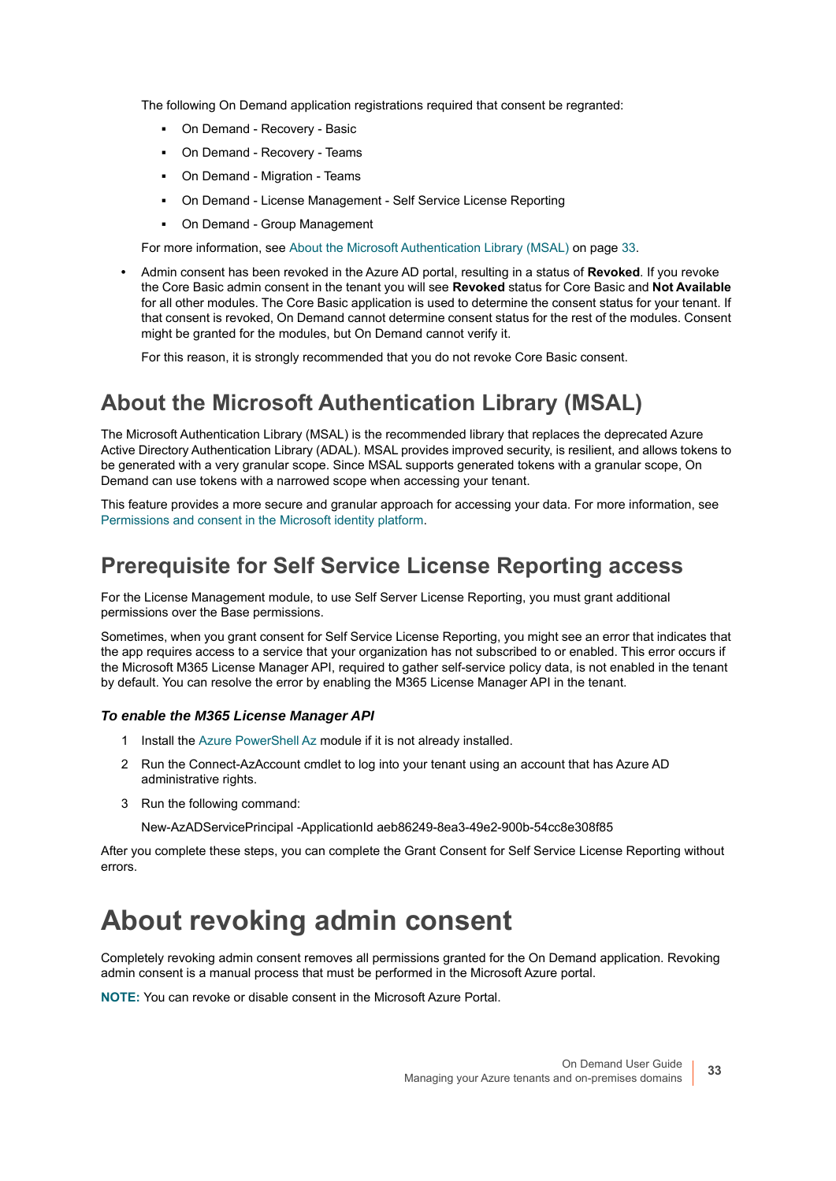The following On Demand application registrations required that consent be regranted:

- On Demand - Recovery - Basic
- On Demand - Recovery - Teams
- On Demand - Migration - Teams
- On Demand - License Management - Self Service License Reporting
- On Demand - Group Management

For more information, see About the Microsoft Authentication Library (MSAL) on page 33.

- Admin consent has been revoked in the Azure AD portal, resulting in a status of **Revoked**. If you revoke the Core Basic admin consent in the tenant you will see **Revoked** status for Core Basic and **Not Available** for all other modules. The Core Basic application is used to determine the consent status for your tenant. If that consent is revoked, On Demand cannot determine consent status for the rest of the modules. Consent might be granted for the modules, but On Demand cannot verify it.

  For this reason, it is strongly recommended that you do not revoke Core Basic consent.

## About the Microsoft Authentication Library (MSAL)

The Microsoft Authentication Library (MSAL) is the recommended library that replaces the deprecated Azure Active Directory Authentication Library (ADAL). MSAL provides improved security, is resilient, and allows tokens to be generated with a very granular scope. Since MSAL supports generated tokens with a granular scope, On Demand can use tokens with a narrowed scope when accessing your tenant.

This feature provides a more secure and granular approach for accessing your data. For more information, see Permissions and consent in the Microsoft identity platform.

## Prerequisite for Self Service License Reporting access

For the License Management module, to use Self Server License Reporting, you must grant additional permissions over the Base permissions.

Sometimes, when you grant consent for Self Service License Reporting, you might see an error that indicates that the app requires access to a service that your organization has not subscribed to or enabled. This error occurs if the Microsoft M365 License Manager API, required to gather self-service policy data, is not enabled in the tenant by default. You can resolve the error by enabling the M365 License Manager API in the tenant.

#### *To enable the M365 License Manager API*

1. Install the Azure PowerShell Az module if it is not already installed.
2. Run the Connect-AzAccount cmdlet to log into your tenant using an account that has Azure AD administrative rights.
3. Run the following command:

   New-AzADServicePrincipal -ApplicationId aeb86249-8ea3-49e2-900b-54cc8e308f85

After you complete these steps, you can complete the Grant Consent for Self Service License Reporting without errors.

# About revoking admin consent

Completely revoking admin consent removes all permissions granted for the On Demand application. Revoking admin consent is a manual process that must be performed in the Microsoft Azure portal.

**NOTE:** You can revoke or disable consent in the Microsoft Azure Portal.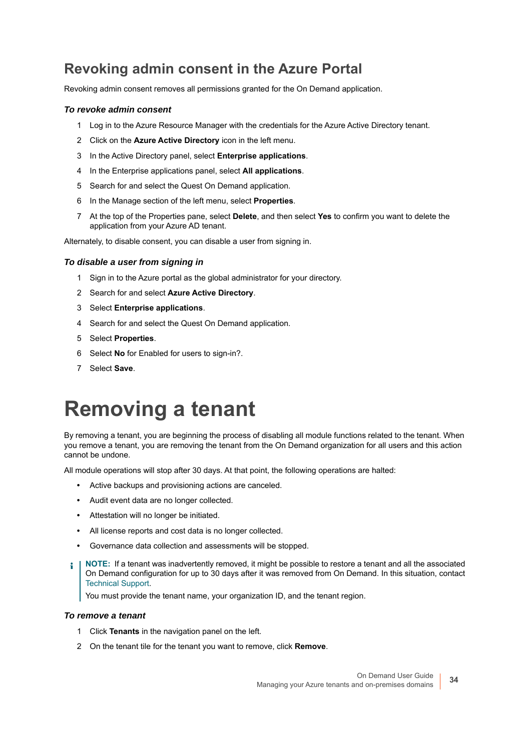## Revoking admin consent in the Azure Portal

Revoking admin consent removes all permissions granted for the On Demand application.

### *To revoke admin consent*

1. Log in to the Azure Resource Manager with the credentials for the Azure Active Directory tenant.
2. Click on the **Azure Active Directory** icon in the left menu.
3. In the Active Directory panel, select **Enterprise applications**.
4. In the Enterprise applications panel, select **All applications**.
5. Search for and select the Quest On Demand application.
6. In the Manage section of the left menu, select **Properties**.
7. At the top of the Properties pane, select **Delete**, and then select **Yes** to confirm you want to delete the application from your Azure AD tenant.

Alternately, to disable consent, you can disable a user from signing in.

### *To disable a user from signing in*

1. Sign in to the Azure portal as the global administrator for your directory.
2. Search for and select **Azure Active Directory**.
3. Select **Enterprise applications**.
4. Search for and select the Quest On Demand application.
5. Select **Properties**.
6. Select **No** for Enabled for users to sign-in?.
7. Select **Save**.

# Removing a tenant

By removing a tenant, you are beginning the process of disabling all module functions related to the tenant. When you remove a tenant, you are removing the tenant from the On Demand organization for all users and this action cannot be undone.

All module operations will stop after 30 days. At that point, the following operations are halted:

- Active backups and provisioning actions are canceled.
- Audit event data are no longer collected.
- Attestation will no longer be initiated.
- All license reports and cost data is no longer collected.
- Governance data collection and assessments will be stopped.

> **NOTE:** If a tenant was inadvertently removed, it might be possible to restore a tenant and all the associated On Demand configuration for up to 30 days after it was removed from On Demand. In this situation, contact Technical Support.
>
> You must provide the tenant name, your organization ID, and the tenant region.

### *To remove a tenant*

1. Click **Tenants** in the navigation panel on the left.
2. On the tenant tile for the tenant you want to remove, click **Remove**.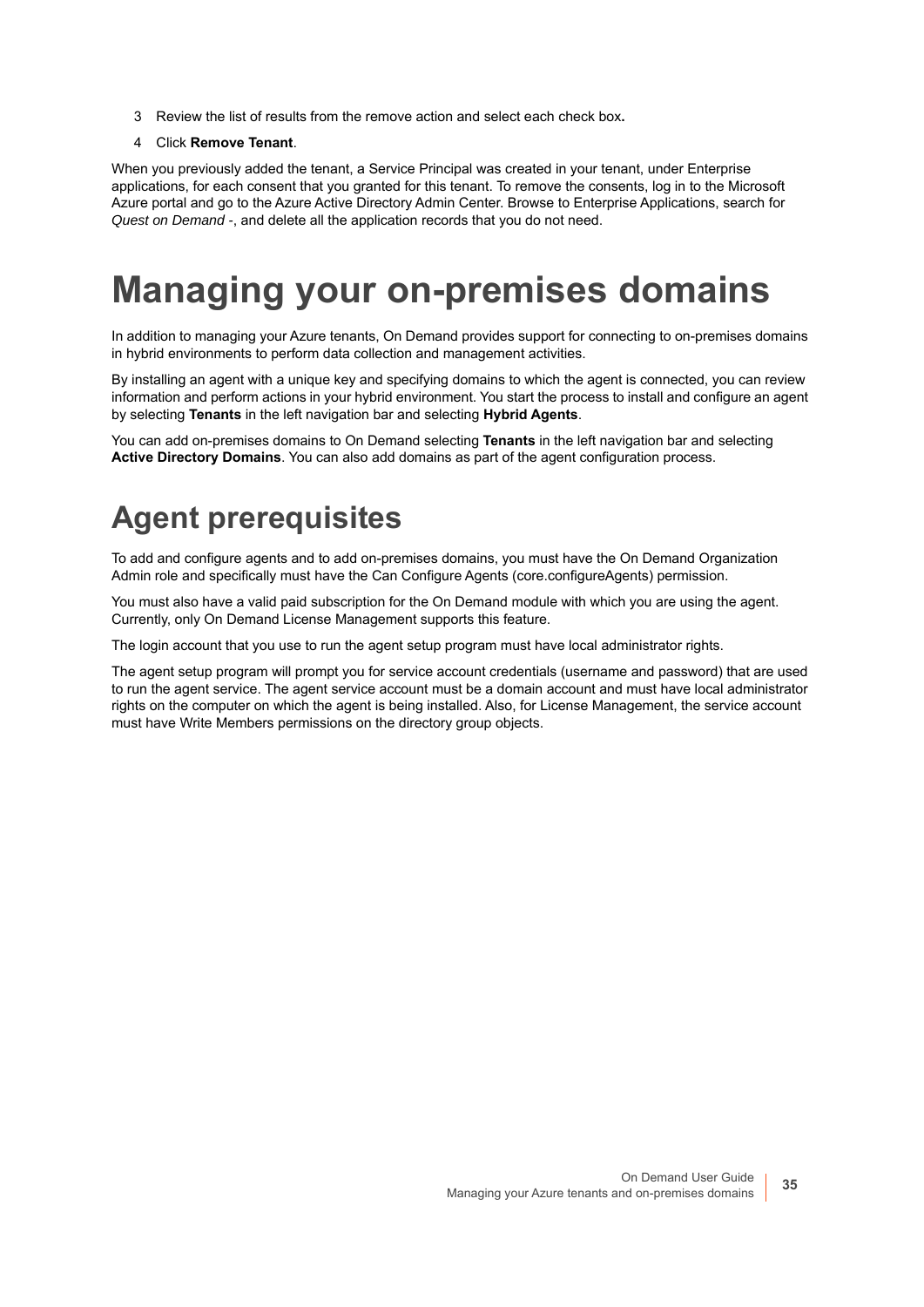3 Review the list of results from the remove action and select each check box**.**

4 Click **Remove Tenant**.

When you previously added the tenant, a Service Principal was created in your tenant, under Enterprise applications, for each consent that you granted for this tenant. To remove the consents, log in to the Microsoft Azure portal and go to the Azure Active Directory Admin Center. Browse to Enterprise Applications, search for *Quest on Demand -*, and delete all the application records that you do not need.

# Managing your on-premises domains

In addition to managing your Azure tenants, On Demand provides support for connecting to on-premises domains in hybrid environments to perform data collection and management activities.

By installing an agent with a unique key and specifying domains to which the agent is connected, you can review information and perform actions in your hybrid environment. You start the process to install and configure an agent by selecting **Tenants** in the left navigation bar and selecting **Hybrid Agents**.

You can add on-premises domains to On Demand selecting **Tenants** in the left navigation bar and selecting **Active Directory Domains**. You can also add domains as part of the agent configuration process.

## Agent prerequisites

To add and configure agents and to add on-premises domains, you must have the On Demand Organization Admin role and specifically must have the Can Configure Agents (core.configureAgents) permission.

You must also have a valid paid subscription for the On Demand module with which you are using the agent. Currently, only On Demand License Management supports this feature.

The login account that you use to run the agent setup program must have local administrator rights.

The agent setup program will prompt you for service account credentials (username and password) that are used to run the agent service. The agent service account must be a domain account and must have local administrator rights on the computer on which the agent is being installed. Also, for License Management, the service account must have Write Members permissions on the directory group objects.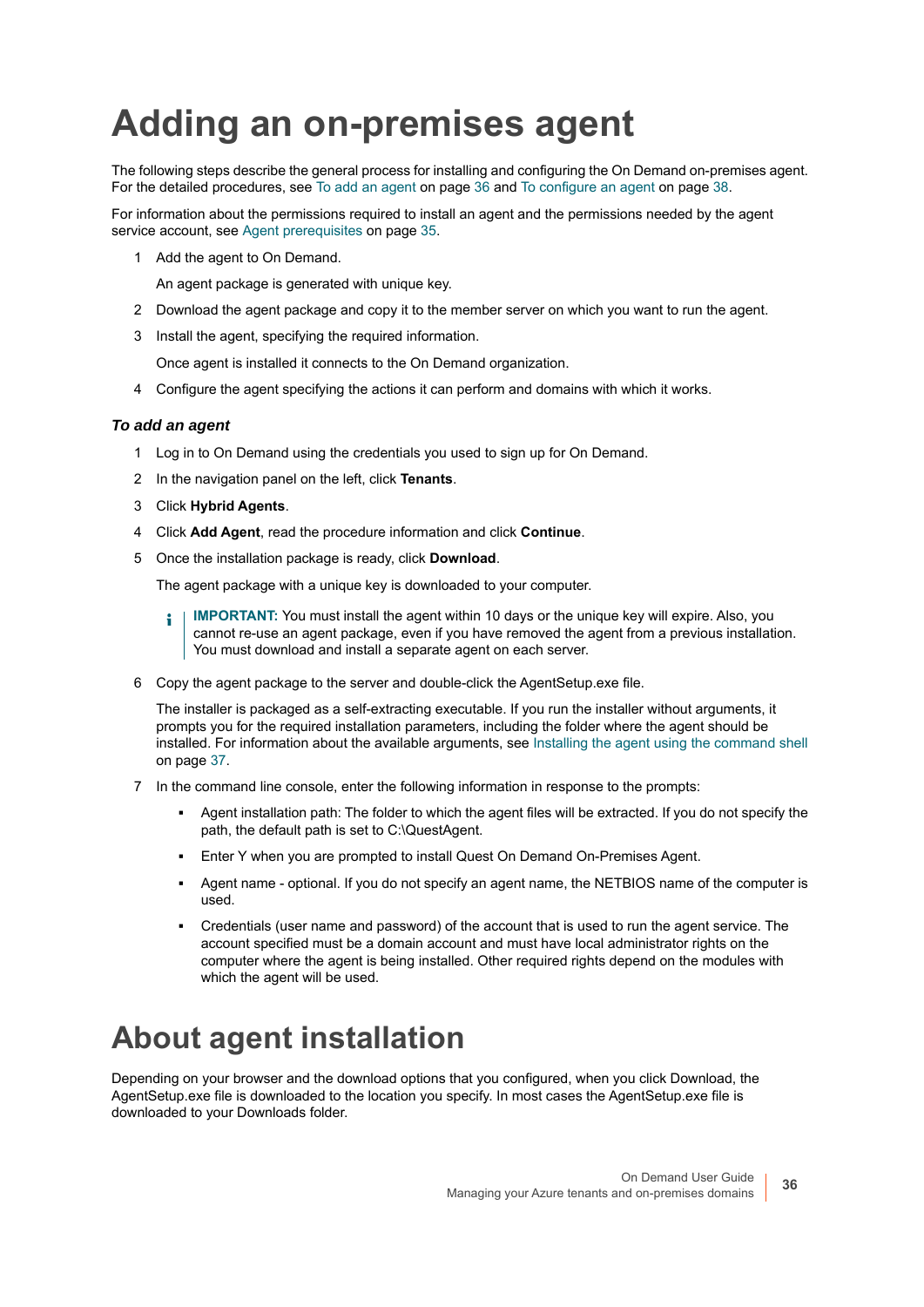# Adding an on-premises agent

The following steps describe the general process for installing and configuring the On Demand on-premises agent. For the detailed procedures, see To add an agent on page 36 and To configure an agent on page 38.

For information about the permissions required to install an agent and the permissions needed by the agent service account, see Agent prerequisites on page 35.

1. Add the agent to On Demand.

   An agent package is generated with unique key.

2. Download the agent package and copy it to the member server on which you want to run the agent.
3. Install the agent, specifying the required information.

   Once agent is installed it connects to the On Demand organization.

4. Configure the agent specifying the actions it can perform and domains with which it works.

### *To add an agent*

1. Log in to On Demand using the credentials you used to sign up for On Demand.
2. In the navigation panel on the left, click **Tenants**.
3. Click **Hybrid Agents**.
4. Click **Add Agent**, read the procedure information and click **Continue**.
5. Once the installation package is ready, click **Download**.

   The agent package with a unique key is downloaded to your computer.

   > **IMPORTANT:** You must install the agent within 10 days or the unique key will expire. Also, you cannot re-use an agent package, even if you have removed the agent from a previous installation. You must download and install a separate agent on each server.

6. Copy the agent package to the server and double-click the AgentSetup.exe file.

   The installer is packaged as a self-extracting executable. If you run the installer without arguments, it prompts you for the required installation parameters, including the folder where the agent should be installed. For information about the available arguments, see Installing the agent using the command shell on page 37.

7. In the command line console, enter the following information in response to the prompts:
   - Agent installation path: The folder to which the agent files will be extracted. If you do not specify the path, the default path is set to C:\QuestAgent.
   - Enter Y when you are prompted to install Quest On Demand On-Premises Agent.
   - Agent name - optional. If you do not specify an agent name, the NETBIOS name of the computer is used.
   - Credentials (user name and password) of the account that is used to run the agent service. The account specified must be a domain account and must have local administrator rights on the computer where the agent is being installed. Other required rights depend on the modules with which the agent will be used.

# About agent installation

Depending on your browser and the download options that you configured, when you click Download, the AgentSetup.exe file is downloaded to the location you specify. In most cases the AgentSetup.exe file is downloaded to your Downloads folder.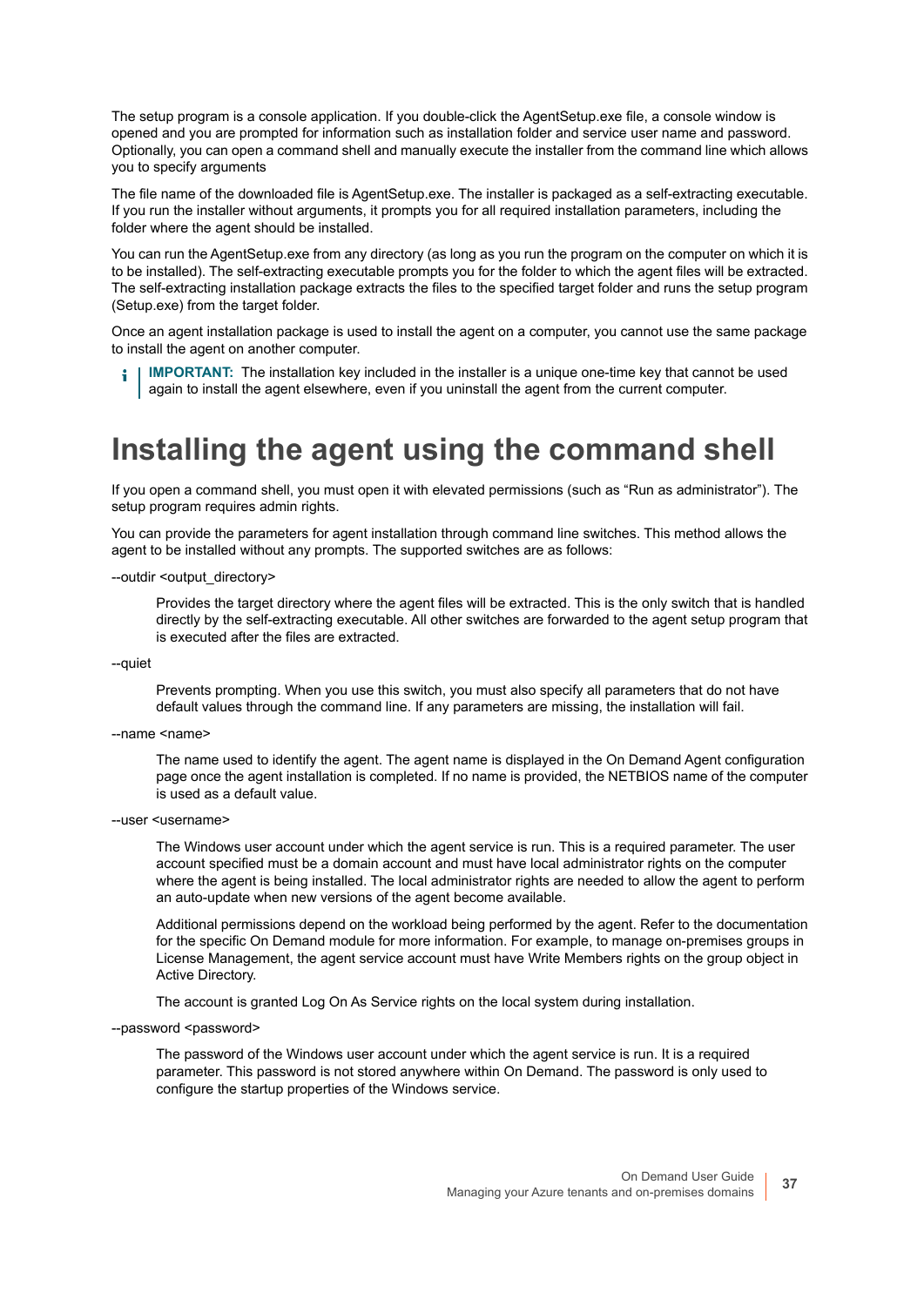The setup program is a console application. If you double-click the AgentSetup.exe file, a console window is opened and you are prompted for information such as installation folder and service user name and password. Optionally, you can open a command shell and manually execute the installer from the command line which allows you to specify arguments

The file name of the downloaded file is AgentSetup.exe. The installer is packaged as a self-extracting executable. If you run the installer without arguments, it prompts you for all required installation parameters, including the folder where the agent should be installed.

You can run the AgentSetup.exe from any directory (as long as you run the program on the computer on which it is to be installed). The self-extracting executable prompts you for the folder to which the agent files will be extracted. The self-extracting installation package extracts the files to the specified target folder and runs the setup program (Setup.exe) from the target folder.

Once an agent installation package is used to install the agent on a computer, you cannot use the same package to install the agent on another computer.

> **IMPORTANT:** The installation key included in the installer is a unique one-time key that cannot be used again to install the agent elsewhere, even if you uninstall the agent from the current computer.

# Installing the agent using the command shell

If you open a command shell, you must open it with elevated permissions (such as "Run as administrator"). The setup program requires admin rights.

You can provide the parameters for agent installation through command line switches. This method allows the agent to be installed without any prompts. The supported switches are as follows:

--outdir <output_directory>

> Provides the target directory where the agent files will be extracted. This is the only switch that is handled directly by the self-extracting executable. All other switches are forwarded to the agent setup program that is executed after the files are extracted.

--quiet

> Prevents prompting. When you use this switch, you must also specify all parameters that do not have default values through the command line. If any parameters are missing, the installation will fail.

--name <name>

> The name used to identify the agent. The agent name is displayed in the On Demand Agent configuration page once the agent installation is completed. If no name is provided, the NETBIOS name of the computer is used as a default value.

--user <username>

> The Windows user account under which the agent service is run. This is a required parameter. The user account specified must be a domain account and must have local administrator rights on the computer where the agent is being installed. The local administrator rights are needed to allow the agent to perform an auto-update when new versions of the agent become available.
>
> Additional permissions depend on the workload being performed by the agent. Refer to the documentation for the specific On Demand module for more information. For example, to manage on-premises groups in License Management, the agent service account must have Write Members rights on the group object in Active Directory.
>
> The account is granted Log On As Service rights on the local system during installation.

--password <password>

> The password of the Windows user account under which the agent service is run. It is a required parameter. This password is not stored anywhere within On Demand. The password is only used to configure the startup properties of the Windows service.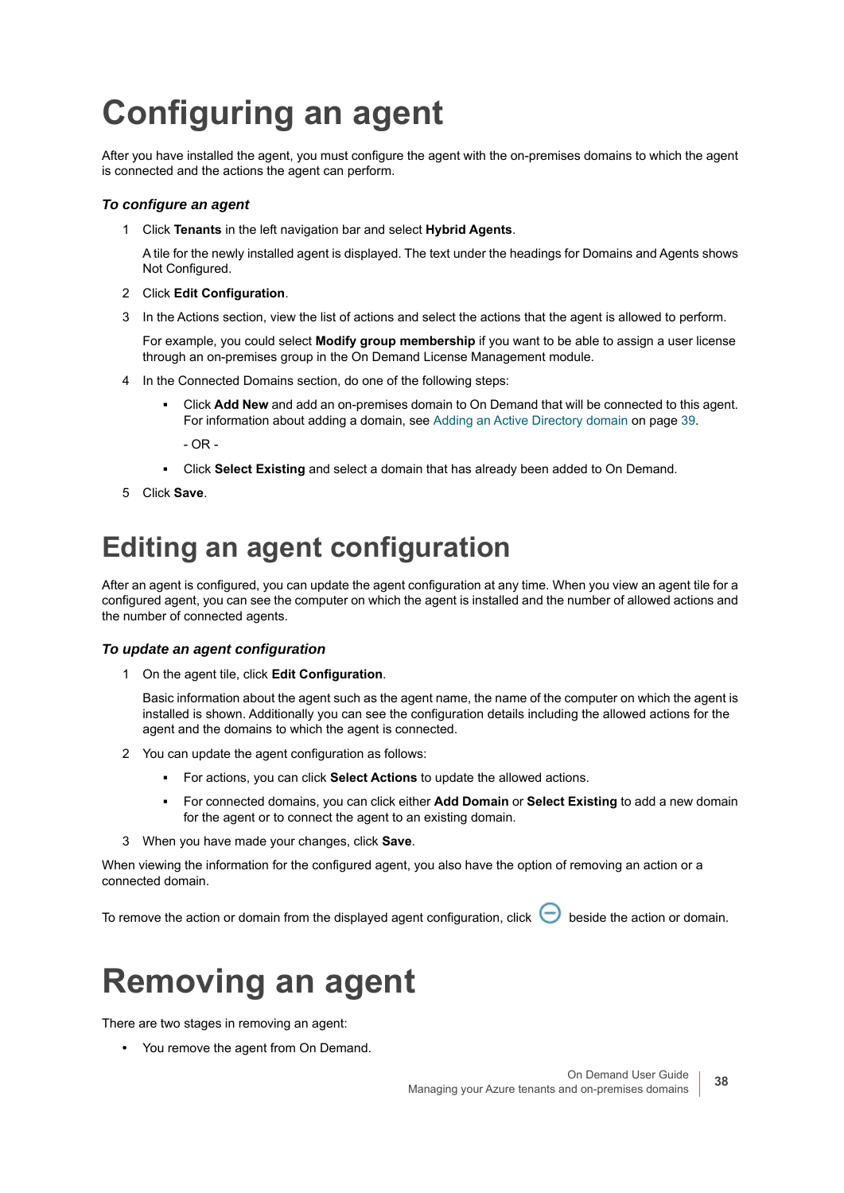# Configuring an agent

After you have installed the agent, you must configure the agent with the on-premises domains to which the agent is connected and the actions the agent can perform.

### *To configure an agent*

1. Click **Tenants** in the left navigation bar and select **Hybrid Agents**.

   A tile for the newly installed agent is displayed. The text under the headings for Domains and Agents shows Not Configured.

2. Click **Edit Configuration**.
3. In the Actions section, view the list of actions and select the actions that the agent is allowed to perform.

   For example, you could select **Modify group membership** if you want to be able to assign a user license through an on-premises group in the On Demand License Management module.

4. In the Connected Domains section, do one of the following steps:
   - Click **Add New** and add an on-premises domain to On Demand that will be connected to this agent. For information about adding a domain, see Adding an Active Directory domain on page 39.

     - OR -

   - Click **Select Existing** and select a domain that has already been added to On Demand.
5. Click **Save**.

# Editing an agent configuration

After an agent is configured, you can update the agent configuration at any time. When you view an agent tile for a configured agent, you can see the computer on which the agent is installed and the number of allowed actions and the number of connected agents.

### *To update an agent configuration*

1. On the agent tile, click **Edit Configuration**.

   Basic information about the agent such as the agent name, the name of the computer on which the agent is installed is shown. Additionally you can see the configuration details including the allowed actions for the agent and the domains to which the agent is connected.

2. You can update the agent configuration as follows:
   - For actions, you can click **Select Actions** to update the allowed actions.
   - For connected domains, you can click either **Add Domain** or **Select Existing** to add a new domain for the agent or to connect the agent to an existing domain.
3. When you have made your changes, click **Save**.

When viewing the information for the configured agent, you also have the option of removing an action or a connected domain.

To remove the action or domain from the displayed agent configuration, click ⊖ beside the action or domain.

# Removing an agent

There are two stages in removing an agent:

- You remove the agent from On Demand.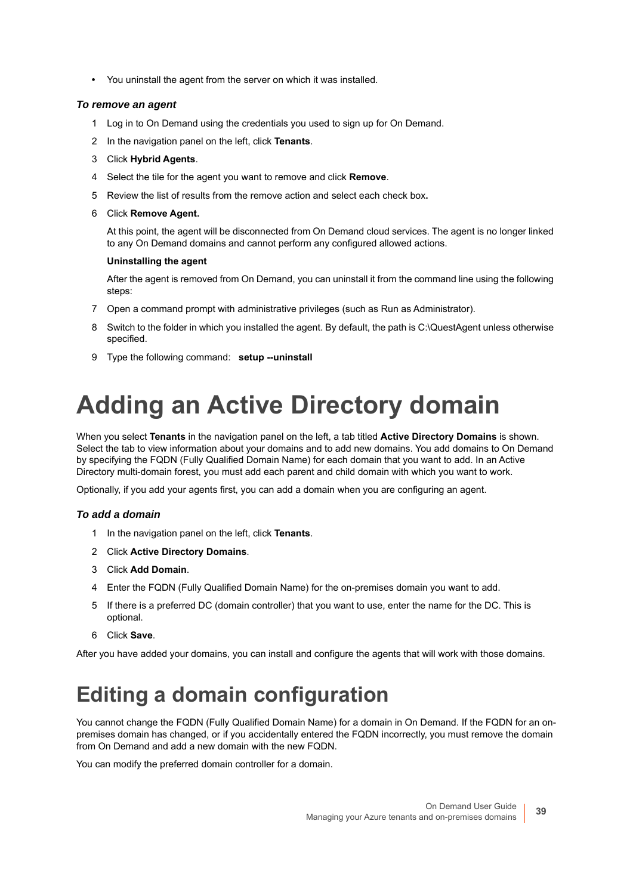- You uninstall the agent from the server on which it was installed.

***To remove an agent***

1. Log in to On Demand using the credentials you used to sign up for On Demand.
2. In the navigation panel on the left, click **Tenants**.
3. Click **Hybrid Agents**.
4. Select the tile for the agent you want to remove and click **Remove**.
5. Review the list of results from the remove action and select each check box**.**
6. Click **Remove Agent.**

   At this point, the agent will be disconnected from On Demand cloud services. The agent is no longer linked to any On Demand domains and cannot perform any configured allowed actions.

   **Uninstalling the agent**

   After the agent is removed from On Demand, you can uninstall it from the command line using the following steps:

7. Open a command prompt with administrative privileges (such as Run as Administrator).
8. Switch to the folder in which you installed the agent. By default, the path is C:\QuestAgent unless otherwise specified.
9. Type the following command: **setup --uninstall**

# Adding an Active Directory domain

When you select **Tenants** in the navigation panel on the left, a tab titled **Active Directory Domains** is shown. Select the tab to view information about your domains and to add new domains. You add domains to On Demand by specifying the FQDN (Fully Qualified Domain Name) for each domain that you want to add. In an Active Directory multi-domain forest, you must add each parent and child domain with which you want to work.

Optionally, if you add your agents first, you can add a domain when you are configuring an agent.

***To add a domain***

1. In the navigation panel on the left, click **Tenants**.
2. Click **Active Directory Domains**.
3. Click **Add Domain**.
4. Enter the FQDN (Fully Qualified Domain Name) for the on-premises domain you want to add.
5. If there is a preferred DC (domain controller) that you want to use, enter the name for the DC. This is optional.
6. Click **Save**.

After you have added your domains, you can install and configure the agents that will work with those domains.

## Editing a domain configuration

You cannot change the FQDN (Fully Qualified Domain Name) for a domain in On Demand. If the FQDN for an on-premises domain has changed, or if you accidentally entered the FQDN incorrectly, you must remove the domain from On Demand and add a new domain with the new FQDN.

You can modify the preferred domain controller for a domain.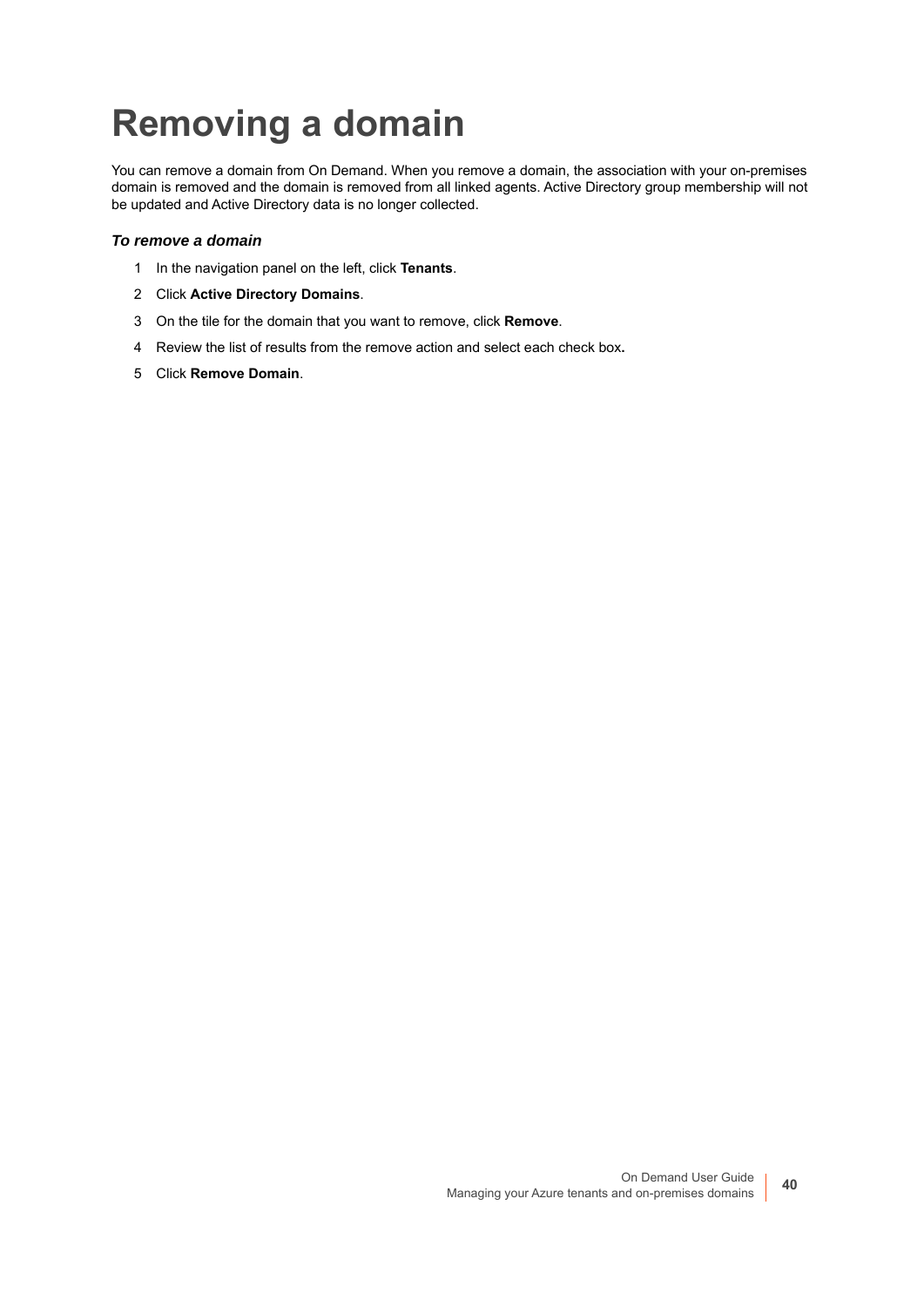# Removing a domain

You can remove a domain from On Demand. When you remove a domain, the association with your on-premises domain is removed and the domain is removed from all linked agents. Active Directory group membership will not be updated and Active Directory data is no longer collected.

***To remove a domain***

1. In the navigation panel on the left, click **Tenants**.
2. Click **Active Directory Domains**.
3. On the tile for the domain that you want to remove, click **Remove**.
4. Review the list of results from the remove action and select each check box**.**
5. Click **Remove Domain**.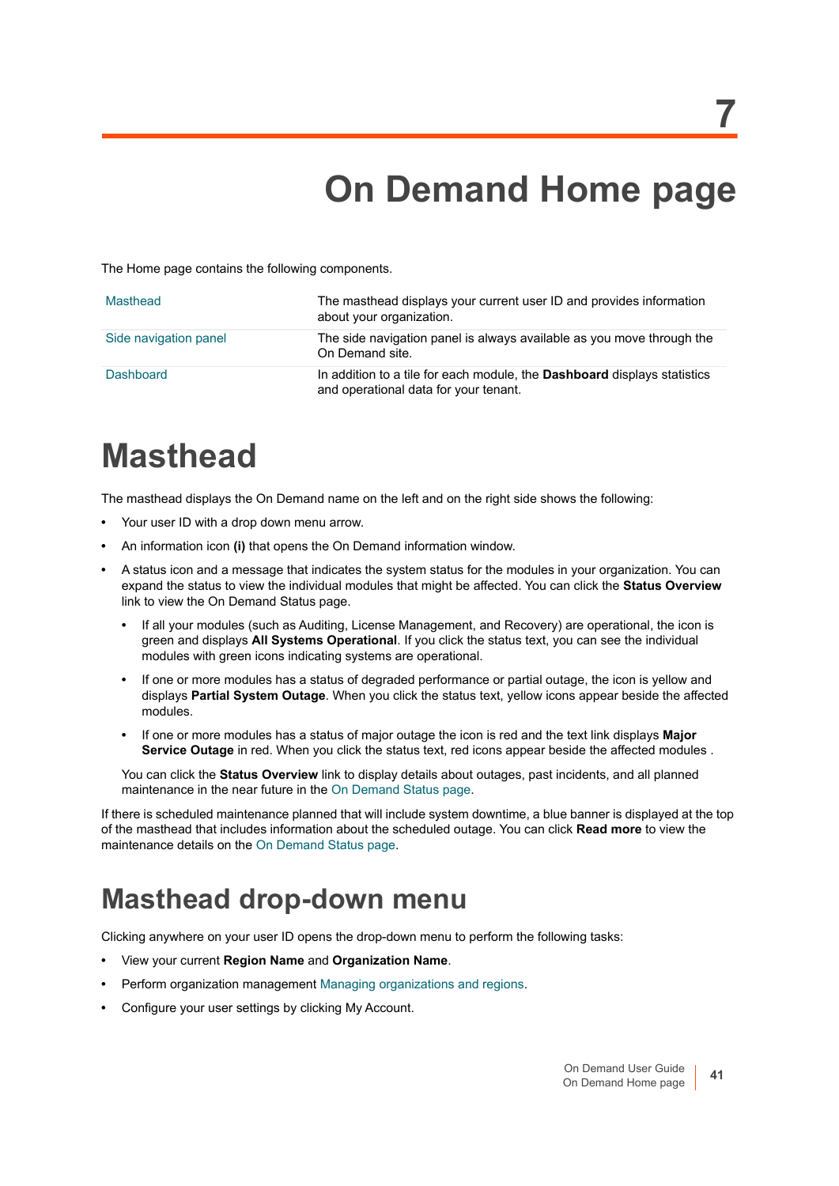# 7 On Demand Home page

The Home page contains the following components.

| | |
|---|---|
| Masthead | The masthead displays your current user ID and provides information about your organization. |
| Side navigation panel | The side navigation panel is always available as you move through the On Demand site. |
| Dashboard | In addition to a tile for each module, the **Dashboard** displays statistics and operational data for your tenant. |

# Masthead

The masthead displays the On Demand name on the left and on the right side shows the following:

- Your user ID with a drop down menu arrow.
- An information icon **(i)** that opens the On Demand information window.
- A status icon and a message that indicates the system status for the modules in your organization. You can expand the status to view the individual modules that might be affected. You can click the **Status Overview** link to view the On Demand Status page.
    - If all your modules (such as Auditing, License Management, and Recovery) are operational, the icon is green and displays **All Systems Operational**. If you click the status text, you can see the individual modules with green icons indicating systems are operational.
    - If one or more modules has a status of degraded performance or partial outage, the icon is yellow and displays **Partial System Outage**. When you click the status text, yellow icons appear beside the affected modules.
    - If one or more modules has a status of major outage the icon is red and the text link displays **Major Service Outage** in red. When you click the status text, red icons appear beside the affected modules .

  You can click the **Status Overview** link to display details about outages, past incidents, and all planned maintenance in the near future in the On Demand Status page.

If there is scheduled maintenance planned that will include system downtime, a blue banner is displayed at the top of the masthead that includes information about the scheduled outage. You can click **Read more** to view the maintenance details on the On Demand Status page.

## Masthead drop-down menu

Clicking anywhere on your user ID opens the drop-down menu to perform the following tasks:

- View your current **Region Name** and **Organization Name**.
- Perform organization management Managing organizations and regions.
- Configure your user settings by clicking My Account.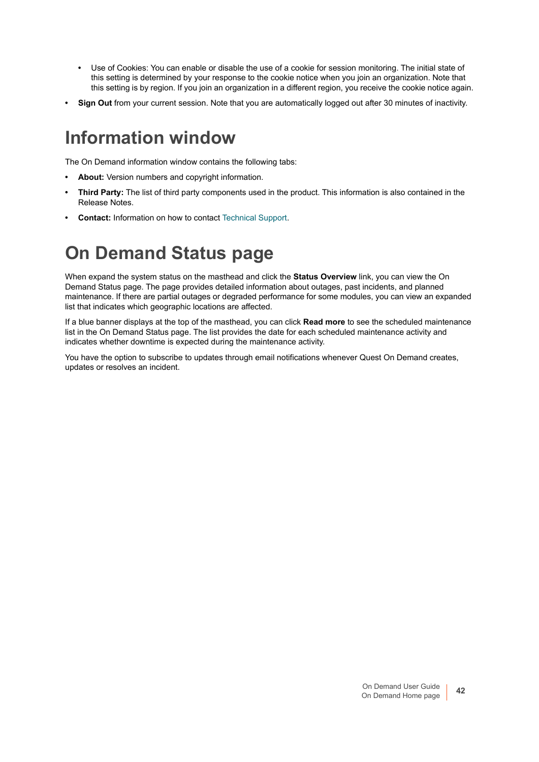- Use of Cookies: You can enable or disable the use of a cookie for session monitoring. The initial state of this setting is determined by your response to the cookie notice when you join an organization. Note that this setting is by region. If you join an organization in a different region, you receive the cookie notice again.

- **Sign Out** from your current session. Note that you are automatically logged out after 30 minutes of inactivity.

# Information window

The On Demand information window contains the following tabs:

- **About:** Version numbers and copyright information.
- **Third Party:** The list of third party components used in the product. This information is also contained in the Release Notes.
- **Contact:** Information on how to contact Technical Support.

# On Demand Status page

When expand the system status on the masthead and click the **Status Overview** link, you can view the On Demand Status page. The page provides detailed information about outages, past incidents, and planned maintenance. If there are partial outages or degraded performance for some modules, you can view an expanded list that indicates which geographic locations are affected.

If a blue banner displays at the top of the masthead, you can click **Read more** to see the scheduled maintenance list in the On Demand Status page. The list provides the date for each scheduled maintenance activity and indicates whether downtime is expected during the maintenance activity.

You have the option to subscribe to updates through email notifications whenever Quest On Demand creates, updates or resolves an incident.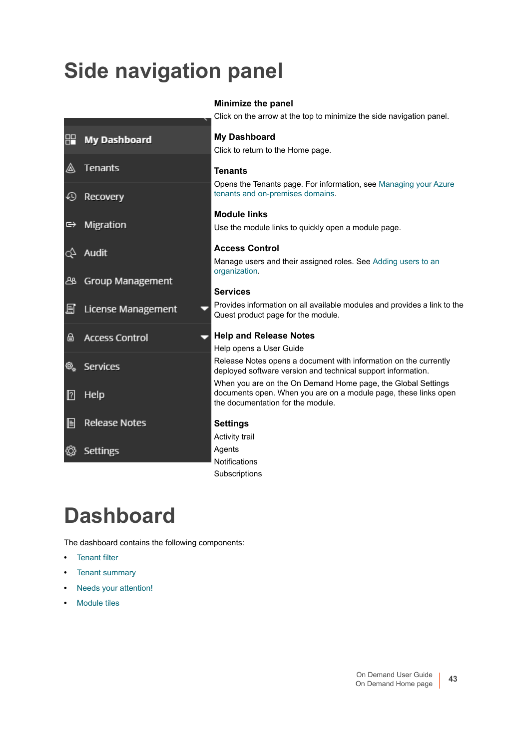# Side navigation panel

**Minimize the panel**

Click on the arrow at the top to minimize the side navigation panel.

**My Dashboard**

Click to return to the Home page.

**Tenants**

Opens the Tenants page. For information, see Managing your Azure tenants and on-premises domains.

**Module links**

Use the module links to quickly open a module page.

**Access Control**

Manage users and their assigned roles. See Adding users to an organization.

**Services**

Provides information on all available modules and provides a link to the Quest product page for the module.

**Help and Release Notes**

Help opens a User Guide

Release Notes opens a document with information on the currently deployed software version and technical support information.

When you are on the On Demand Home page, the Global Settings documents open. When you are on a module page, these links open the documentation for the module.

**Settings**

Activity trail

Agents

Notifications

Subscriptions

# Dashboard

The dashboard contains the following components:

- Tenant filter
- Tenant summary
- Needs your attention!
- Module tiles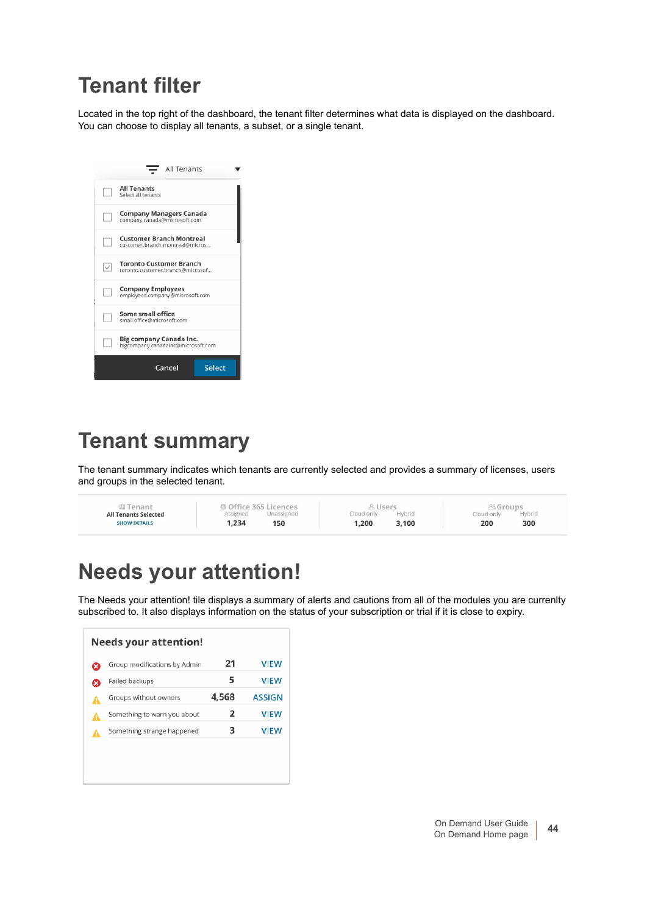# Tenant filter

Located in the top right of the dashboard, the tenant filter determines what data is displayed on the dashboard. You can choose to display all tenants, a subset, or a single tenant.

# Tenant summary

The tenant summary indicates which tenants are currently selected and provides a summary of licenses, users and groups in the selected tenant.

# Needs your attention!

The Needs your attention! tile displays a summary of alerts and cautions from all of the modules you are currenlty subscribed to. It also displays information on the status of your subscription or trial if it is close to expiry.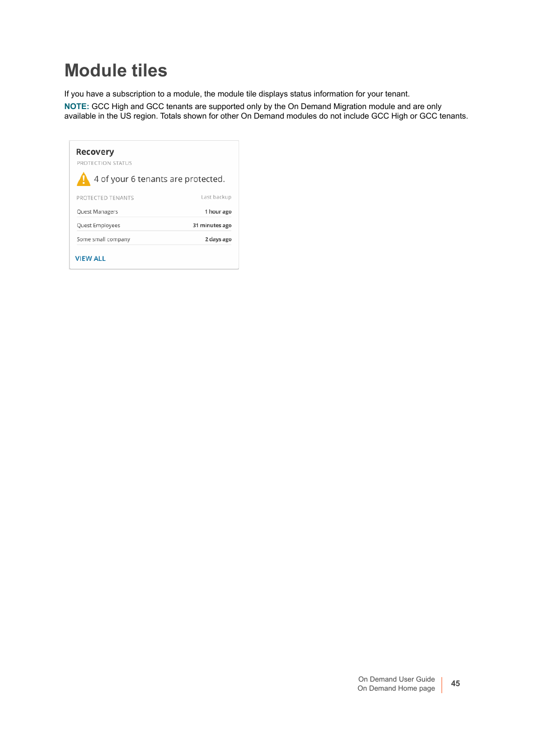# Module tiles

If you have a subscription to a module, the module tile displays status information for your tenant.

**NOTE:** GCC High and GCC tenants are supported only by the On Demand Migration module and are only available in the US region. Totals shown for other On Demand modules do not include GCC High or GCC tenants.

**Recovery**

PROTECTION STATUS

4 of your 6 tenants are protected.

| PROTECTED TENANTS | Last backup |
|---|---|
| Quest Managers | 1 hour ago |
| Quest Employees | 31 minutes ago |
| Some small company | 2 days ago |

VIEW ALL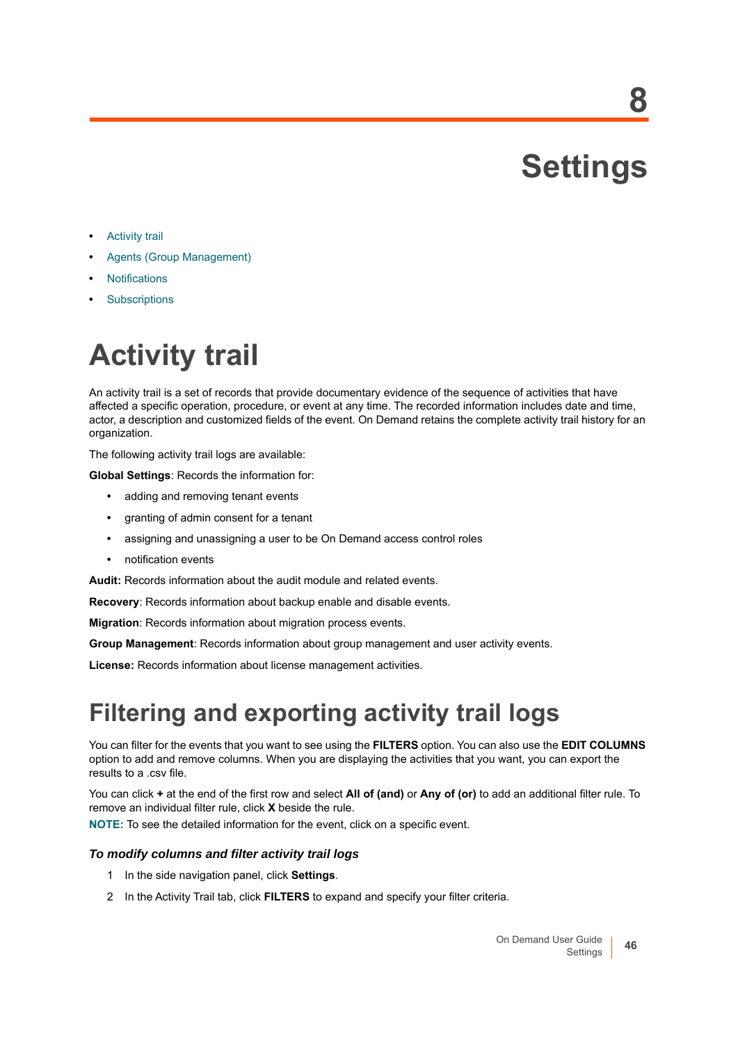# 8 Settings

- Activity trail
- Agents (Group Management)
- Notifications
- Subscriptions

# Activity trail

An activity trail is a set of records that provide documentary evidence of the sequence of activities that have affected a specific operation, procedure, or event at any time. The recorded information includes date and time, actor, a description and customized fields of the event. On Demand retains the complete activity trail history for an organization.

The following activity trail logs are available:

**Global Settings**: Records the information for:

- adding and removing tenant events
- granting of admin consent for a tenant
- assigning and unassigning a user to be On Demand access control roles
- notification events

**Audit:** Records information about the audit module and related events.

**Recovery**: Records information about backup enable and disable events.

**Migration**: Records information about migration process events.

**Group Management**: Records information about group management and user activity events.

**License:** Records information about license management activities.

## Filtering and exporting activity trail logs

You can filter for the events that you want to see using the **FILTERS** option. You can also use the **EDIT COLUMNS** option to add and remove columns. When you are displaying the activities that you want, you can export the results to a .csv file.

You can click **+** at the end of the first row and select **All of (and)** or **Any of (or)** to add an additional filter rule. To remove an individual filter rule, click **X** beside the rule.

**NOTE:** To see the detailed information for the event, click on a specific event.

### *To modify columns and filter activity trail logs*

1. In the side navigation panel, click **Settings**.
2. In the Activity Trail tab, click **FILTERS** to expand and specify your filter criteria.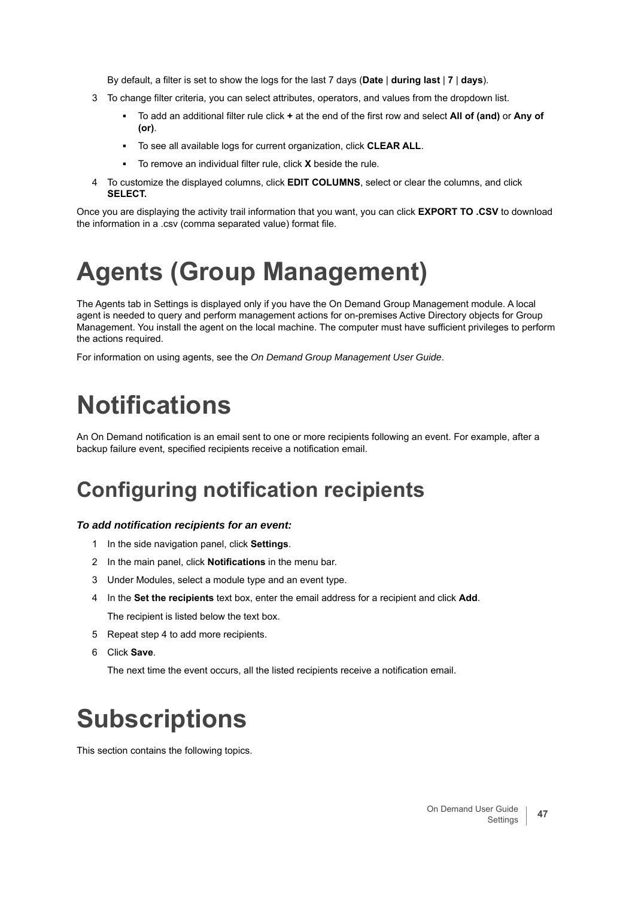By default, a filter is set to show the logs for the last 7 days (**Date** | **during last** | **7** | **days**).

3 To change filter criteria, you can select attributes, operators, and values from the dropdown list.
   - To add an additional filter rule click **+** at the end of the first row and select **All of (and)** or **Any of (or)**.
   - To see all available logs for current organization, click **CLEAR ALL**.
   - To remove an individual filter rule, click **X** beside the rule.

4 To customize the displayed columns, click **EDIT COLUMNS**, select or clear the columns, and click **SELECT.**

Once you are displaying the activity trail information that you want, you can click **EXPORT TO .CSV** to download the information in a .csv (comma separated value) format file.

# Agents (Group Management)

The Agents tab in Settings is displayed only if you have the On Demand Group Management module. A local agent is needed to query and perform management actions for on-premises Active Directory objects for Group Management. You install the agent on the local machine. The computer must have sufficient privileges to perform the actions required.

For information on using agents, see the *On Demand Group Management User Guide*.

# Notifications

An On Demand notification is an email sent to one or more recipients following an event. For example, after a backup failure event, specified recipients receive a notification email.

## Configuring notification recipients

***To add notification recipients for an event:***

1 In the side navigation panel, click **Settings**.

2 In the main panel, click **Notifications** in the menu bar.

3 Under Modules, select a module type and an event type.

4 In the **Set the recipients** text box, enter the email address for a recipient and click **Add**.

   The recipient is listed below the text box.

5 Repeat step 4 to add more recipients.

6 Click **Save**.

   The next time the event occurs, all the listed recipients receive a notification email.

# Subscriptions

This section contains the following topics.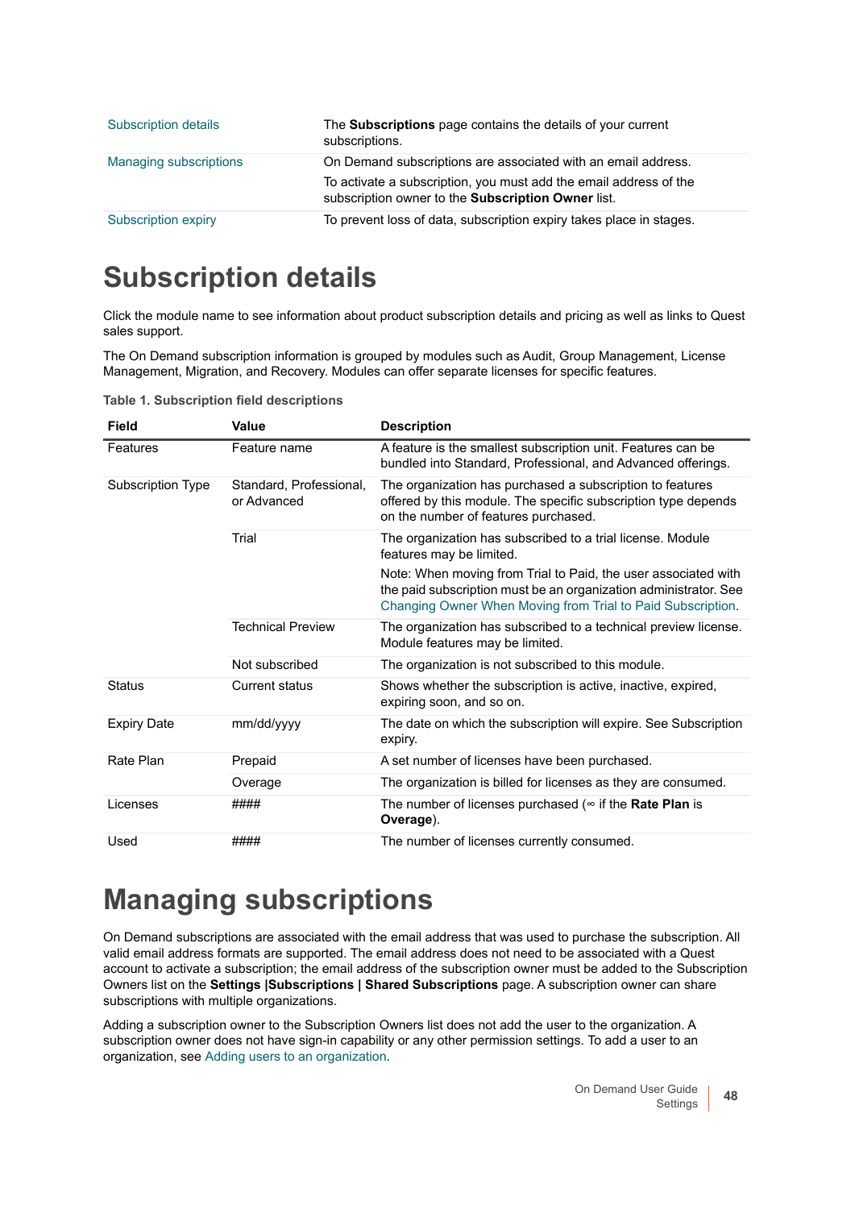| | |
|---|---|
| Subscription details | The **Subscriptions** page contains the details of your current subscriptions. |
| Managing subscriptions | On Demand subscriptions are associated with an email address.<br>To activate a subscription, you must add the email address of the subscription owner to the **Subscription Owner** list. |
| Subscription expiry | To prevent loss of data, subscription expiry takes place in stages. |

# Subscription details

Click the module name to see information about product subscription details and pricing as well as links to Quest sales support.

The On Demand subscription information is grouped by modules such as Audit, Group Management, License Management, Migration, and Recovery. Modules can offer separate licenses for specific features.

**Table 1. Subscription field descriptions**

| Field | Value | Description |
|---|---|---|
| Features | Feature name | A feature is the smallest subscription unit. Features can be bundled into Standard, Professional, and Advanced offerings. |
| Subscription Type | Standard, Professional, or Advanced | The organization has purchased a subscription to features offered by this module. The specific subscription type depends on the number of features purchased. |
| | Trial | The organization has subscribed to a trial license. Module features may be limited.<br>Note: When moving from Trial to Paid, the user associated with the paid subscription must be an organization administrator. See Changing Owner When Moving from Trial to Paid Subscription. |
| | Technical Preview | The organization has subscribed to a technical preview license. Module features may be limited. |
| | Not subscribed | The organization is not subscribed to this module. |
| Status | Current status | Shows whether the subscription is active, inactive, expired, expiring soon, and so on. |
| Expiry Date | mm/dd/yyyy | The date on which the subscription will expire. See Subscription expiry. |
| Rate Plan | Prepaid | A set number of licenses have been purchased. |
| | Overage | The organization is billed for licenses as they are consumed. |
| Licenses | #### | The number of licenses purchased (∞ if the **Rate Plan** is **Overage**). |
| Used | #### | The number of licenses currently consumed. |

# Managing subscriptions

On Demand subscriptions are associated with the email address that was used to purchase the subscription. All valid email address formats are supported. The email address does not need to be associated with a Quest account to activate a subscription; the email address of the subscription owner must be added to the Subscription Owners list on the **Settings |Subscriptions | Shared Subscriptions** page. A subscription owner can share subscriptions with multiple organizations.

Adding a subscription owner to the Subscription Owners list does not add the user to the organization. A subscription owner does not have sign-in capability or any other permission settings. To add a user to an organization, see Adding users to an organization.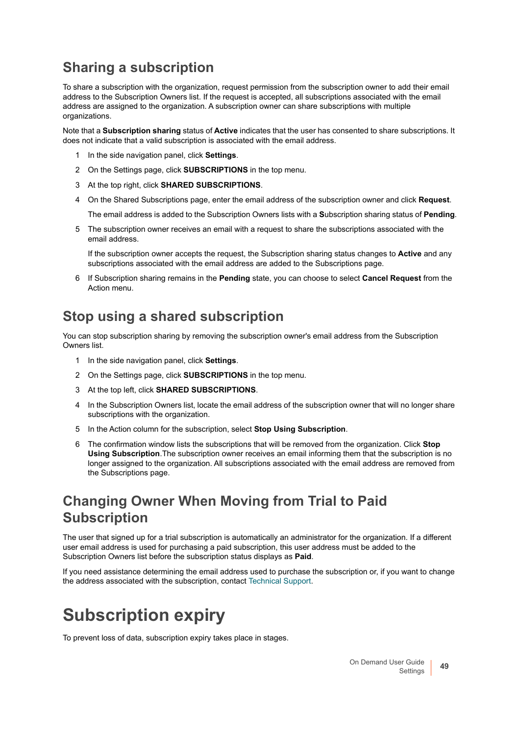## Sharing a subscription

To share a subscription with the organization, request permission from the subscription owner to add their email address to the Subscription Owners list. If the request is accepted, all subscriptions associated with the email address are assigned to the organization. A subscription owner can share subscriptions with multiple organizations.

Note that a **Subscription sharing** status of **Active** indicates that the user has consented to share subscriptions. It does not indicate that a valid subscription is associated with the email address.

1. In the side navigation panel, click **Settings**.
2. On the Settings page, click **SUBSCRIPTIONS** in the top menu.
3. At the top right, click **SHARED SUBSCRIPTIONS**.
4. On the Shared Subscriptions page, enter the email address of the subscription owner and click **Request**.

   The email address is added to the Subscription Owners lists with a **S**ubscription sharing status of **Pending**.
5. The subscription owner receives an email with a request to share the subscriptions associated with the email address.

   If the subscription owner accepts the request, the Subscription sharing status changes to **Active** and any subscriptions associated with the email address are added to the Subscriptions page.
6. If Subscription sharing remains in the **Pending** state, you can choose to select **Cancel Request** from the Action menu.

## Stop using a shared subscription

You can stop subscription sharing by removing the subscription owner's email address from the Subscription Owners list.

1. In the side navigation panel, click **Settings**.
2. On the Settings page, click **SUBSCRIPTIONS** in the top menu.
3. At the top left, click **SHARED SUBSCRIPTIONS**.
4. In the Subscription Owners list, locate the email address of the subscription owner that will no longer share subscriptions with the organization.
5. In the Action column for the subscription, select **Stop Using Subscription**.
6. The confirmation window lists the subscriptions that will be removed from the organization. Click **Stop Using Subscription**.The subscription owner receives an email informing them that the subscription is no longer assigned to the organization. All subscriptions associated with the email address are removed from the Subscriptions page.

## Changing Owner When Moving from Trial to Paid Subscription

The user that signed up for a trial subscription is automatically an administrator for the organization. If a different user email address is used for purchasing a paid subscription, this user address must be added to the Subscription Owners list before the subscription status displays as **Paid**.

If you need assistance determining the email address used to purchase the subscription or, if you want to change the address associated with the subscription, contact Technical Support.

# Subscription expiry

To prevent loss of data, subscription expiry takes place in stages.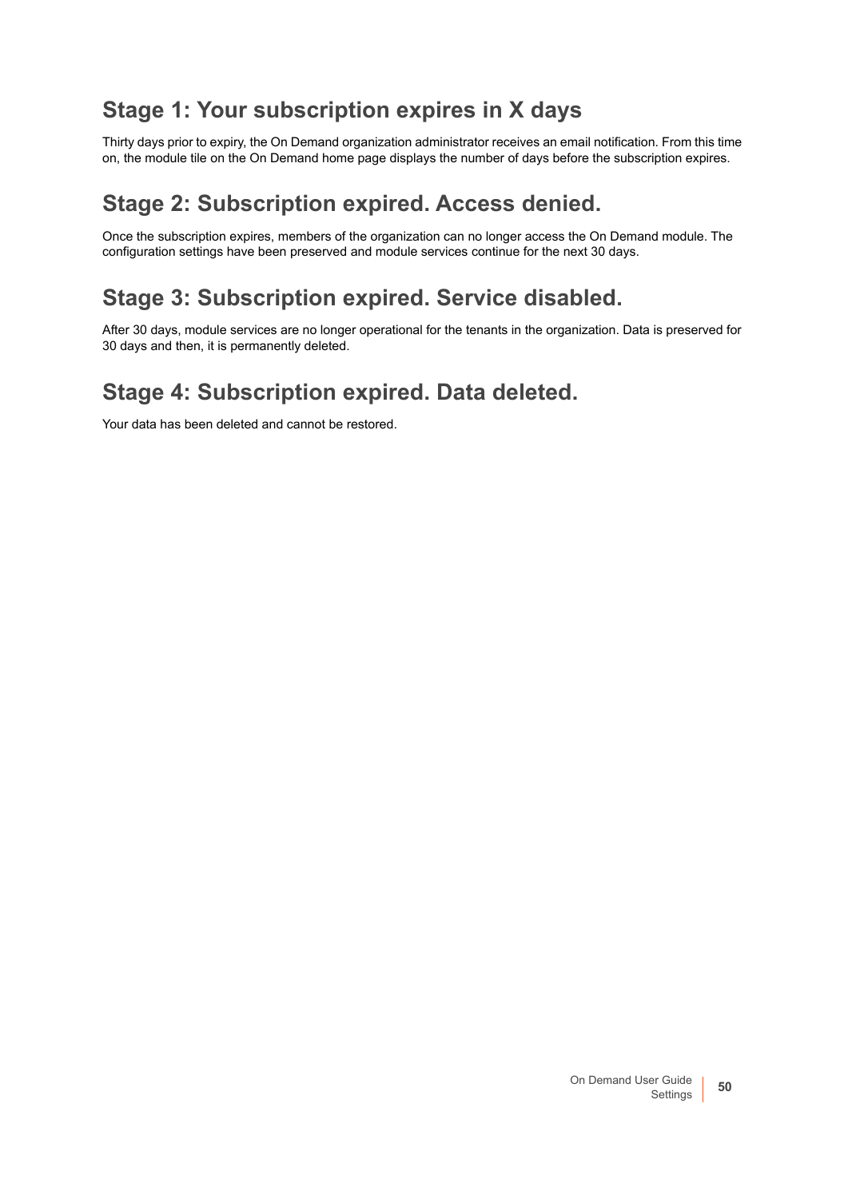## Stage 1: Your subscription expires in X days

Thirty days prior to expiry, the On Demand organization administrator receives an email notification. From this time on, the module tile on the On Demand home page displays the number of days before the subscription expires.

## Stage 2: Subscription expired. Access denied.

Once the subscription expires, members of the organization can no longer access the On Demand module. The configuration settings have been preserved and module services continue for the next 30 days.

## Stage 3: Subscription expired. Service disabled.

After 30 days, module services are no longer operational for the tenants in the organization. Data is preserved for 30 days and then, it is permanently deleted.

## Stage 4: Subscription expired. Data deleted.

Your data has been deleted and cannot be restored.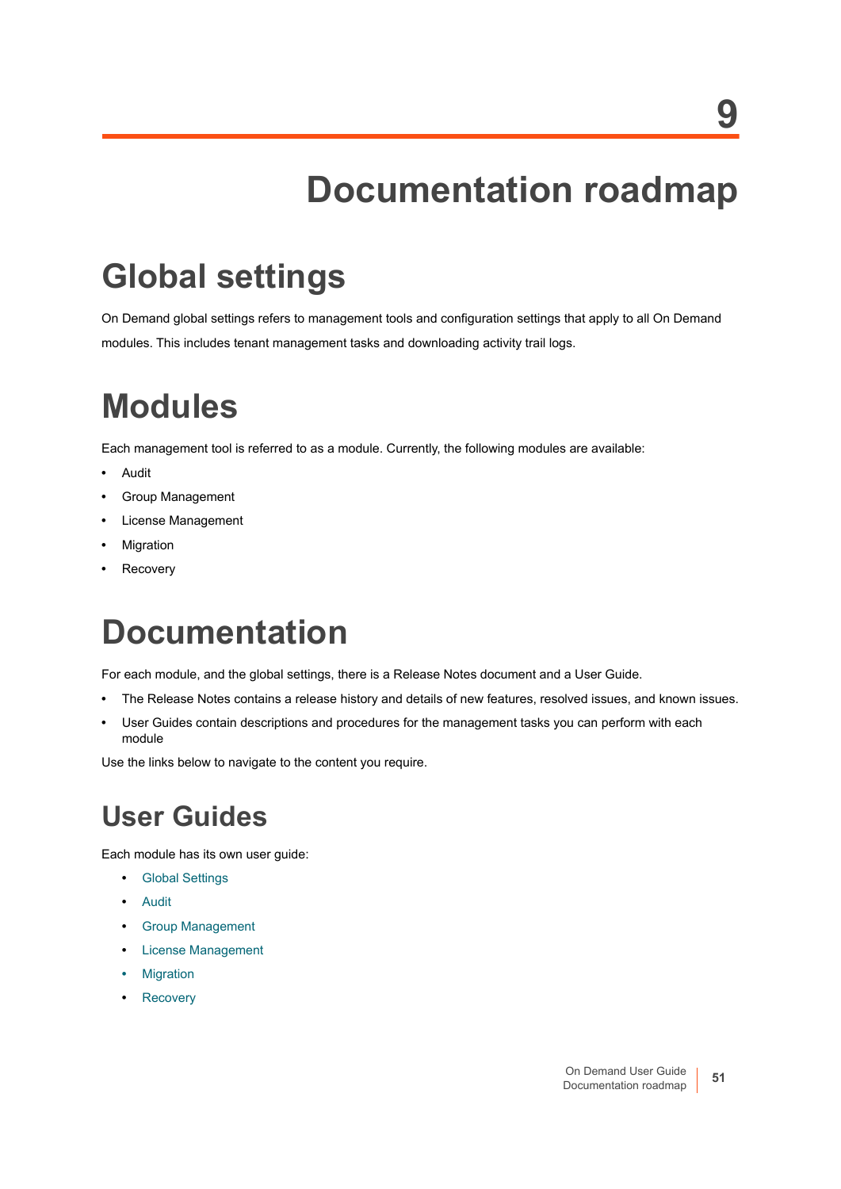# 9 Documentation roadmap

## Global settings

On Demand global settings refers to management tools and configuration settings that apply to all On Demand modules. This includes tenant management tasks and downloading activity trail logs.

## Modules

Each management tool is referred to as a module. Currently, the following modules are available:

- Audit
- Group Management
- License Management
- Migration
- Recovery

## Documentation

For each module, and the global settings, there is a Release Notes document and a User Guide.

- The Release Notes contains a release history and details of new features, resolved issues, and known issues.
- User Guides contain descriptions and procedures for the management tasks you can perform with each module

Use the links below to navigate to the content you require.

### User Guides

Each module has its own user guide:

- Global Settings
- Audit
- Group Management
- License Management
- Migration
- Recovery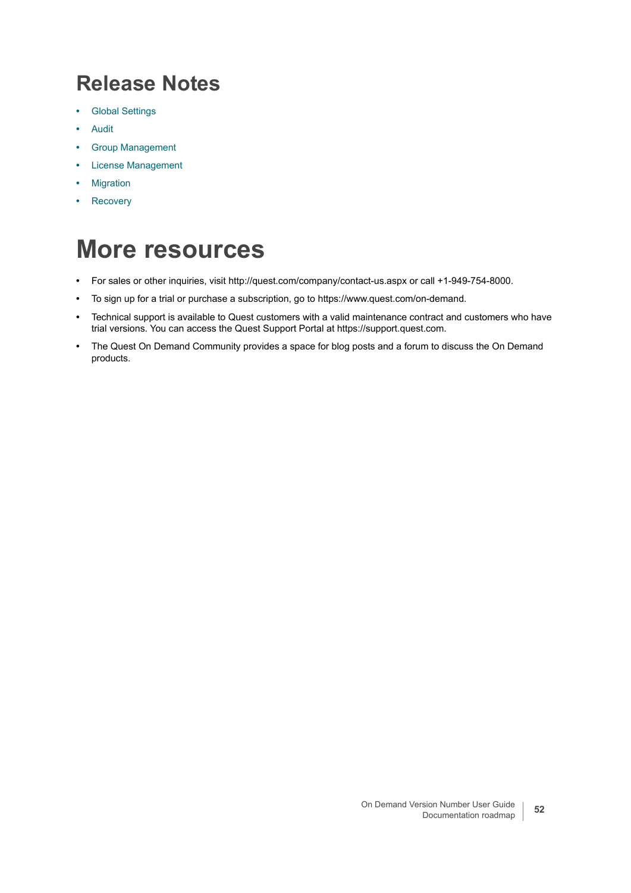## Release Notes

- Global Settings
- Audit
- Group Management
- License Management
- Migration
- Recovery

# More resources

- For sales or other inquiries, visit http://quest.com/company/contact-us.aspx or call +1-949-754-8000.
- To sign up for a trial or purchase a subscription, go to https://www.quest.com/on-demand.
- Technical support is available to Quest customers with a valid maintenance contract and customers who have trial versions. You can access the Quest Support Portal at https://support.quest.com.
- The Quest On Demand Community provides a space for blog posts and a forum to discuss the On Demand products.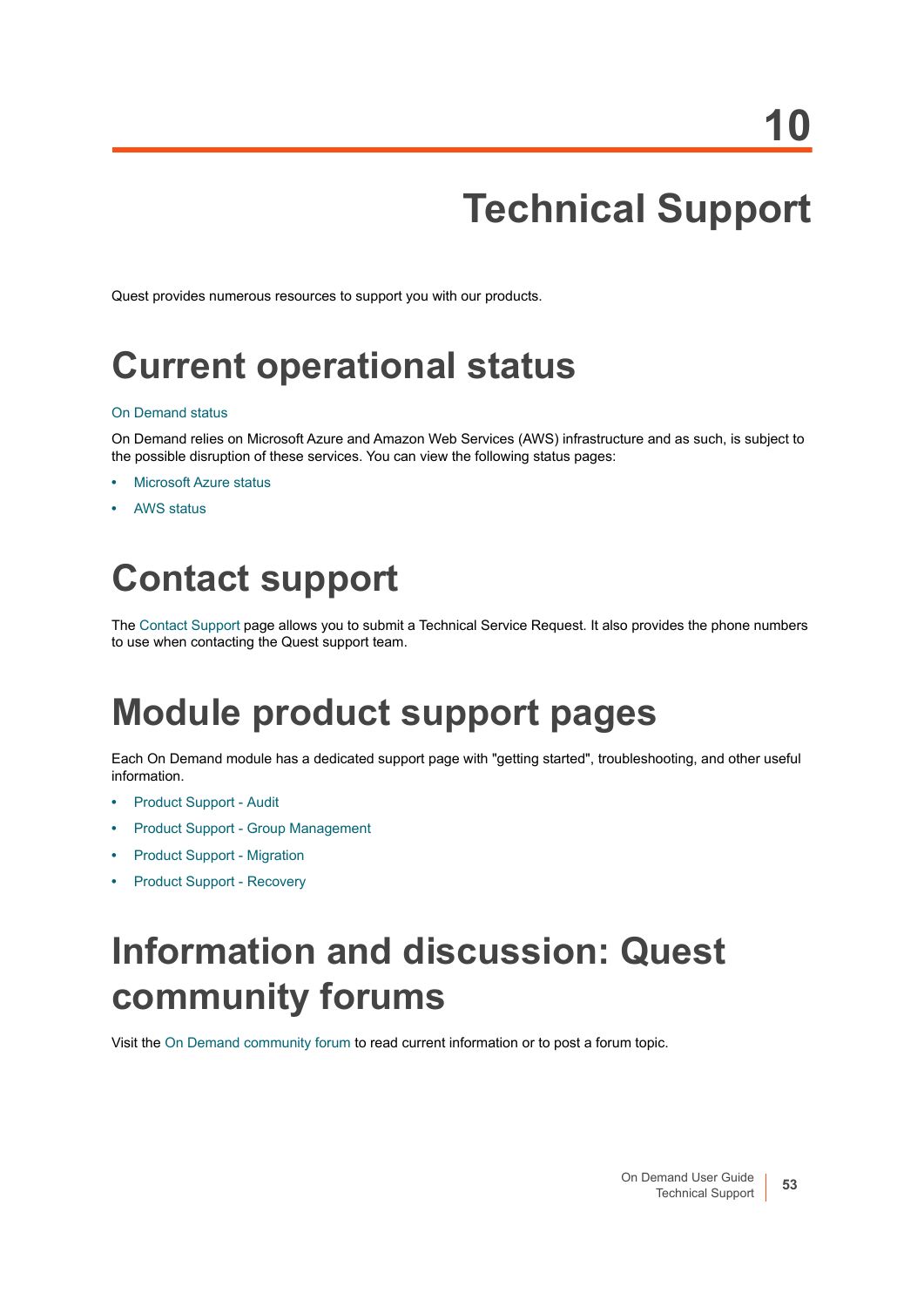# 10 Technical Support

Quest provides numerous resources to support you with our products.

## Current operational status

On Demand status

On Demand relies on Microsoft Azure and Amazon Web Services (AWS) infrastructure and as such, is subject to the possible disruption of these services. You can view the following status pages:

- Microsoft Azure status
- AWS status

## Contact support

The Contact Support page allows you to submit a Technical Service Request. It also provides the phone numbers to use when contacting the Quest support team.

## Module product support pages

Each On Demand module has a dedicated support page with "getting started", troubleshooting, and other useful information.

- Product Support - Audit
- Product Support - Group Management
- Product Support - Migration
- Product Support - Recovery

## Information and discussion: Quest community forums

Visit the On Demand community forum to read current information or to post a forum topic.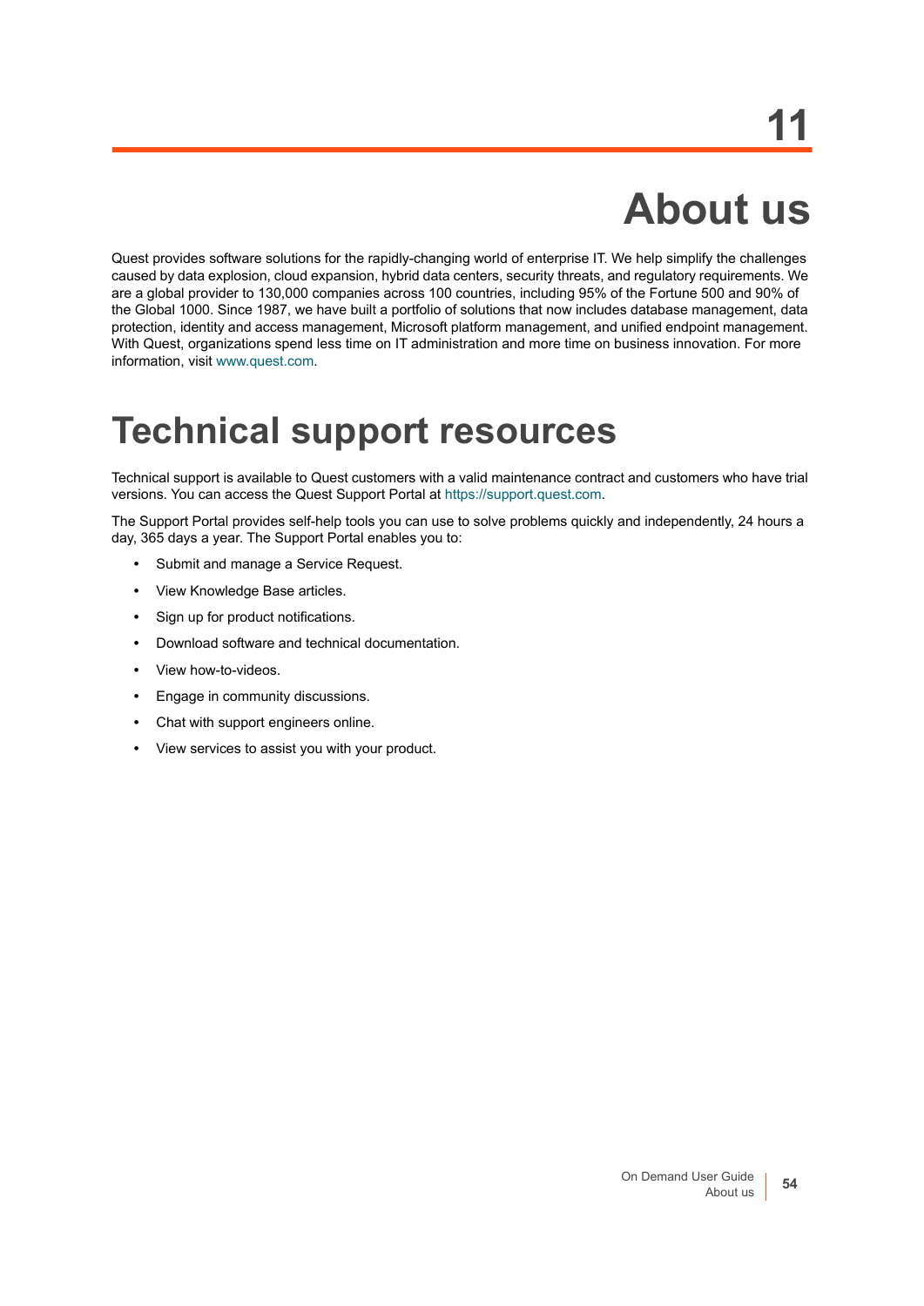# 11 About us

Quest provides software solutions for the rapidly-changing world of enterprise IT. We help simplify the challenges caused by data explosion, cloud expansion, hybrid data centers, security threats, and regulatory requirements. We are a global provider to 130,000 companies across 100 countries, including 95% of the Fortune 500 and 90% of the Global 1000. Since 1987, we have built a portfolio of solutions that now includes database management, data protection, identity and access management, Microsoft platform management, and unified endpoint management. With Quest, organizations spend less time on IT administration and more time on business innovation. For more information, visit www.quest.com.

# Technical support resources

Technical support is available to Quest customers with a valid maintenance contract and customers who have trial versions. You can access the Quest Support Portal at https://support.quest.com.

The Support Portal provides self-help tools you can use to solve problems quickly and independently, 24 hours a day, 365 days a year. The Support Portal enables you to:

- Submit and manage a Service Request.
- View Knowledge Base articles.
- Sign up for product notifications.
- Download software and technical documentation.
- View how-to-videos.
- Engage in community discussions.
- Chat with support engineers online.
- View services to assist you with your product.